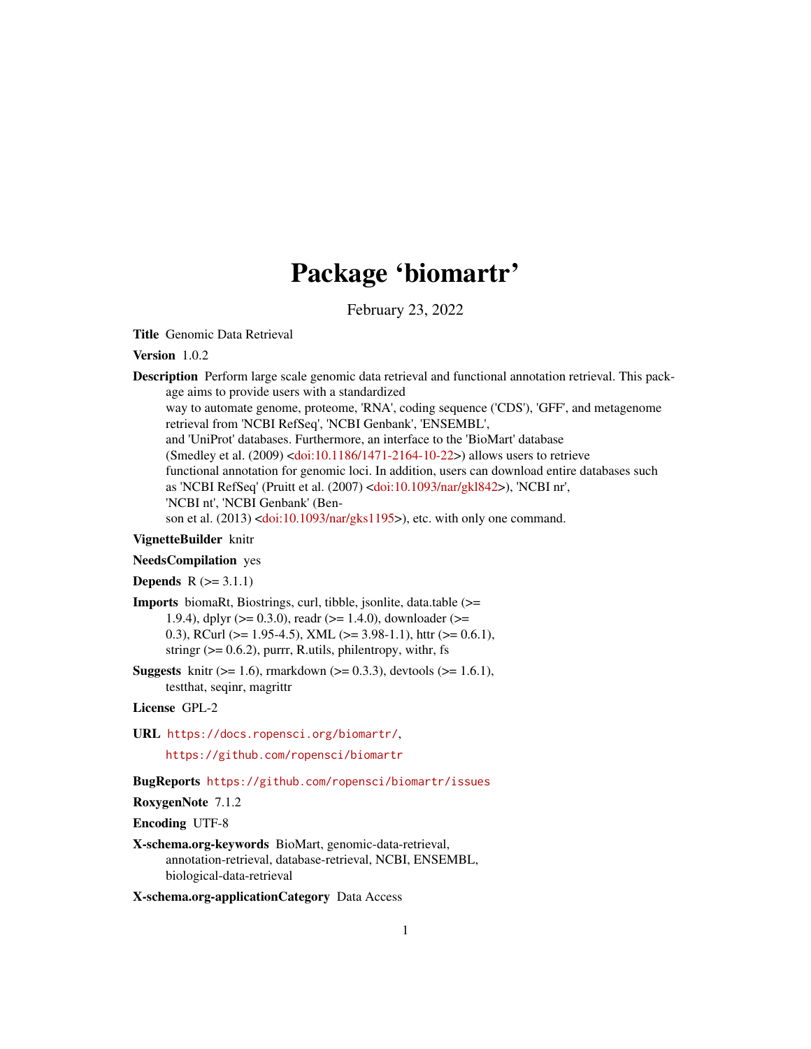# Package 'biomartr'

February 23, 2022

**Title** Genomic Data Retrieval

**Version** 1.0.2

**Description** Perform large scale genomic data retrieval and functional annotation retrieval. This package aims to provide users with a standardized way to automate genome, proteome, 'RNA', coding sequence ('CDS'), 'GFF', and metagenome retrieval from 'NCBI RefSeq', 'NCBI Genbank', 'ENSEMBL', and 'UniProt' databases. Furthermore, an interface to the 'BioMart' database (Smedley et al. (2009) <doi:10.1186/1471-2164-10-22>) allows users to retrieve functional annotation for genomic loci. In addition, users can download entire databases such as 'NCBI RefSeq' (Pruitt et al. (2007) <doi:10.1093/nar/gkl842>), 'NCBI nr', 'NCBI nt', 'NCBI Genbank' (Benson et al. (2013) <doi:10.1093/nar/gks1195>), etc. with only one command.

**VignetteBuilder** knitr

**NeedsCompilation** yes

**Depends** R (>= 3.1.1)

**Imports** biomaRt, Biostrings, curl, tibble, jsonlite, data.table (>= 1.9.4), dplyr (>= 0.3.0), readr (>= 1.4.0), downloader (>= 0.3), RCurl (>= 1.95-4.5), XML (>= 3.98-1.1), httr (>= 0.6.1), stringr (>= 0.6.2), purrr, R.utils, philentropy, withr, fs

**Suggests** knitr (>= 1.6), rmarkdown (>= 0.3.3), devtools (>= 1.6.1), testthat, seqinr, magrittr

**License** GPL-2

**URL** https://docs.ropensci.org/biomartr/, https://github.com/ropensci/biomartr

**BugReports** https://github.com/ropensci/biomartr/issues

**RoxygenNote** 7.1.2

**Encoding** UTF-8

**X-schema.org-keywords** BioMart, genomic-data-retrieval, annotation-retrieval, database-retrieval, NCBI, ENSEMBL, biological-data-retrieval

**X-schema.org-applicationCategory** Data Access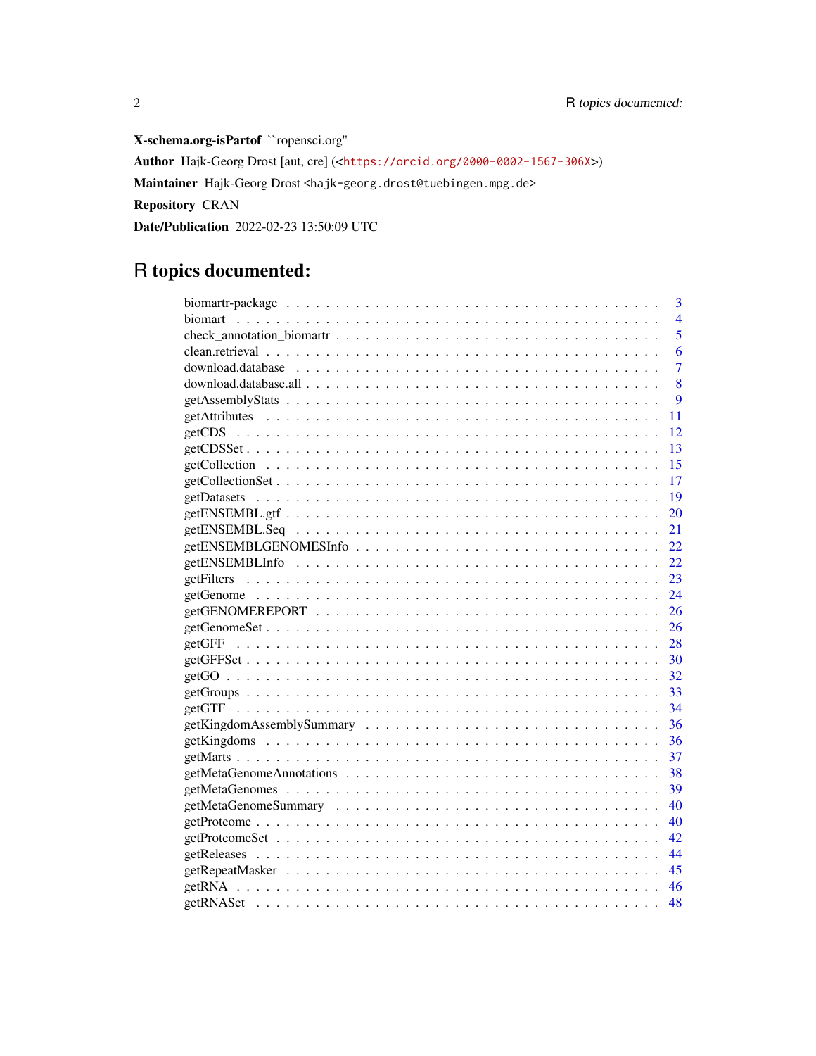**X-schema.org-isPartof** ``ropensci.org"

**Author** Hajk-Georg Drost [aut, cre] (<https://orcid.org/0000-0002-1567-306X>)

**Maintainer** Hajk-Georg Drost <hajk-georg.drost@tuebingen.mpg.de>

**Repository** CRAN

**Date/Publication** 2022-02-23 13:50:09 UTC

# R topics documented:

| Topic | Page |
|---|---|
| biomartr-package | 3 |
| biomart | 4 |
| check_annotation_biomartr | 5 |
| clean.retrieval | 6 |
| download.database | 7 |
| download.database.all | 8 |
| getAssemblyStats | 9 |
| getAttributes | 11 |
| getCDS | 12 |
| getCDSSet | 13 |
| getCollection | 15 |
| getCollectionSet | 17 |
| getDatasets | 19 |
| getENSEMBL.gtf | 20 |
| getENSEMBL.Seq | 21 |
| getENSEMBLGENOMESInfo | 22 |
| getENSEMBLInfo | 22 |
| getFilters | 23 |
| getGenome | 24 |
| getGENOMEREPORT | 26 |
| getGenomeSet | 26 |
| getGFF | 28 |
| getGFFSet | 30 |
| getGO | 32 |
| getGroups | 33 |
| getGTF | 34 |
| getKingdomAssemblySummary | 36 |
| getKingdoms | 36 |
| getMarts | 37 |
| getMetaGenomeAnnotations | 38 |
| getMetaGenomes | 39 |
| getMetaGenomeSummary | 40 |
| getProteome | 40 |
| getProteomeSet | 42 |
| getReleases | 44 |
| getRepeatMasker | 45 |
| getRNA | 46 |
| getRNASet | 48 |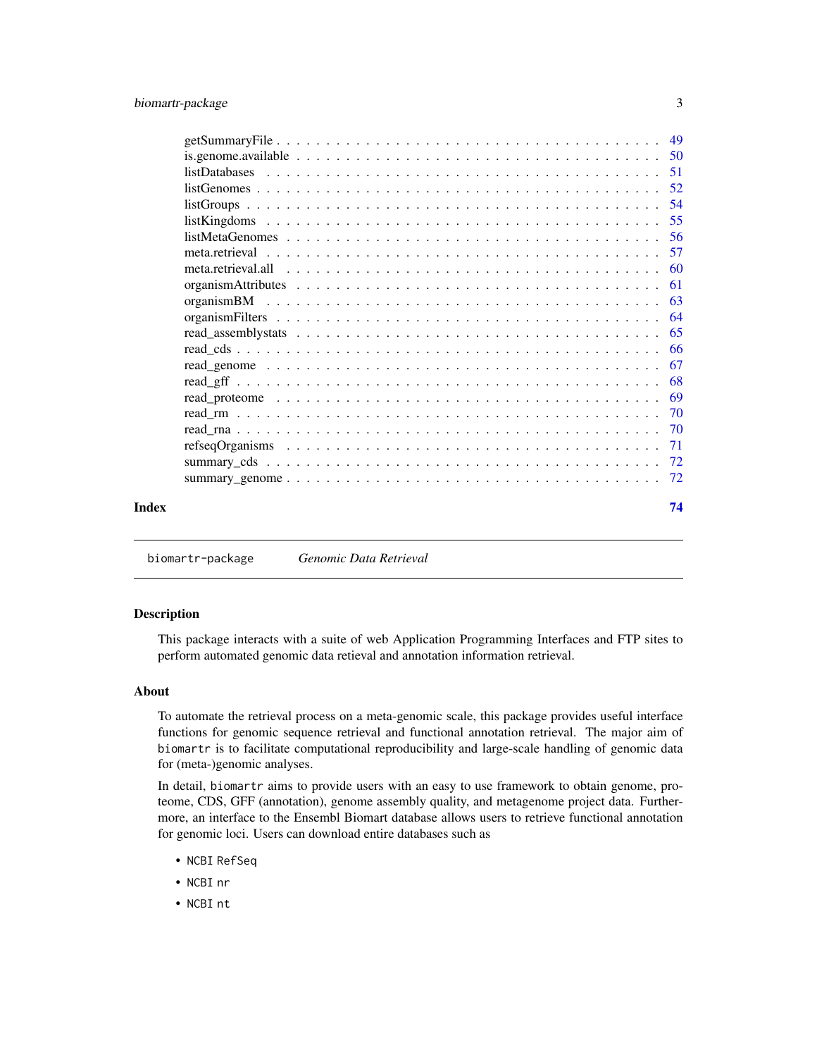| | |
|---|---|
| getSummaryFile | 49 |
| is.genome.available | 50 |
| listDatabases | 51 |
| listGenomes | 52 |
| listGroups | 54 |
| listKingdoms | 55 |
| listMetaGenomes | 56 |
| meta.retrieval | 57 |
| meta.retrieval.all | 60 |
| organismAttributes | 61 |
| organismBM | 63 |
| organismFilters | 64 |
| read_assemblystats | 65 |
| read_cds | 66 |
| read_genome | 67 |
| read_gff | 68 |
| read_proteome | 69 |
| read_rm | 70 |
| read_rna | 70 |
| refseqOrganisms | 71 |
| summary_cds | 72 |
| summary_genome | 72 |

**Index** **74**

---

`biomartr-package` *Genomic Data Retrieval*

---

### Description

This package interacts with a suite of web Application Programming Interfaces and FTP sites to perform automated genomic data retieval and annotation information retrieval.

### About

To automate the retrieval process on a meta-genomic scale, this package provides useful interface functions for genomic sequence retrieval and functional annotation retrieval. The major aim of `biomartr` is to facilitate computational reproducibility and large-scale handling of genomic data for (meta-)genomic analyses.

In detail, `biomartr` aims to provide users with an easy to use framework to obtain genome, proteome, CDS, GFF (annotation), genome assembly quality, and metagenome project data. Furthermore, an interface to the Ensembl Biomart database allows users to retrieve functional annotation for genomic loci. Users can download entire databases such as

- `NCBI RefSeq`
- `NCBI nr`
- `NCBI nt`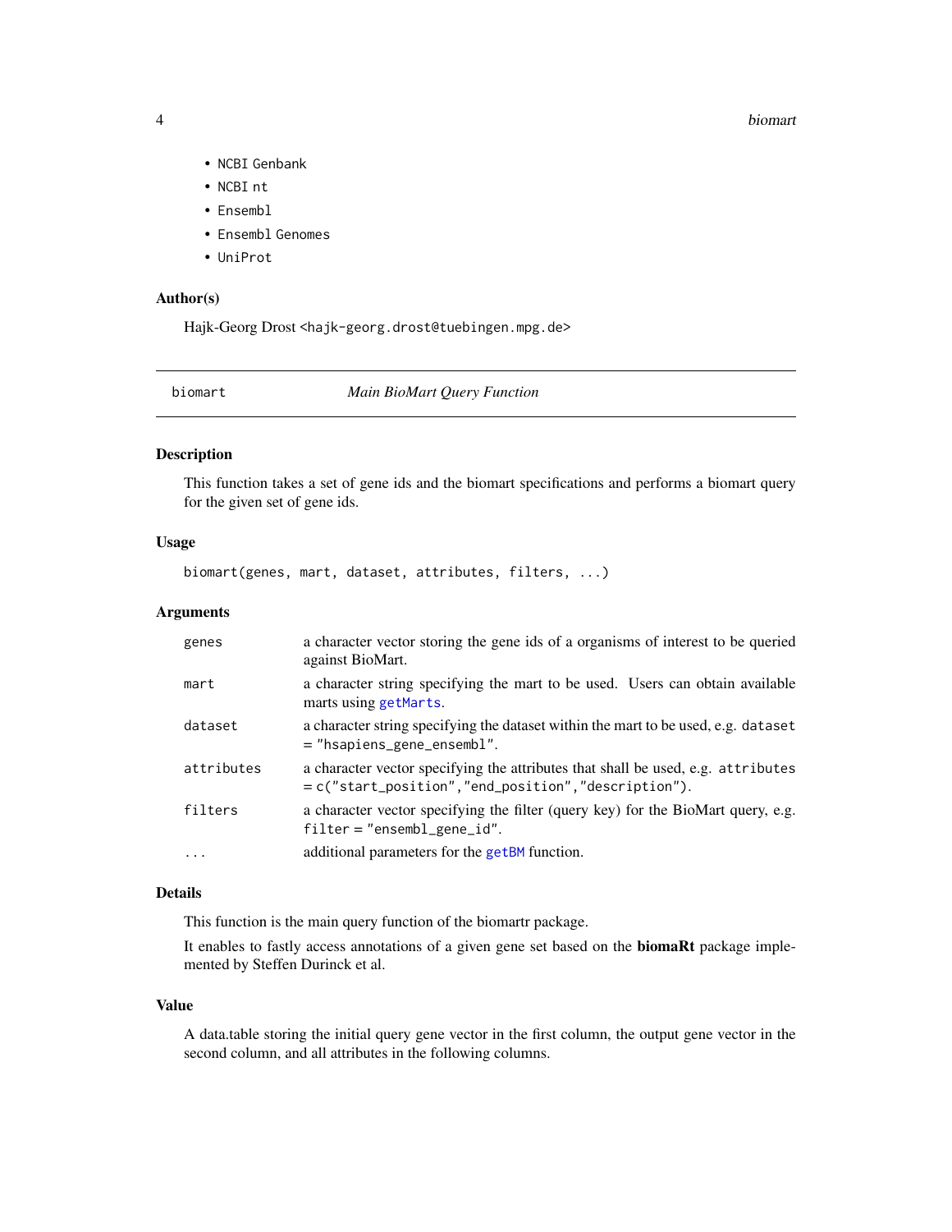- NCBI Genbank
- NCBI nt
- Ensembl
- Ensembl Genomes
- UniProt

### Author(s)

Hajk-Georg Drost <hajk-georg.drost@tuebingen.mpg.de>

---

## biomart — *Main BioMart Query Function*

### Description

This function takes a set of gene ids and the biomart specifications and performs a biomart query for the given set of gene ids.

### Usage

```
biomart(genes, mart, dataset, attributes, filters, ...)
```

### Arguments

| | |
|---|---|
| `genes` | a character vector storing the gene ids of a organisms of interest to be queried against BioMart. |
| `mart` | a character string specifying the mart to be used. Users can obtain available marts using `getMarts`. |
| `dataset` | a character string specifying the dataset within the mart to be used, e.g. `dataset = "hsapiens_gene_ensembl"`. |
| `attributes` | a character vector specifying the attributes that shall be used, e.g. `attributes = c("start_position","end_position","description")`. |
| `filters` | a character vector specifying the filter (query key) for the BioMart query, e.g. `filter = "ensembl_gene_id"`. |
| `...` | additional parameters for the `getBM` function. |

### Details

This function is the main query function of the biomartr package.

It enables to fastly access annotations of a given gene set based on the **biomaRt** package implemented by Steffen Durinck et al.

### Value

A data.table storing the initial query gene vector in the first column, the output gene vector in the second column, and all attributes in the following columns.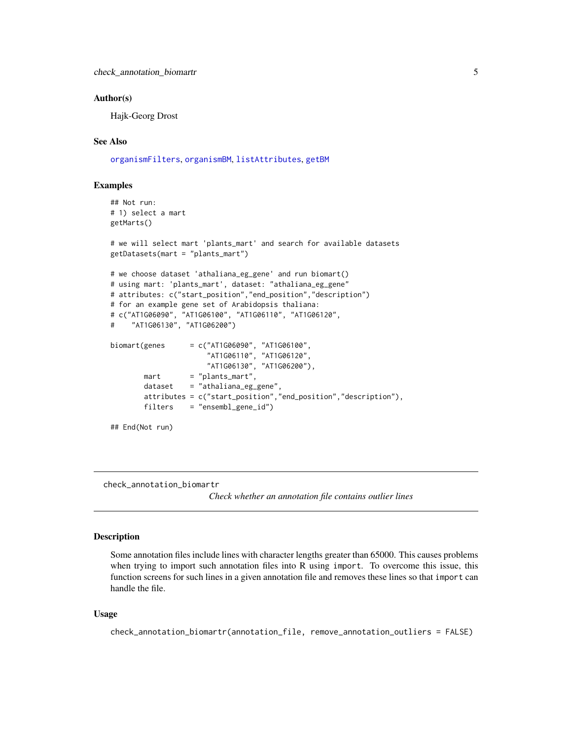### Author(s)

Hajk-Georg Drost

### See Also

organismFilters, organismBM, listAttributes, getBM

### Examples

```
## Not run:
# 1) select a mart
getMarts()

# we will select mart 'plants_mart' and search for available datasets
getDatasets(mart = "plants_mart")

# we choose dataset 'athaliana_eg_gene' and run biomart()
# using mart: 'plants_mart', dataset: "athaliana_eg_gene"
# attributes: c("start_position","end_position","description")
# for an example gene set of Arabidopsis thaliana:
# c("AT1G06090", "AT1G06100", "AT1G06110", "AT1G06120",
#    "AT1G06130", "AT1G06200")

biomart(genes      = c("AT1G06090", "AT1G06100",
                       "AT1G06110", "AT1G06120",
                       "AT1G06130", "AT1G06200"),
        mart       = "plants_mart",
        dataset    = "athaliana_eg_gene",
        attributes = c("start_position","end_position","description"),
        filters    = "ensembl_gene_id")

## End(Not run)
```

---

## check_annotation_biomartr

*Check whether an annotation file contains outlier lines*

### Description

Some annotation files include lines with character lengths greater than 65000. This causes problems when trying to import such annotation files into R using `import`. To overcome this issue, this function screens for such lines in a given annotation file and removes these lines so that `import` can handle the file.

### Usage

```
check_annotation_biomartr(annotation_file, remove_annotation_outliers = FALSE)
```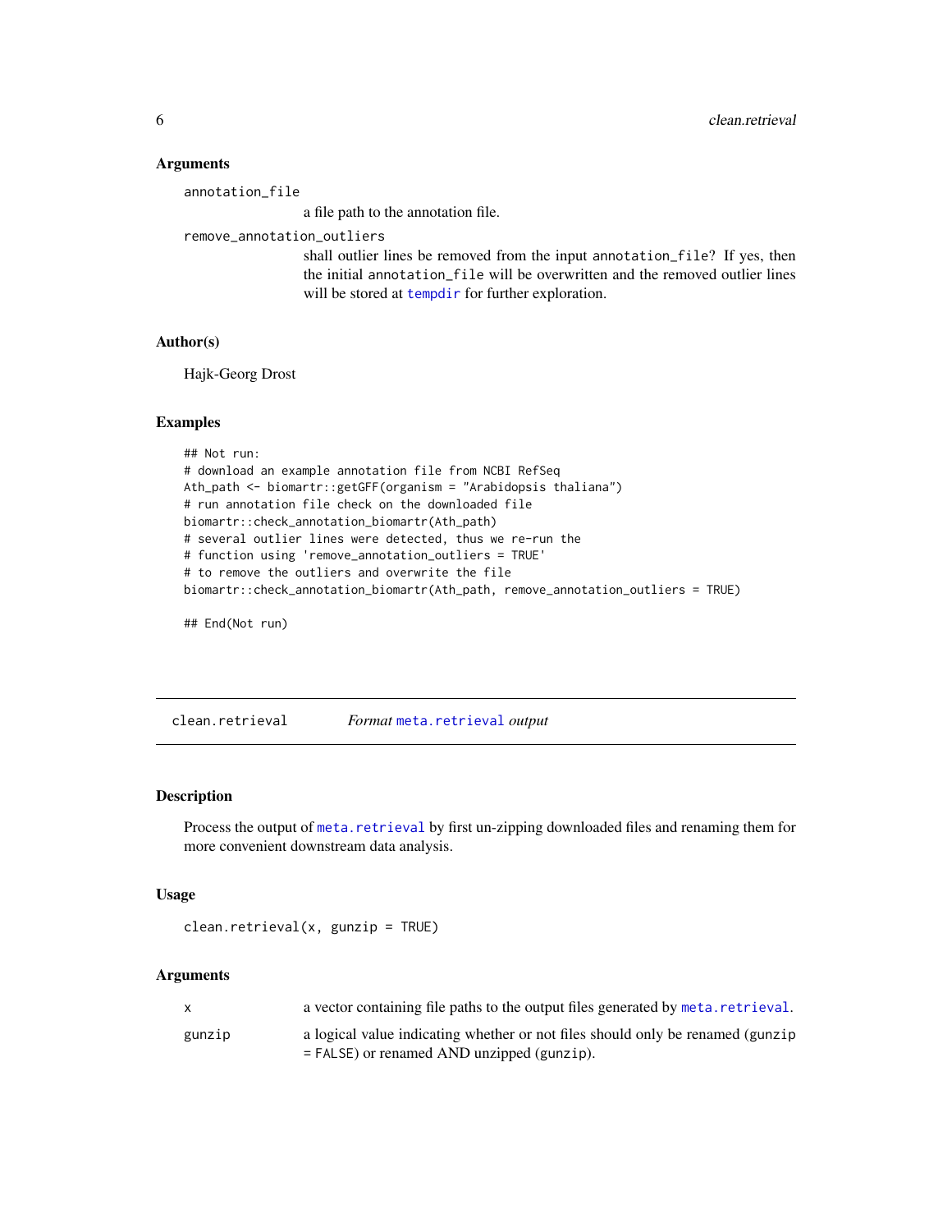### Arguments

`annotation_file`
: a file path to the annotation file.

`remove_annotation_outliers`
: shall outlier lines be removed from the input `annotation_file`? If yes, then the initial `annotation_file` will be overwritten and the removed outlier lines will be stored at `tempdir` for further exploration.

### Author(s)

Hajk-Georg Drost

### Examples

```
## Not run:
# download an example annotation file from NCBI RefSeq
Ath_path <- biomartr::getGFF(organism = "Arabidopsis thaliana")
# run annotation file check on the downloaded file
biomartr::check_annotation_biomartr(Ath_path)
# several outlier lines were detected, thus we re-run the
# function using 'remove_annotation_outliers = TRUE'
# to remove the outliers and overwrite the file
biomartr::check_annotation_biomartr(Ath_path, remove_annotation_outliers = TRUE)

## End(Not run)
```

---

## clean.retrieval &nbsp;&nbsp;&nbsp; *Format `meta.retrieval` output*

### Description

Process the output of `meta.retrieval` by first un-zipping downloaded files and renaming them for more convenient downstream data analysis.

### Usage

```
clean.retrieval(x, gunzip = TRUE)
```

### Arguments

`x`
: a vector containing file paths to the output files generated by `meta.retrieval`.

`gunzip`
: a logical value indicating whether or not files should only be renamed (`gunzip = FALSE`) or renamed AND unzipped (`gunzip`).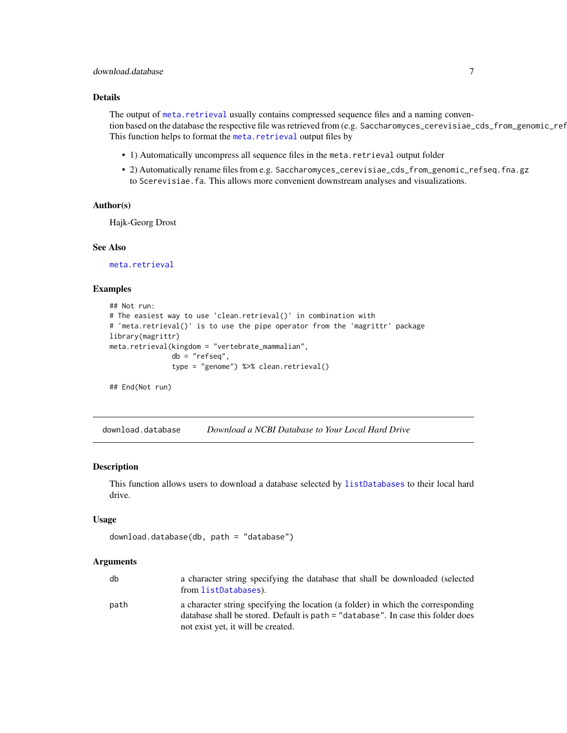### Details

The output of meta.retrieval usually contains compressed sequence files and a naming convention based on the database the respective file was retrieved from (e.g. Saccharomyces_cerevisiae_cds_from_genomic_ref
This function helps to format the meta.retrieval output files by

- 1) Automatically uncompress all sequence files in the meta.retrieval output folder
- 2) Automatically rename files from e.g. Saccharomyces_cerevisiae_cds_from_genomic_refseq.fna.gz to Scerevisiae.fa. This allows more convenient downstream analyses and visualizations.

### Author(s)

Hajk-Georg Drost

### See Also

meta.retrieval

### Examples

```
## Not run:
# The easiest way to use 'clean.retrieval()' in combination with
# 'meta.retrieval()' is to use the pipe operator from the 'magrittr' package
library(magrittr)
meta.retrieval(kingdom = "vertebrate_mammalian",
               db = "refseq",
               type = "genome") %>% clean.retrieval()

## End(Not run)
```

---

## download.database *Download a NCBI Database to Your Local Hard Drive*

---

### Description

This function allows users to download a database selected by listDatabases to their local hard drive.

### Usage

```
download.database(db, path = "database")
```

### Arguments

| | |
|---|---|
| db | a character string specifying the database that shall be downloaded (selected from listDatabases). |
| path | a character string specifying the location (a folder) in which the corresponding database shall be stored. Default is path = "database". In case this folder does not exist yet, it will be created. |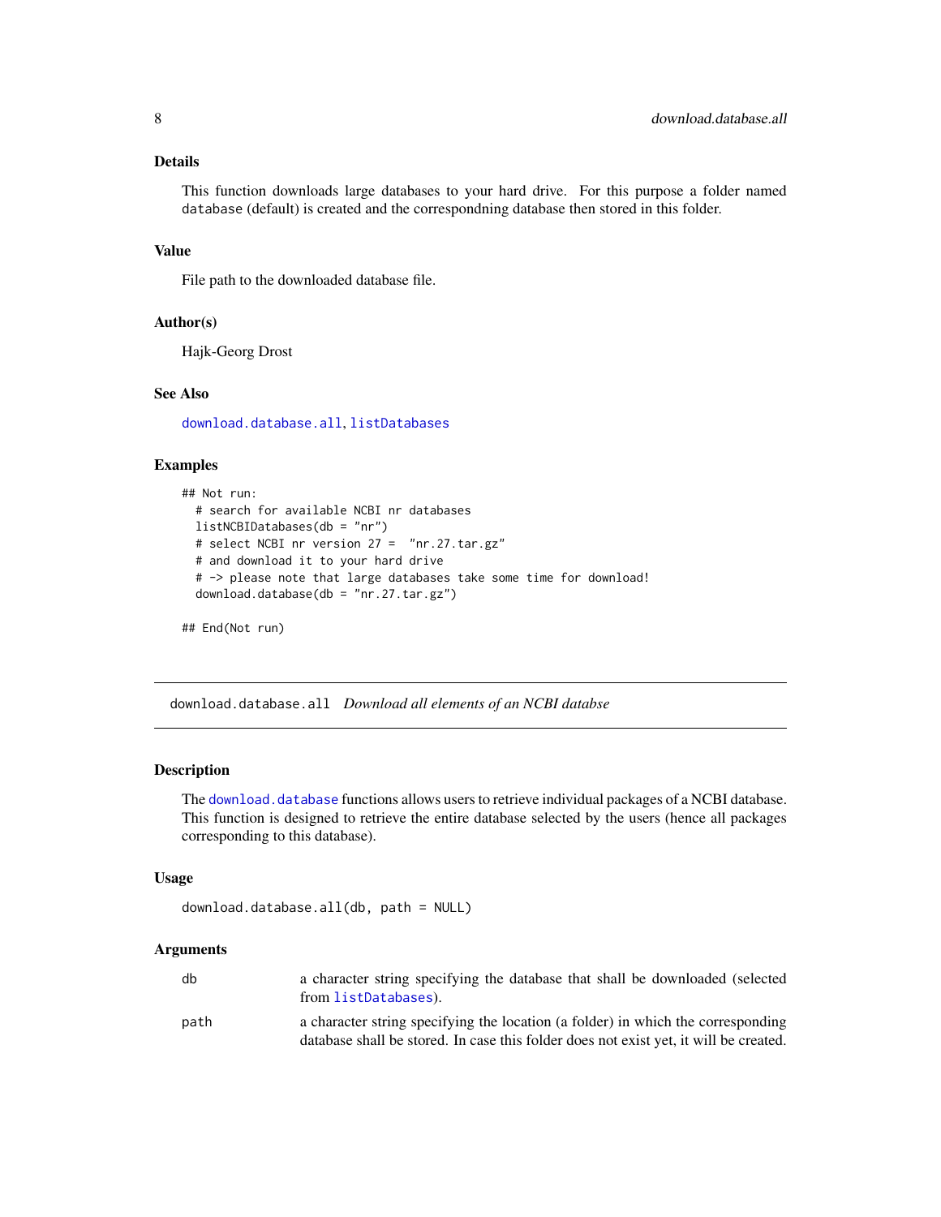### Details

This function downloads large databases to your hard drive. For this purpose a folder named `database` (default) is created and the correspondning database then stored in this folder.

### Value

File path to the downloaded database file.

### Author(s)

Hajk-Georg Drost

### See Also

`download.database.all`, `listDatabases`

### Examples

```
## Not run:
  # search for available NCBI nr databases
  listNCBIDatabases(db = "nr")
  # select NCBI nr version 27 =  "nr.27.tar.gz"
  # and download it to your hard drive
  # -> please note that large databases take some time for download!
  download.database(db = "nr.27.tar.gz")

## End(Not run)
```

---

## download.database.all *Download all elements of an NCBI databse*

---

### Description

The `download.database` functions allows users to retrieve individual packages of a NCBI database. This function is designed to retrieve the entire database selected by the users (hence all packages corresponding to this database).

### Usage

```
download.database.all(db, path = NULL)
```

### Arguments

| | |
|---|---|
| `db` | a character string specifying the database that shall be downloaded (selected from `listDatabases`). |
| `path` | a character string specifying the location (a folder) in which the corresponding database shall be stored. In case this folder does not exist yet, it will be created. |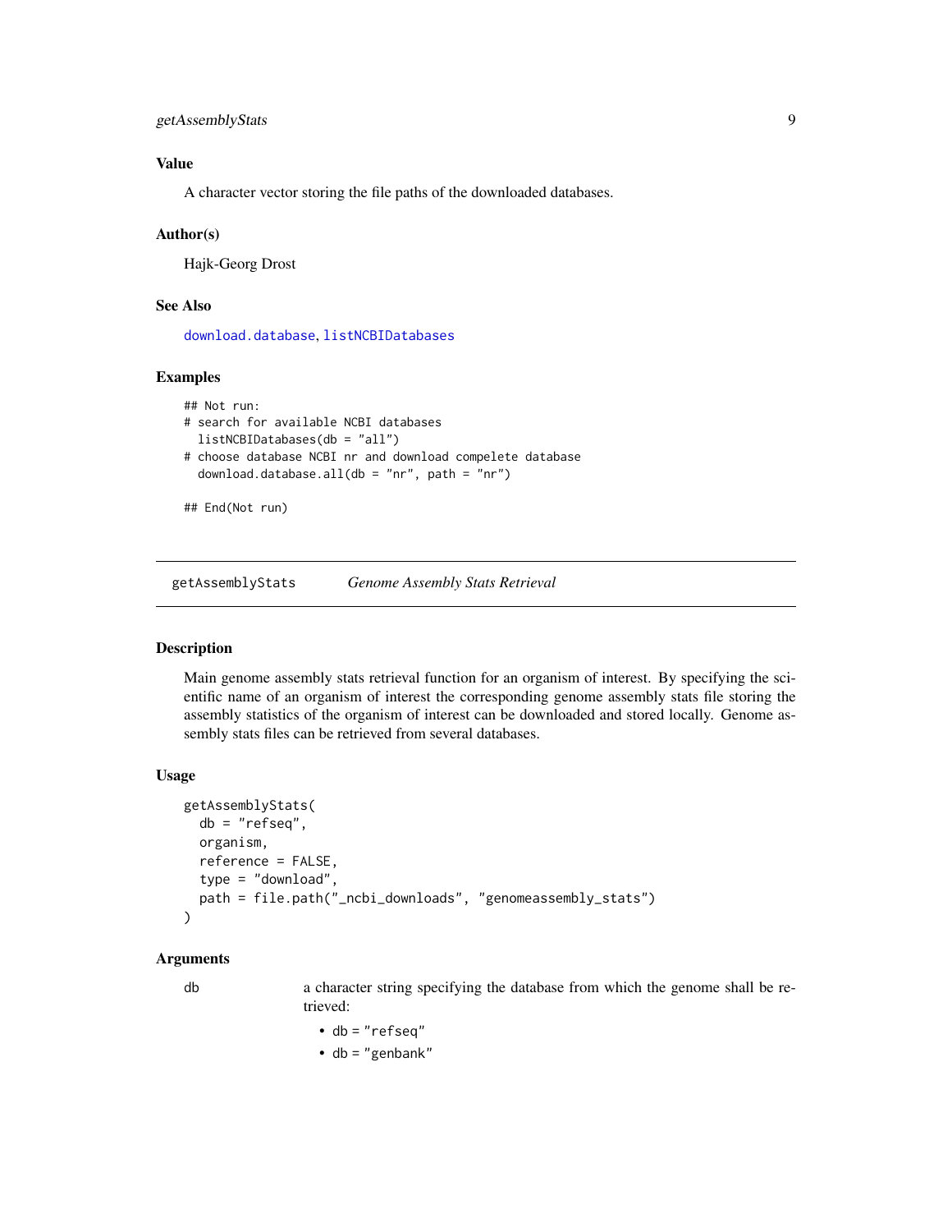### Value

A character vector storing the file paths of the downloaded databases.

### Author(s)

Hajk-Georg Drost

### See Also

download.database, listNCBIDatabases

### Examples

```
## Not run:
# search for available NCBI databases
  listNCBIDatabases(db = "all")
# choose database NCBI nr and download compelete database
  download.database.all(db = "nr", path = "nr")

## End(Not run)
```

---

## getAssemblyStats — *Genome Assembly Stats Retrieval*

### Description

Main genome assembly stats retrieval function for an organism of interest. By specifying the scientific name of an organism of interest the corresponding genome assembly stats file storing the assembly statistics of the organism of interest can be downloaded and stored locally. Genome assembly stats files can be retrieved from several databases.

### Usage

```
getAssemblyStats(
  db = "refseq",
  organism,
  reference = FALSE,
  type = "download",
  path = file.path("_ncbi_downloads", "genomeassembly_stats")
)
```

### Arguments

db — a character string specifying the database from which the genome shall be retrieved:

- db = "refseq"
- db = "genbank"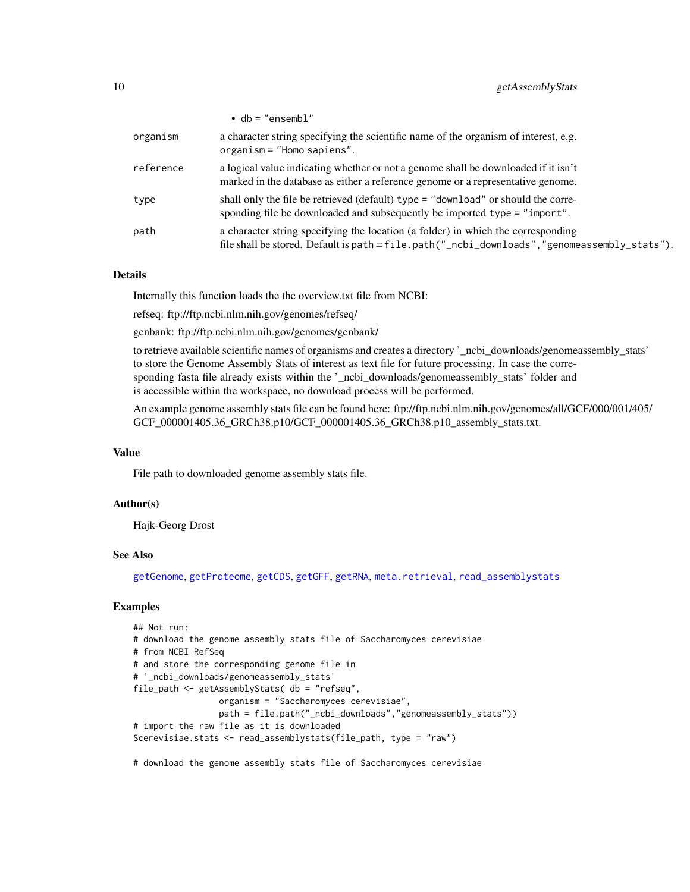- db = "ensembl"

| | |
|---|---|
| organism | a character string specifying the scientific name of the organism of interest, e.g. organism = "Homo sapiens". |
| reference | a logical value indicating whether or not a genome shall be downloaded if it isn't marked in the database as either a reference genome or a representative genome. |
| type | shall only the file be retrieved (default) type = "download" or should the corresponding file be downloaded and subsequently be imported type = "import". |
| path | a character string specifying the location (a folder) in which the corresponding file shall be stored. Default is path = file.path("_ncbi_downloads","genomeassembly_stats"). |

## Details

Internally this function loads the the overview.txt file from NCBI:

refseq: ftp://ftp.ncbi.nlm.nih.gov/genomes/refseq/

genbank: ftp://ftp.ncbi.nlm.nih.gov/genomes/genbank/

to retrieve available scientific names of organisms and creates a directory '_ncbi_downloads/genomeassembly_stats' to store the Genome Assembly Stats of interest as text file for future processing. In case the corresponding fasta file already exists within the '_ncbi_downloads/genomeassembly_stats' folder and is accessible within the workspace, no download process will be performed.

An example genome assembly stats file can be found here: ftp://ftp.ncbi.nlm.nih.gov/genomes/all/GCF/000/001/405/GCF_000001405.36_GRCh38.p10/GCF_000001405.36_GRCh38.p10_assembly_stats.txt.

## Value

File path to downloaded genome assembly stats file.

## Author(s)

Hajk-Georg Drost

## See Also

getGenome, getProteome, getCDS, getGFF, getRNA, meta.retrieval, read_assemblystats

## Examples

```
## Not run:
# download the genome assembly stats file of Saccharomyces cerevisiae
# from NCBI RefSeq
# and store the corresponding genome file in
# '_ncbi_downloads/genomeassembly_stats'
file_path <- getAssemblyStats( db = "refseq",
                 organism = "Saccharomyces cerevisiae",
                 path = file.path("_ncbi_downloads","genomeassembly_stats"))
# import the raw file as it is downloaded
Scerevisiae.stats <- read_assemblystats(file_path, type = "raw")

# download the genome assembly stats file of Saccharomyces cerevisiae
```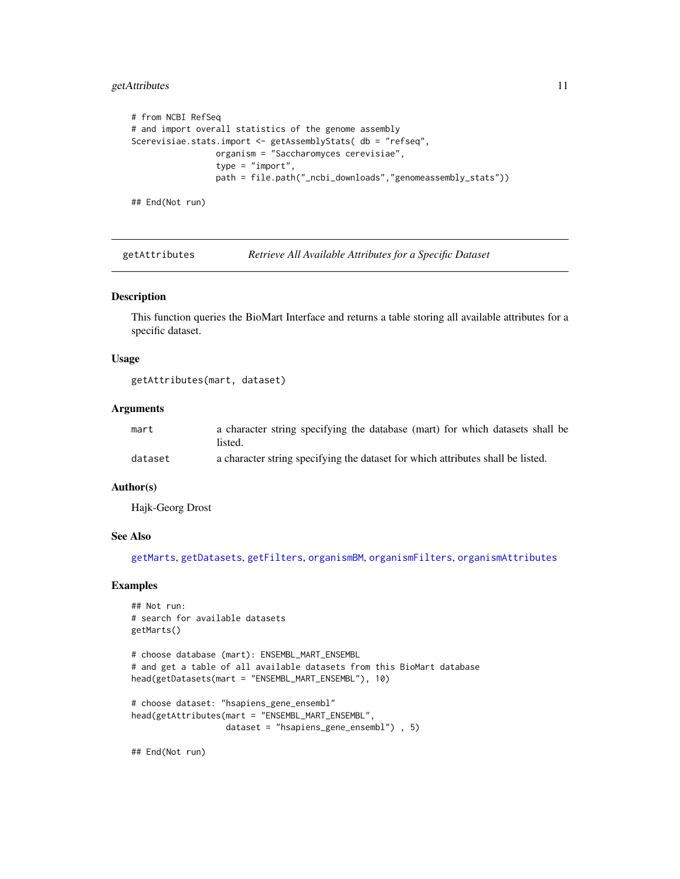```
# from NCBI RefSeq
# and import overall statistics of the genome assembly
Scerevisiae.stats.import <- getAssemblyStats( db = "refseq",
                 organism = "Saccharomyces cerevisiae",
                 type = "import",
                 path = file.path("_ncbi_downloads","genomeassembly_stats"))

## End(Not run)
```

---

## getAttributes — *Retrieve All Available Attributes for a Specific Dataset*

### Description

This function queries the BioMart Interface and returns a table storing all available attributes for a specific dataset.

### Usage

```
getAttributes(mart, dataset)
```

### Arguments

| | |
|---|---|
| `mart` | a character string specifying the database (mart) for which datasets shall be listed. |
| `dataset` | a character string specifying the dataset for which attributes shall be listed. |

### Author(s)

Hajk-Georg Drost

### See Also

getMarts, getDatasets, getFilters, organismBM, organismFilters, organismAttributes

### Examples

```
## Not run:
# search for available datasets
getMarts()

# choose database (mart): ENSEMBL_MART_ENSEMBL
# and get a table of all available datasets from this BioMart database
head(getDatasets(mart = "ENSEMBL_MART_ENSEMBL"), 10)

# choose dataset: "hsapiens_gene_ensembl"
head(getAttributes(mart = "ENSEMBL_MART_ENSEMBL",
                   dataset = "hsapiens_gene_ensembl") , 5)

## End(Not run)
```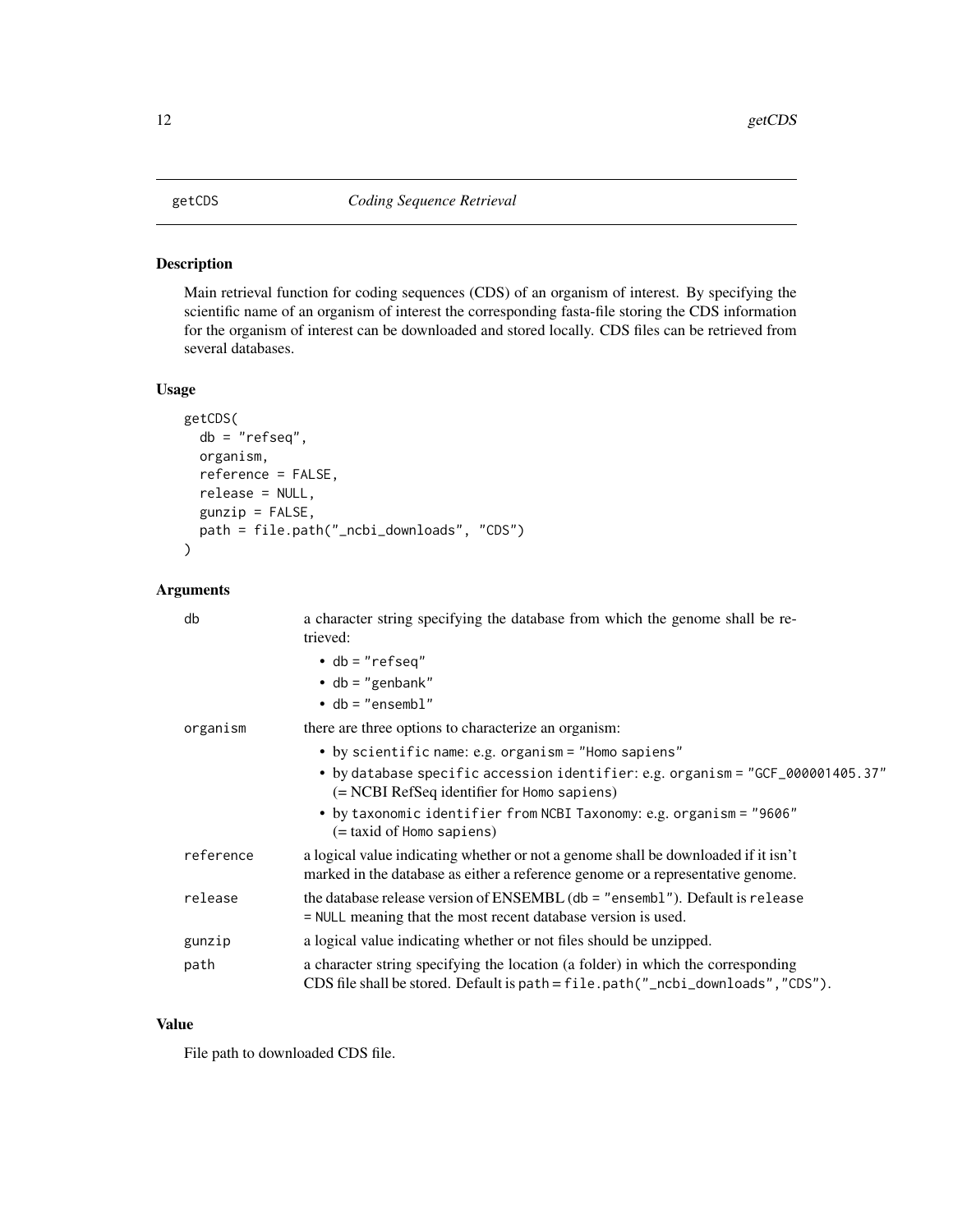# getCDS *Coding Sequence Retrieval*

## Description

Main retrieval function for coding sequences (CDS) of an organism of interest. By specifying the scientific name of an organism of interest the corresponding fasta-file storing the CDS information for the organism of interest can be downloaded and stored locally. CDS files can be retrieved from several databases.

## Usage

```
getCDS(
  db = "refseq",
  organism,
  reference = FALSE,
  release = NULL,
  gunzip = FALSE,
  path = file.path("_ncbi_downloads", "CDS")
)
```

## Arguments

| | |
|---|---|
| `db` | a character string specifying the database from which the genome shall be retrieved:<br>• `db = "refseq"`<br>• `db = "genbank"`<br>• `db = "ensembl"` |
| `organism` | there are three options to characterize an organism:<br>• by `scientific` name: e.g. `organism = "Homo sapiens"`<br>• by `database specific accession identifier`: e.g. `organism = "GCF_000001405.37"` (= NCBI RefSeq identifier for `Homo sapiens`)<br>• by `taxonomic identifier` from `NCBI Taxonomy`: e.g. `organism = "9606"` (= taxid of `Homo sapiens`) |
| `reference` | a logical value indicating whether or not a genome shall be downloaded if it isn't marked in the database as either a reference genome or a representative genome. |
| `release` | the database release version of ENSEMBL (`db = "ensembl"`). Default is `release = NULL` meaning that the most recent database version is used. |
| `gunzip` | a logical value indicating whether or not files should be unzipped. |
| `path` | a character string specifying the location (a folder) in which the corresponding CDS file shall be stored. Default is `path = file.path("_ncbi_downloads","CDS")`. |

## Value

File path to downloaded CDS file.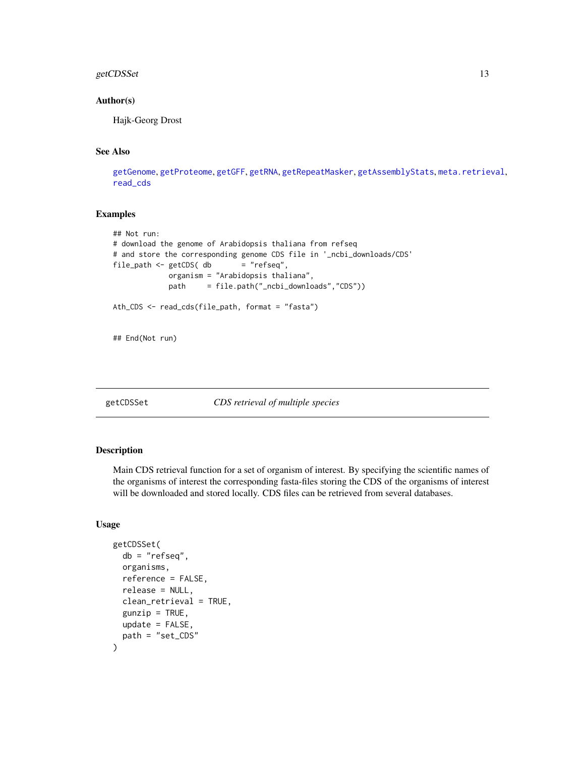## Author(s)

Hajk-Georg Drost

## See Also

getGenome, getProteome, getGFF, getRNA, getRepeatMasker, getAssemblyStats, meta.retrieval, read_cds

## Examples

```
## Not run:
# download the genome of Arabidopsis thaliana from refseq
# and store the corresponding genome CDS file in '_ncbi_downloads/CDS'
file_path <- getCDS( db       = "refseq",
             organism = "Arabidopsis thaliana",
             path     = file.path("_ncbi_downloads","CDS"))

Ath_CDS <- read_cds(file_path, format = "fasta")


## End(Not run)
```

---

# getCDSSet — *CDS retrieval of multiple species*

## Description

Main CDS retrieval function for a set of organism of interest. By specifying the scientific names of the organisms of interest the corresponding fasta-files storing the CDS of the organisms of interest will be downloaded and stored locally. CDS files can be retrieved from several databases.

## Usage

```
getCDSSet(
  db = "refseq",
  organisms,
  reference = FALSE,
  release = NULL,
  clean_retrieval = TRUE,
  gunzip = TRUE,
  update = FALSE,
  path = "set_CDS"
)
```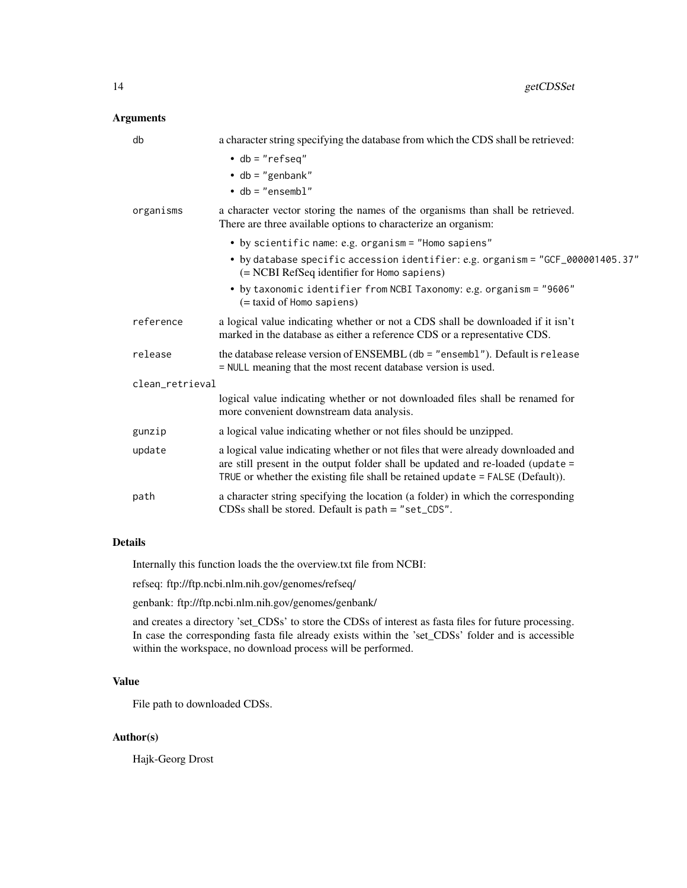### Arguments

- `db` — a character string specifying the database from which the CDS shall be retrieved:
  - `db = "refseq"`
  - `db = "genbank"`
  - `db = "ensembl"`
- `organisms` — a character vector storing the names of the organisms than shall be retrieved. There are three available options to characterize an organism:
  - by `scientific` name: e.g. `organism = "Homo sapiens"`
  - by `database specific accession identifier`: e.g. `organism = "GCF_000001405.37"` (= NCBI RefSeq identifier for `Homo sapiens`)
  - by `taxonomic identifier` from NCBI Taxonomy: e.g. `organism = "9606"` (= taxid of `Homo sapiens`)
- `reference` — a logical value indicating whether or not a CDS shall be downloaded if it isn't marked in the database as either a reference CDS or a representative CDS.
- `release` — the database release version of ENSEMBL (`db = "ensembl"`). Default is `release = NULL` meaning that the most recent database version is used.
- `clean_retrieval` — logical value indicating whether or not downloaded files shall be renamed for more convenient downstream data analysis.
- `gunzip` — a logical value indicating whether or not files should be unzipped.
- `update` — a logical value indicating whether or not files that were already downloaded and are still present in the output folder shall be updated and re-loaded (`update = TRUE` or whether the existing file shall be retained `update = FALSE` (Default)).
- `path` — a character string specifying the location (a folder) in which the corresponding CDSs shall be stored. Default is `path = "set_CDS"`.

### Details

Internally this function loads the the overview.txt file from NCBI:

refseq: ftp://ftp.ncbi.nlm.nih.gov/genomes/refseq/

genbank: ftp://ftp.ncbi.nlm.nih.gov/genomes/genbank/

and creates a directory 'set_CDSs' to store the CDSs of interest as fasta files for future processing. In case the corresponding fasta file already exists within the 'set_CDSs' folder and is accessible within the workspace, no download process will be performed.

### Value

File path to downloaded CDSs.

### Author(s)

Hajk-Georg Drost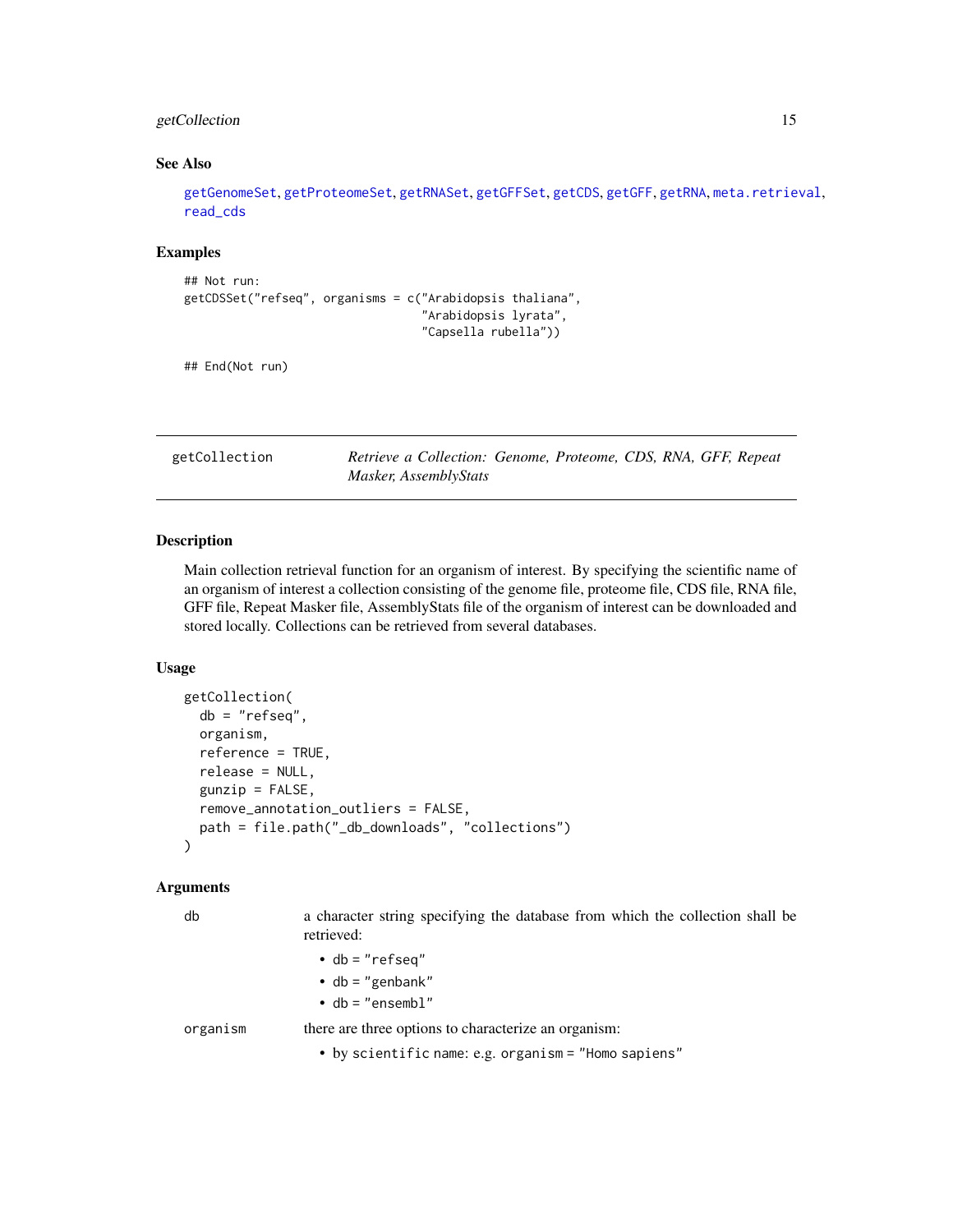## See Also

getGenomeSet, getProteomeSet, getRNASet, getGFFSet, getCDS, getGFF, getRNA, meta.retrieval, read_cds

## Examples

```
## Not run:
getCDSSet("refseq", organisms = c("Arabidopsis thaliana",
                                  "Arabidopsis lyrata",
                                  "Capsella rubella"))

## End(Not run)
```

---

# getCollection — *Retrieve a Collection: Genome, Proteome, CDS, RNA, GFF, Repeat Masker, AssemblyStats*

---

## Description

Main collection retrieval function for an organism of interest. By specifying the scientific name of an organism of interest a collection consisting of the genome file, proteome file, CDS file, RNA file, GFF file, Repeat Masker file, AssemblyStats file of the organism of interest can be downloaded and stored locally. Collections can be retrieved from several databases.

## Usage

```
getCollection(
  db = "refseq",
  organism,
  reference = TRUE,
  release = NULL,
  gunzip = FALSE,
  remove_annotation_outliers = FALSE,
  path = file.path("_db_downloads", "collections")
)
```

## Arguments

**db** a character string specifying the database from which the collection shall be retrieved:

- db = "refseq"
- db = "genbank"
- db = "ensembl"

**organism** there are three options to characterize an organism:

- by scientific name: e.g. organism = "Homo sapiens"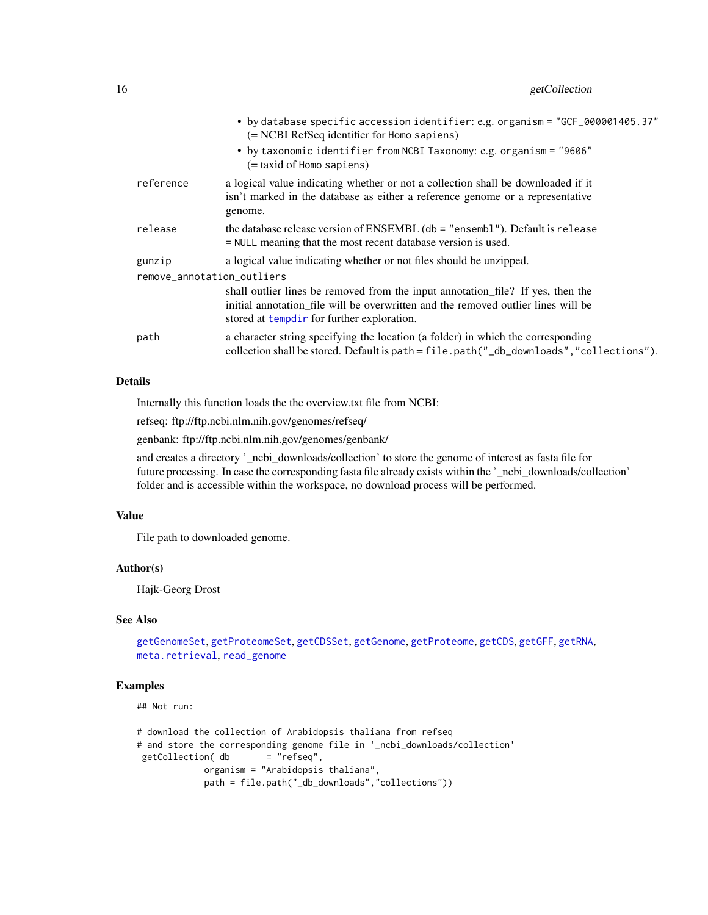- by database specific accession identifier: e.g. organism = "GCF_000001405.37" (= NCBI RefSeq identifier for Homo sapiens)
- by taxonomic identifier from NCBI Taxonomy: e.g. organism = "9606" (= taxid of Homo sapiens)

| | |
|---|---|
| reference | a logical value indicating whether or not a collection shall be downloaded if it isn't marked in the database as either a reference genome or a representative genome. |
| release | the database release version of ENSEMBL (db = "ensembl"). Default is release = NULL meaning that the most recent database version is used. |
| gunzip | a logical value indicating whether or not files should be unzipped. |
| remove_annotation_outliers | shall outlier lines be removed from the input annotation_file? If yes, then the initial annotation_file will be overwritten and the removed outlier lines will be stored at tempdir for further exploration. |
| path | a character string specifying the location (a folder) in which the corresponding collection shall be stored. Default is path = file.path("_db_downloads","collections"). |

## Details

Internally this function loads the the overview.txt file from NCBI:

refseq: ftp://ftp.ncbi.nlm.nih.gov/genomes/refseq/

genbank: ftp://ftp.ncbi.nlm.nih.gov/genomes/genbank/

and creates a directory '_ncbi_downloads/collection' to store the genome of interest as fasta file for future processing. In case the corresponding fasta file already exists within the '_ncbi_downloads/collection' folder and is accessible within the workspace, no download process will be performed.

## Value

File path to downloaded genome.

## Author(s)

Hajk-Georg Drost

## See Also

getGenomeSet, getProteomeSet, getCDSSet, getGenome, getProteome, getCDS, getGFF, getRNA, meta.retrieval, read_genome

## Examples

```
## Not run:

# download the collection of Arabidopsis thaliana from refseq
# and store the corresponding genome file in '_ncbi_downloads/collection'
 getCollection( db       = "refseq",
             organism = "Arabidopsis thaliana",
             path = file.path("_db_downloads","collections"))
```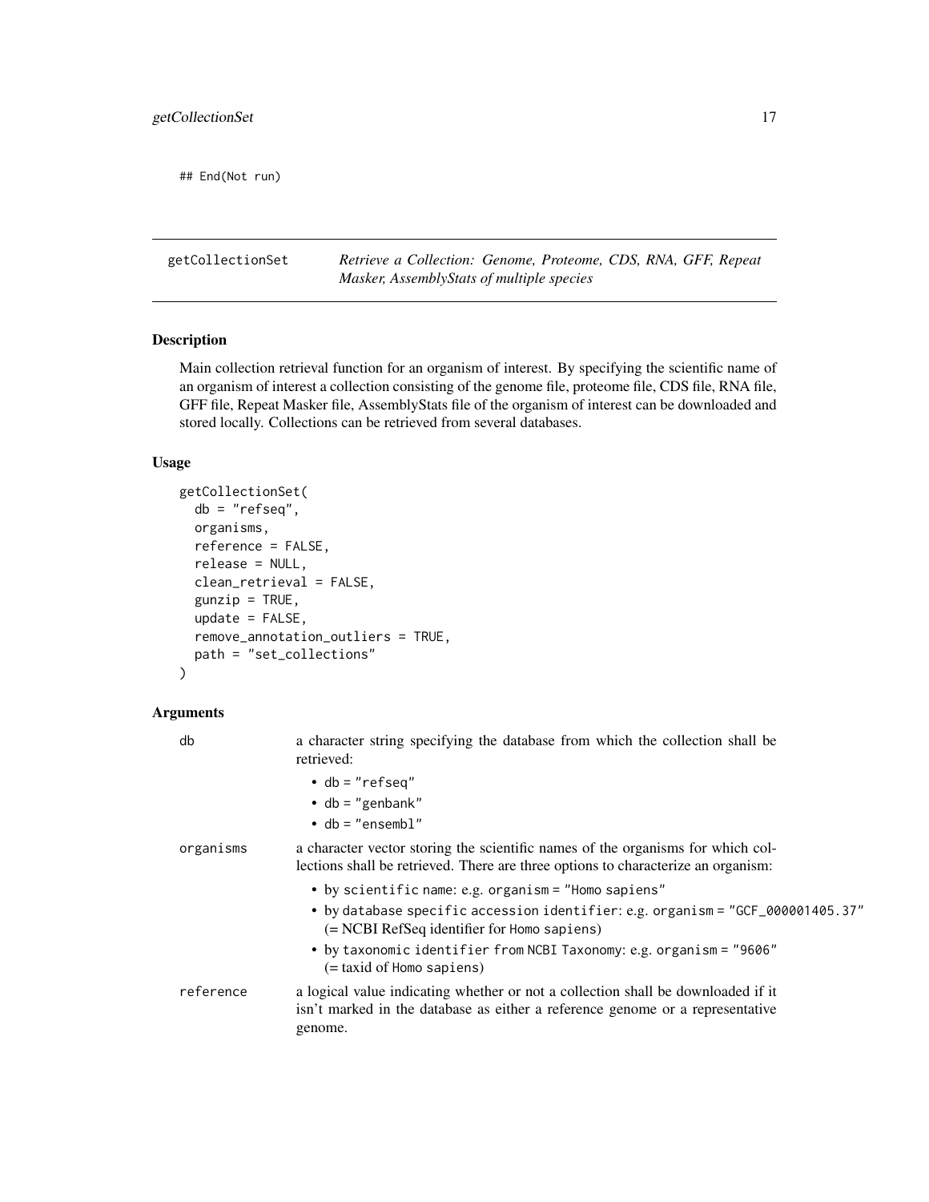```
## End(Not run)
```

---

getCollectionSet — *Retrieve a Collection: Genome, Proteome, CDS, RNA, GFF, Repeat Masker, AssemblyStats of multiple species*

---

### Description

Main collection retrieval function for an organism of interest. By specifying the scientific name of an organism of interest a collection consisting of the genome file, proteome file, CDS file, RNA file, GFF file, Repeat Masker file, AssemblyStats file of the organism of interest can be downloaded and stored locally. Collections can be retrieved from several databases.

### Usage

```
getCollectionSet(
  db = "refseq",
  organisms,
  reference = FALSE,
  release = NULL,
  clean_retrieval = FALSE,
  gunzip = TRUE,
  update = FALSE,
  remove_annotation_outliers = TRUE,
  path = "set_collections"
)
```

### Arguments

| | |
|---|---|
| `db` | a character string specifying the database from which the collection shall be retrieved:<br>• `db = "refseq"`<br>• `db = "genbank"`<br>• `db = "ensembl"` |
| `organisms` | a character vector storing the scientific names of the organisms for which collections shall be retrieved. There are three options to characterize an organism:<br>• by `scientific` name: e.g. `organism = "Homo sapiens"`<br>• by `database specific accession identifier`: e.g. `organism = "GCF_000001405.37"` (= NCBI RefSeq identifier for `Homo sapiens`)<br>• by `taxonomic identifier` from `NCBI Taxonomy`: e.g. `organism = "9606"` (= taxid of `Homo sapiens`) |
| `reference` | a logical value indicating whether or not a collection shall be downloaded if it isn't marked in the database as either a reference genome or a representative genome. |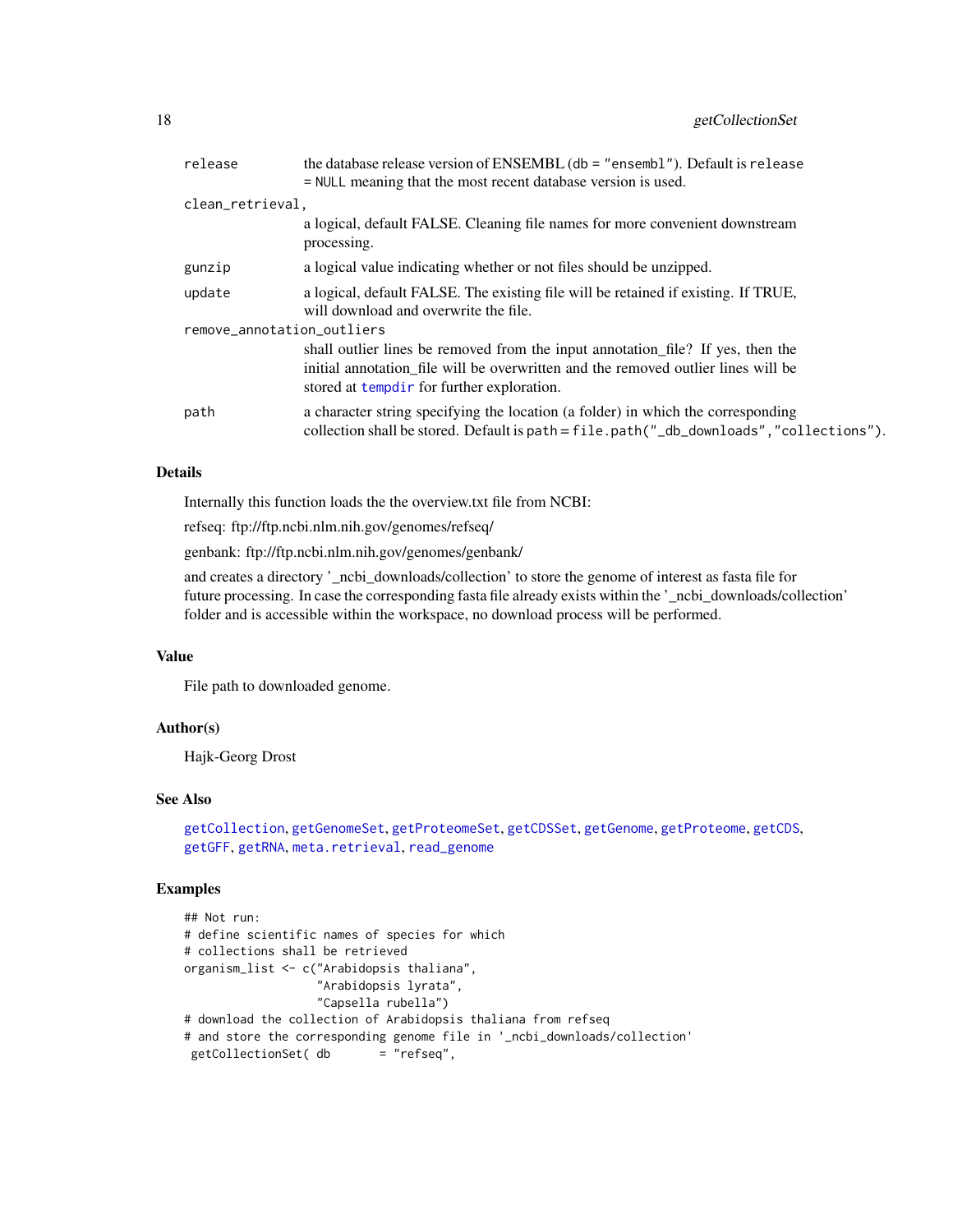release — the database release version of ENSEMBL (`db = "ensembl"`). Default is `release = NULL` meaning that the most recent database version is used.

clean_retrieval, — a logical, default FALSE. Cleaning file names for more convenient downstream processing.

gunzip — a logical value indicating whether or not files should be unzipped.

update — a logical, default FALSE. The existing file will be retained if existing. If TRUE, will download and overwrite the file.

remove_annotation_outliers — shall outlier lines be removed from the input annotation_file? If yes, then the initial annotation_file will be overwritten and the removed outlier lines will be stored at tempdir for further exploration.

path — a character string specifying the location (a folder) in which the corresponding collection shall be stored. Default is `path = file.path("_db_downloads","collections")`.

## Details

Internally this function loads the the overview.txt file from NCBI:

refseq: ftp://ftp.ncbi.nlm.nih.gov/genomes/refseq/

genbank: ftp://ftp.ncbi.nlm.nih.gov/genomes/genbank/

and creates a directory '_ncbi_downloads/collection' to store the genome of interest as fasta file for future processing. In case the corresponding fasta file already exists within the '_ncbi_downloads/collection' folder and is accessible within the workspace, no download process will be performed.

## Value

File path to downloaded genome.

## Author(s)

Hajk-Georg Drost

## See Also

getCollection, getGenomeSet, getProteomeSet, getCDSSet, getGenome, getProteome, getCDS, getGFF, getRNA, meta.retrieval, read_genome

## Examples

```
## Not run:
# define scientific names of species for which
# collections shall be retrieved
organism_list <- c("Arabidopsis thaliana",
                   "Arabidopsis lyrata",
                   "Capsella rubella")
# download the collection of Arabidopsis thaliana from refseq
# and store the corresponding genome file in '_ncbi_downloads/collection'
 getCollectionSet( db       = "refseq",
```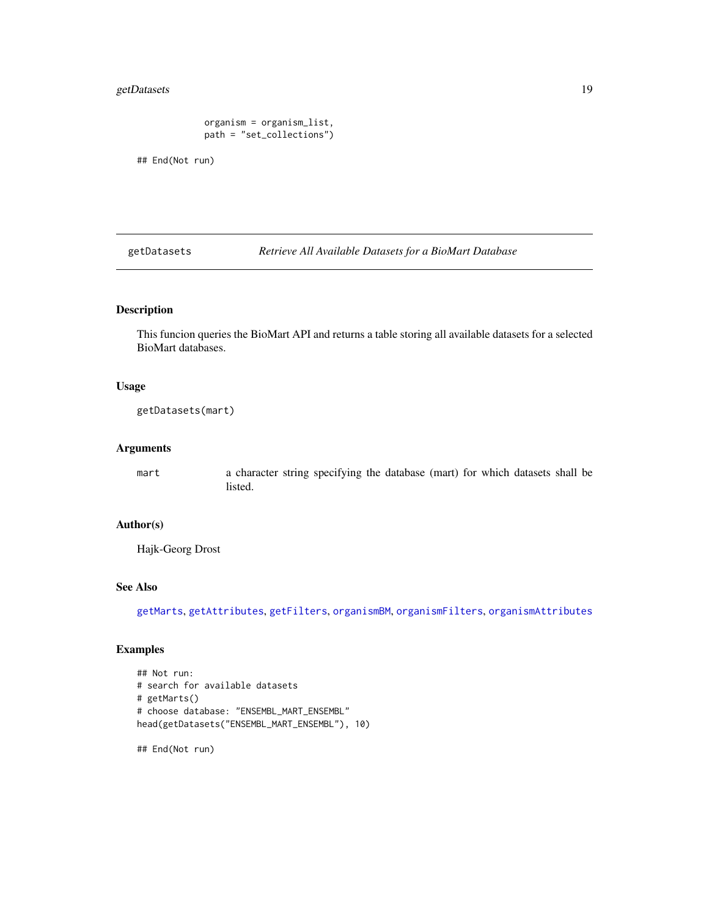```
             organism = organism_list,
             path = "set_collections")

## End(Not run)
```

---

## getDatasets — *Retrieve All Available Datasets for a BioMart Database*

### Description

This funcion queries the BioMart API and returns a table storing all available datasets for a selected BioMart databases.

### Usage

```
getDatasets(mart)
```

### Arguments

| | |
|---|---|
| `mart` | a character string specifying the database (mart) for which datasets shall be listed. |

### Author(s)

Hajk-Georg Drost

### See Also

`getMarts`, `getAttributes`, `getFilters`, `organismBM`, `organismFilters`, `organismAttributes`

### Examples

```
## Not run:
# search for available datasets
# getMarts()
# choose database: "ENSEMBL_MART_ENSEMBL"
head(getDatasets("ENSEMBL_MART_ENSEMBL"), 10)

## End(Not run)
```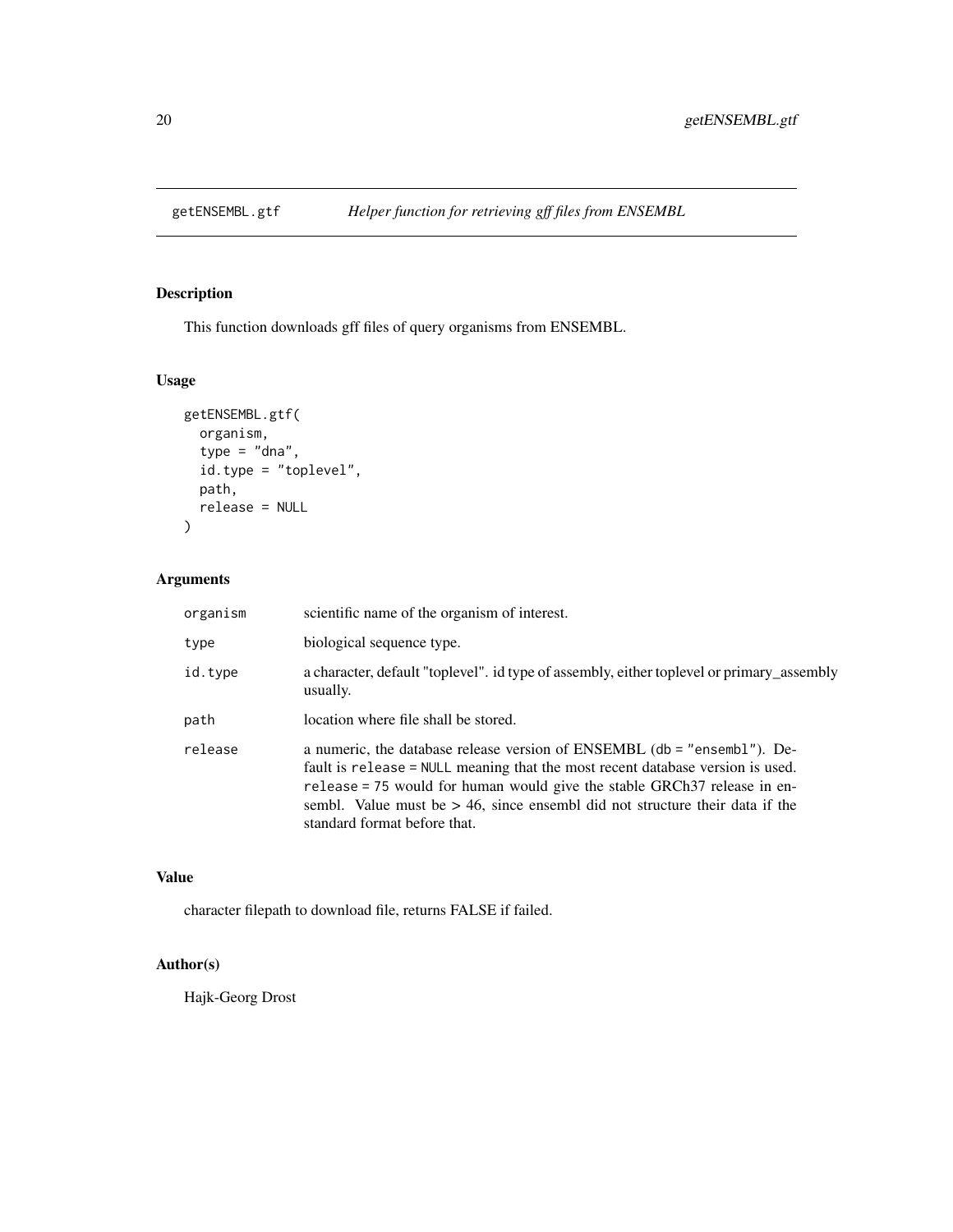# getENSEMBL.gtf — *Helper function for retrieving gff files from ENSEMBL*

## Description

This function downloads gff files of query organisms from ENSEMBL.

## Usage

```
getENSEMBL.gtf(
  organism,
  type = "dna",
  id.type = "toplevel",
  path,
  release = NULL
)
```

## Arguments

| | |
|---|---|
| `organism` | scientific name of the organism of interest. |
| `type` | biological sequence type. |
| `id.type` | a character, default "toplevel". id type of assembly, either toplevel or primary_assembly usually. |
| `path` | location where file shall be stored. |
| `release` | a numeric, the database release version of ENSEMBL (`db = "ensembl"`). Default is `release = NULL` meaning that the most recent database version is used. `release = 75` would for human would give the stable GRCh37 release in ensembl. Value must be > 46, since ensembl did not structure their data if the standard format before that. |

## Value

character filepath to download file, returns FALSE if failed.

## Author(s)

Hajk-Georg Drost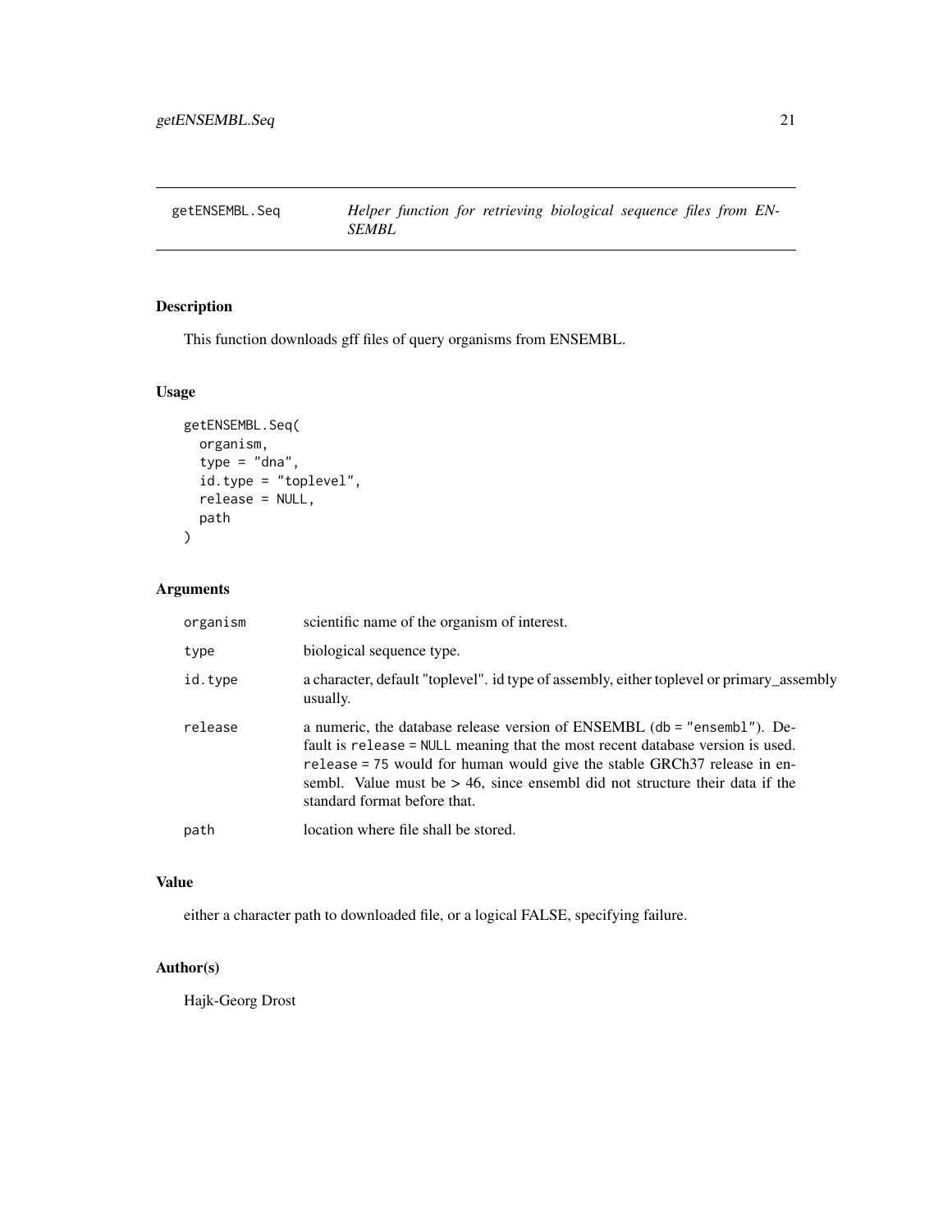# getENSEMBL.Seq

*Helper function for retrieving biological sequence files from ENSEMBL*

## Description

This function downloads gff files of query organisms from ENSEMBL.

## Usage

```
getENSEMBL.Seq(
  organism,
  type = "dna",
  id.type = "toplevel",
  release = NULL,
  path
)
```

## Arguments

| | |
|---|---|
| `organism` | scientific name of the organism of interest. |
| `type` | biological sequence type. |
| `id.type` | a character, default "toplevel". id type of assembly, either toplevel or primary_assembly usually. |
| `release` | a numeric, the database release version of ENSEMBL (`db = "ensembl"`). Default is `release = NULL` meaning that the most recent database version is used. `release = 75` would for human would give the stable GRCh37 release in ensembl. Value must be > 46, since ensembl did not structure their data if the standard format before that. |
| `path` | location where file shall be stored. |

## Value

either a character path to downloaded file, or a logical FALSE, specifying failure.

## Author(s)

Hajk-Georg Drost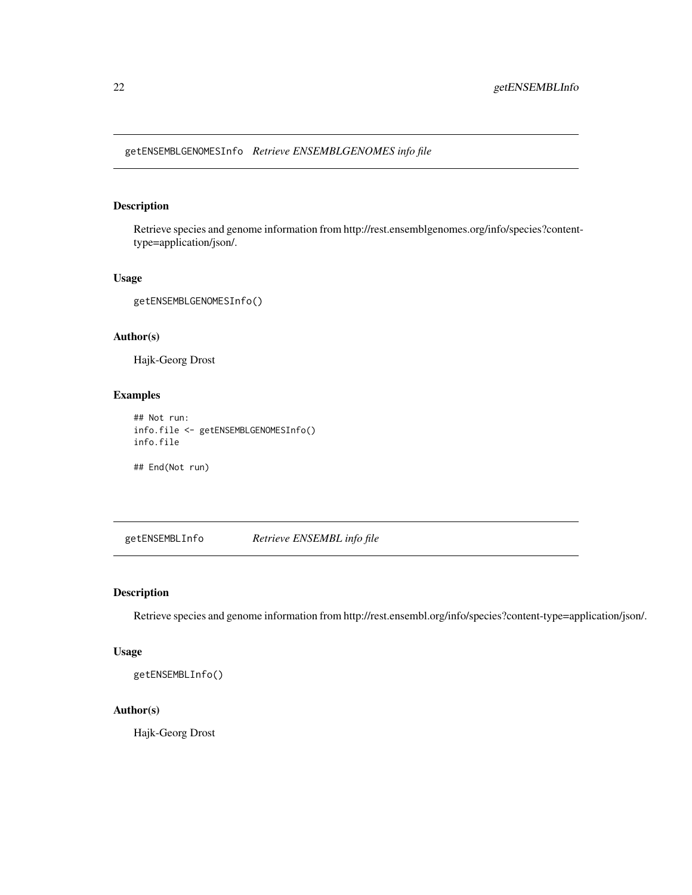## getENSEMBLGENOMESInfo *Retrieve ENSEMBLGENOMES info file*

### Description

Retrieve species and genome information from http://rest.ensemblgenomes.org/info/species?content-type=application/json/.

### Usage

```
getENSEMBLGENOMESInfo()
```

### Author(s)

Hajk-Georg Drost

### Examples

```
## Not run:
info.file <- getENSEMBLGENOMESInfo()
info.file

## End(Not run)
```

## getENSEMBLInfo *Retrieve ENSEMBL info file*

### Description

Retrieve species and genome information from http://rest.ensembl.org/info/species?content-type=application/json/.

### Usage

```
getENSEMBLInfo()
```

### Author(s)

Hajk-Georg Drost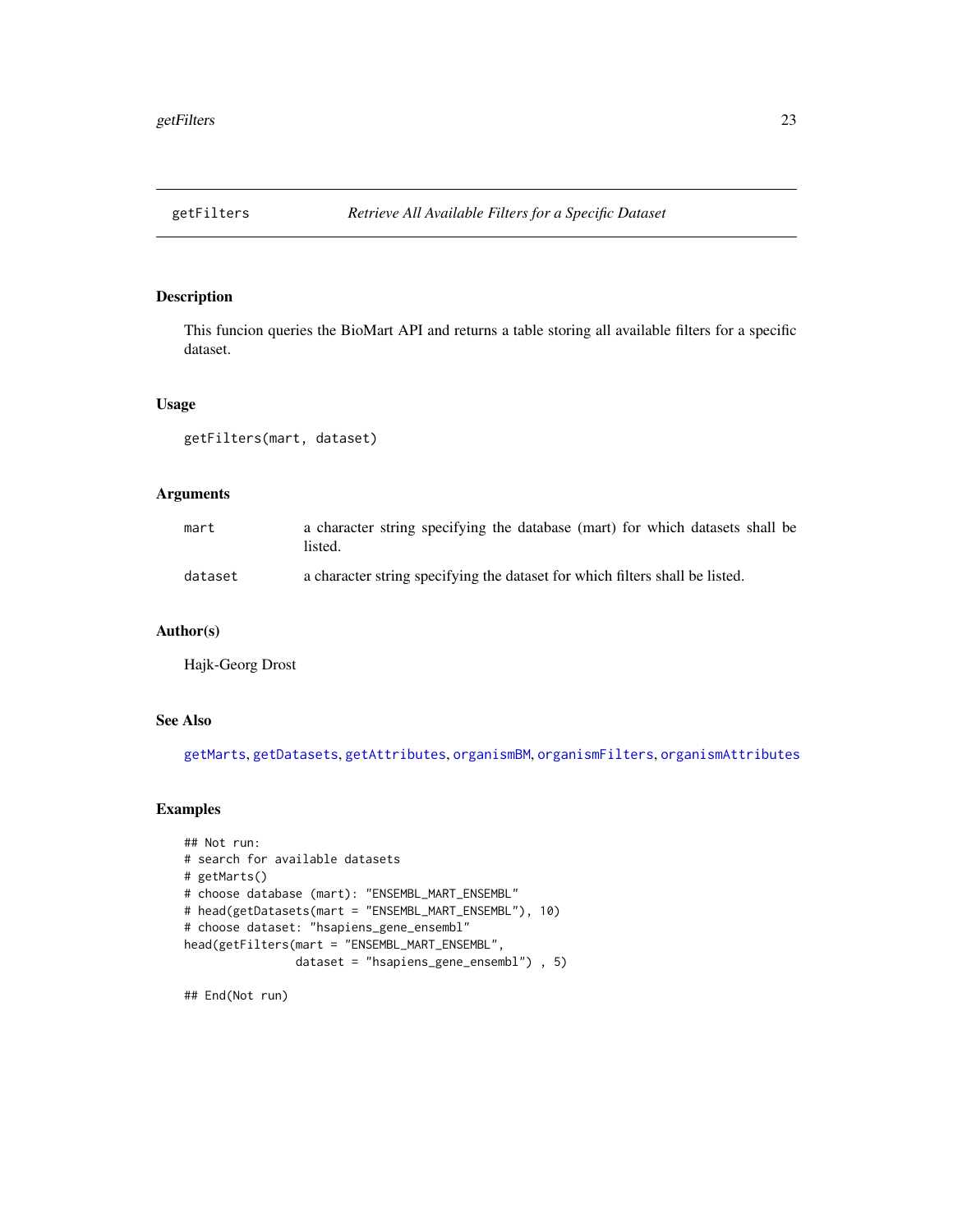# getFilters — *Retrieve All Available Filters for a Specific Dataset*

## Description

This funcion queries the BioMart API and returns a table storing all available filters for a specific dataset.

## Usage

```
getFilters(mart, dataset)
```

## Arguments

| | |
|---|---|
| `mart` | a character string specifying the database (mart) for which datasets shall be listed. |
| `dataset` | a character string specifying the dataset for which filters shall be listed. |

## Author(s)

Hajk-Georg Drost

## See Also

`getMarts`, `getDatasets`, `getAttributes`, `organismBM`, `organismFilters`, `organismAttributes`

## Examples

```
## Not run:
# search for available datasets
# getMarts()
# choose database (mart): "ENSEMBL_MART_ENSEMBL"
# head(getDatasets(mart = "ENSEMBL_MART_ENSEMBL"), 10)
# choose dataset: "hsapiens_gene_ensembl"
head(getFilters(mart = "ENSEMBL_MART_ENSEMBL",
                dataset = "hsapiens_gene_ensembl") , 5)

## End(Not run)
```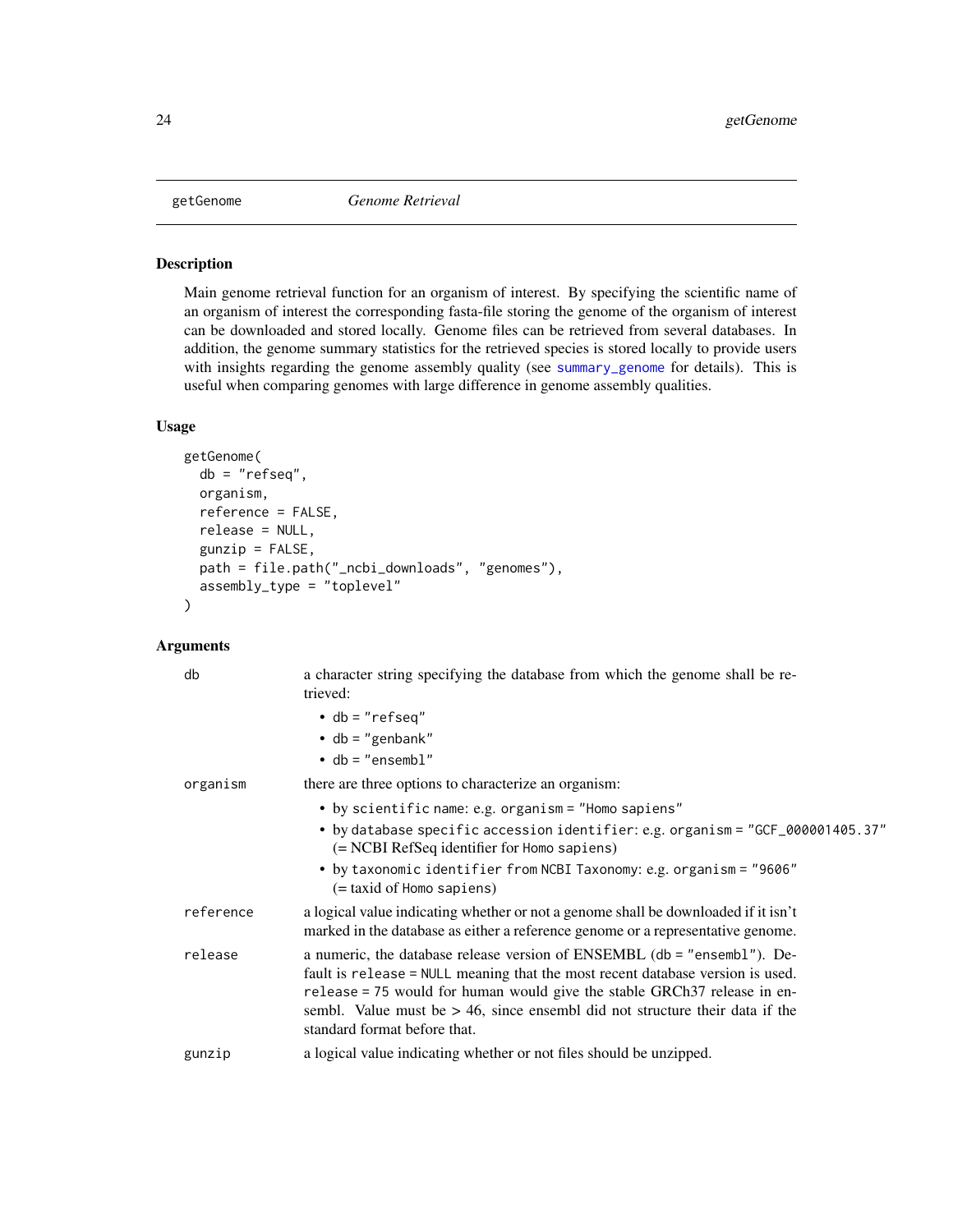# getGenome *Genome Retrieval*

## Description

Main genome retrieval function for an organism of interest. By specifying the scientific name of an organism of interest the corresponding fasta-file storing the genome of the organism of interest can be downloaded and stored locally. Genome files can be retrieved from several databases. In addition, the genome summary statistics for the retrieved species is stored locally to provide users with insights regarding the genome assembly quality (see summary_genome for details). This is useful when comparing genomes with large difference in genome assembly qualities.

## Usage

```
getGenome(
  db = "refseq",
  organism,
  reference = FALSE,
  release = NULL,
  gunzip = FALSE,
  path = file.path("_ncbi_downloads", "genomes"),
  assembly_type = "toplevel"
)
```

## Arguments

`db` — a character string specifying the database from which the genome shall be retrieved:

- `db = "refseq"`
- `db = "genbank"`
- `db = "ensembl"`

`organism` — there are three options to characterize an organism:

- by `scientific` name: e.g. `organism = "Homo sapiens"`
- by `database specific accession identifier`: e.g. `organism = "GCF_000001405.37"` (= NCBI RefSeq identifier for `Homo sapiens`)
- by `taxonomic identifier from NCBI Taxonomy`: e.g. `organism = "9606"` (= taxid of `Homo sapiens`)

`reference` — a logical value indicating whether or not a genome shall be downloaded if it isn't marked in the database as either a reference genome or a representative genome.

`release` — a numeric, the database release version of ENSEMBL (`db = "ensembl"`). Default is `release = NULL` meaning that the most recent database version is used. `release = 75` would for human would give the stable GRCh37 release in ensembl. Value must be > 46, since ensembl did not structure their data if the standard format before that.

`gunzip` — a logical value indicating whether or not files should be unzipped.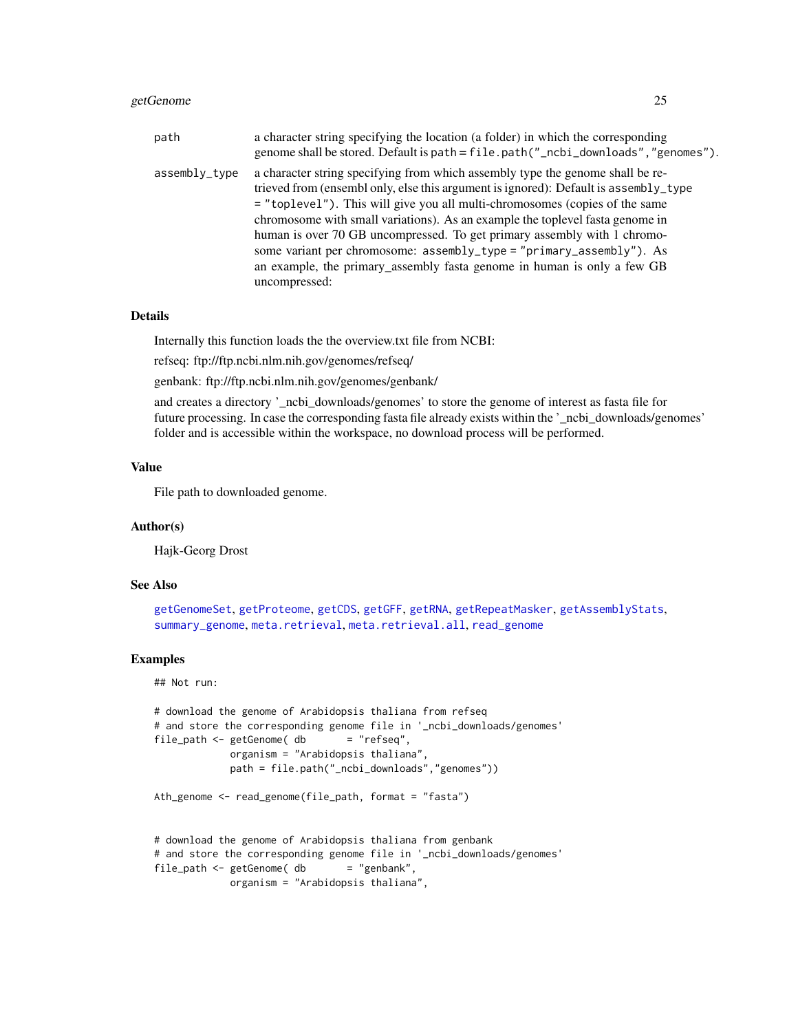| | |
|---|---|
| `path` | a character string specifying the location (a folder) in which the corresponding genome shall be stored. Default is `path = file.path("_ncbi_downloads","genomes")`. |
| `assembly_type` | a character string specifying from which assembly type the genome shall be retrieved from (ensembl only, else this argument is ignored): Default is `assembly_type = "toplevel")`. This will give you all multi-chromosomes (copies of the same chromosome with small variations). As an example the toplevel fasta genome in human is over 70 GB uncompressed. To get primary assembly with 1 chromosome variant per chromosome: `assembly_type = "primary_assembly")`. As an example, the primary_assembly fasta genome in human is only a few GB uncompressed: |

## Details

Internally this function loads the the overview.txt file from NCBI:

refseq: ftp://ftp.ncbi.nlm.nih.gov/genomes/refseq/

genbank: ftp://ftp.ncbi.nlm.nih.gov/genomes/genbank/

and creates a directory '_ncbi_downloads/genomes' to store the genome of interest as fasta file for future processing. In case the corresponding fasta file already exists within the '_ncbi_downloads/genomes' folder and is accessible within the workspace, no download process will be performed.

## Value

File path to downloaded genome.

## Author(s)

Hajk-Georg Drost

## See Also

getGenomeSet, getProteome, getCDS, getGFF, getRNA, getRepeatMasker, getAssemblyStats, summary_genome, meta.retrieval, meta.retrieval.all, read_genome

## Examples

```
## Not run:

# download the genome of Arabidopsis thaliana from refseq
# and store the corresponding genome file in '_ncbi_downloads/genomes'
file_path <- getGenome( db       = "refseq",
             organism = "Arabidopsis thaliana",
             path = file.path("_ncbi_downloads","genomes"))

Ath_genome <- read_genome(file_path, format = "fasta")


# download the genome of Arabidopsis thaliana from genbank
# and store the corresponding genome file in '_ncbi_downloads/genomes'
file_path <- getGenome( db       = "genbank",
             organism = "Arabidopsis thaliana",
```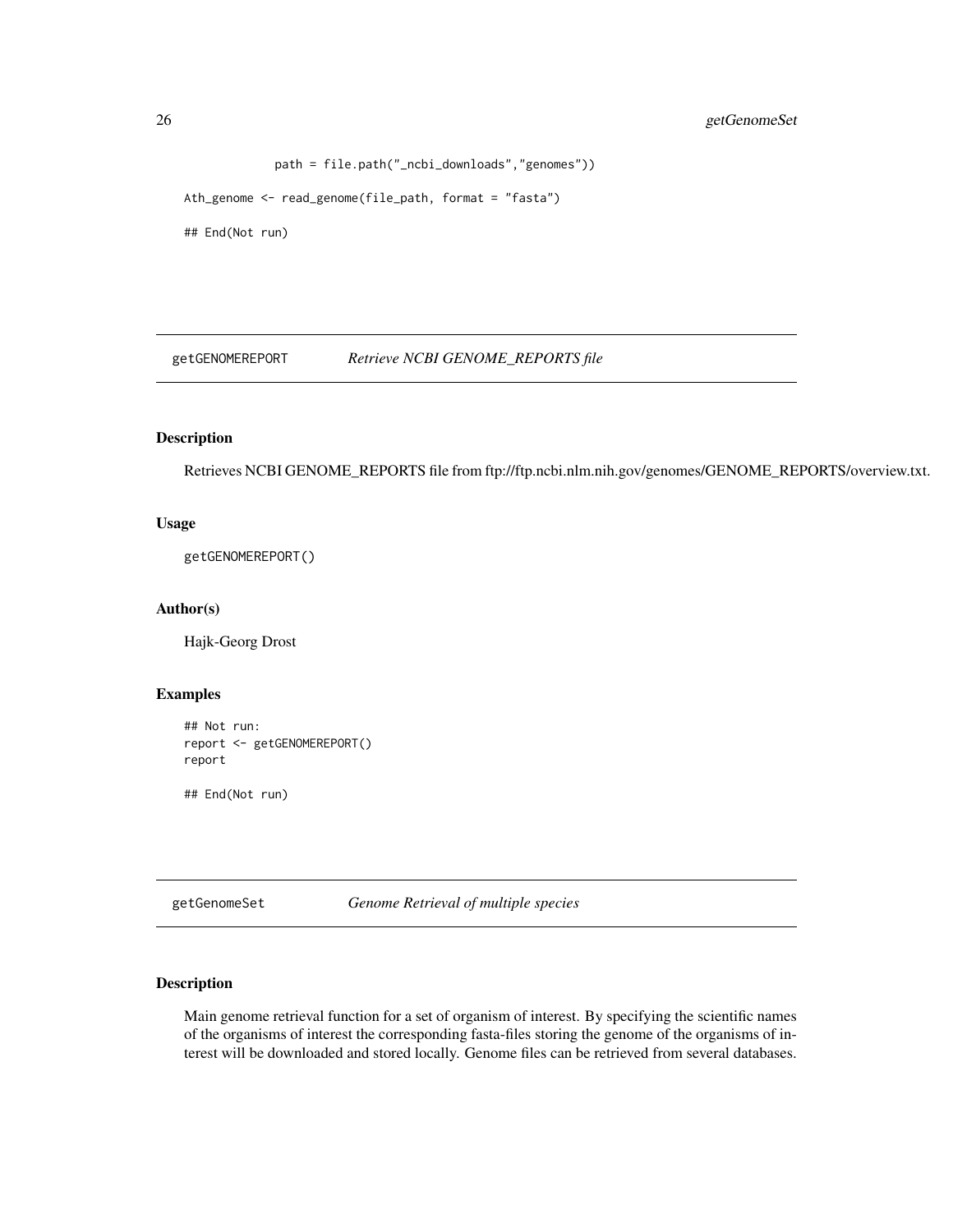```
            path = file.path("_ncbi_downloads","genomes"))

Ath_genome <- read_genome(file_path, format = "fasta")

## End(Not run)
```

## getGENOMEREPORT — *Retrieve NCBI GENOME_REPORTS file*

### Description

Retrieves NCBI GENOME_REPORTS file from ftp://ftp.ncbi.nlm.nih.gov/genomes/GENOME_REPORTS/overview.txt.

### Usage

```
getGENOMEREPORT()
```

### Author(s)

Hajk-Georg Drost

### Examples

```
## Not run:
report <- getGENOMEREPORT()
report

## End(Not run)
```

## getGenomeSet — *Genome Retrieval of multiple species*

### Description

Main genome retrieval function for a set of organism of interest. By specifying the scientific names of the organisms of interest the corresponding fasta-files storing the genome of the organisms of interest will be downloaded and stored locally. Genome files can be retrieved from several databases.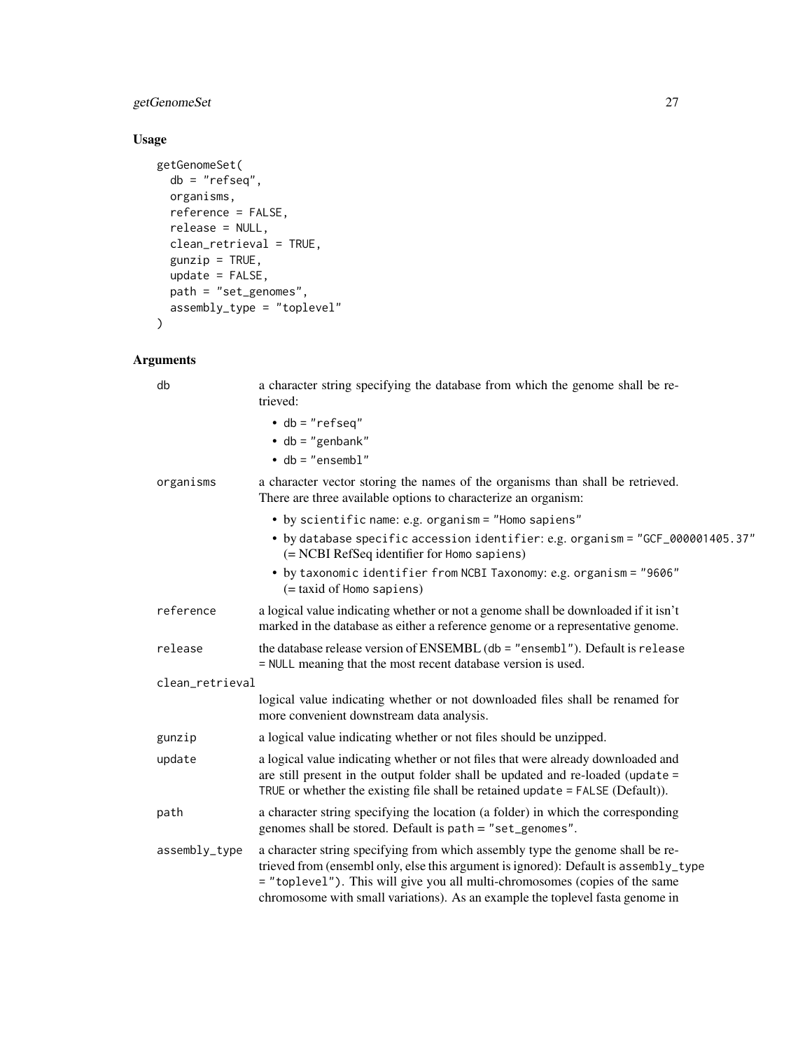## Usage

```
getGenomeSet(
  db = "refseq",
  organisms,
  reference = FALSE,
  release = NULL,
  clean_retrieval = TRUE,
  gunzip = TRUE,
  update = FALSE,
  path = "set_genomes",
  assembly_type = "toplevel"
)
```

## Arguments

| | |
|---|---|
| `db` | a character string specifying the database from which the genome shall be retrieved:<br>• `db = "refseq"`<br>• `db = "genbank"`<br>• `db = "ensembl"` |
| `organisms` | a character vector storing the names of the organisms than shall be retrieved. There are three available options to characterize an organism:<br>• by `scientific` name: e.g. `organism = "Homo sapiens"`<br>• by `database specific accession identifier`: e.g. `organism = "GCF_000001405.37"` (= NCBI RefSeq identifier for `Homo sapiens`)<br>• by `taxonomic identifier from` NCBI Taxonomy: e.g. `organism = "9606"` (= taxid of `Homo sapiens`) |
| `reference` | a logical value indicating whether or not a genome shall be downloaded if it isn't marked in the database as either a reference genome or a representative genome. |
| `release` | the database release version of ENSEMBL (`db = "ensembl"`). Default is `release = NULL` meaning that the most recent database version is used. |
| `clean_retrieval` | logical value indicating whether or not downloaded files shall be renamed for more convenient downstream data analysis. |
| `gunzip` | a logical value indicating whether or not files should be unzipped. |
| `update` | a logical value indicating whether or not files that were already downloaded and are still present in the output folder shall be updated and re-loaded (`update = TRUE` or whether the existing file shall be retained `update = FALSE` (Default)). |
| `path` | a character string specifying the location (a folder) in which the corresponding genomes shall be stored. Default is `path = "set_genomes"`. |
| `assembly_type` | a character string specifying from which assembly type the genome shall be retrieved from (ensembl only, else this argument is ignored): Default is `assembly_type = "toplevel"`). This will give you all multi-chromosomes (copies of the same chromosome with small variations). As an example the toplevel fasta genome in |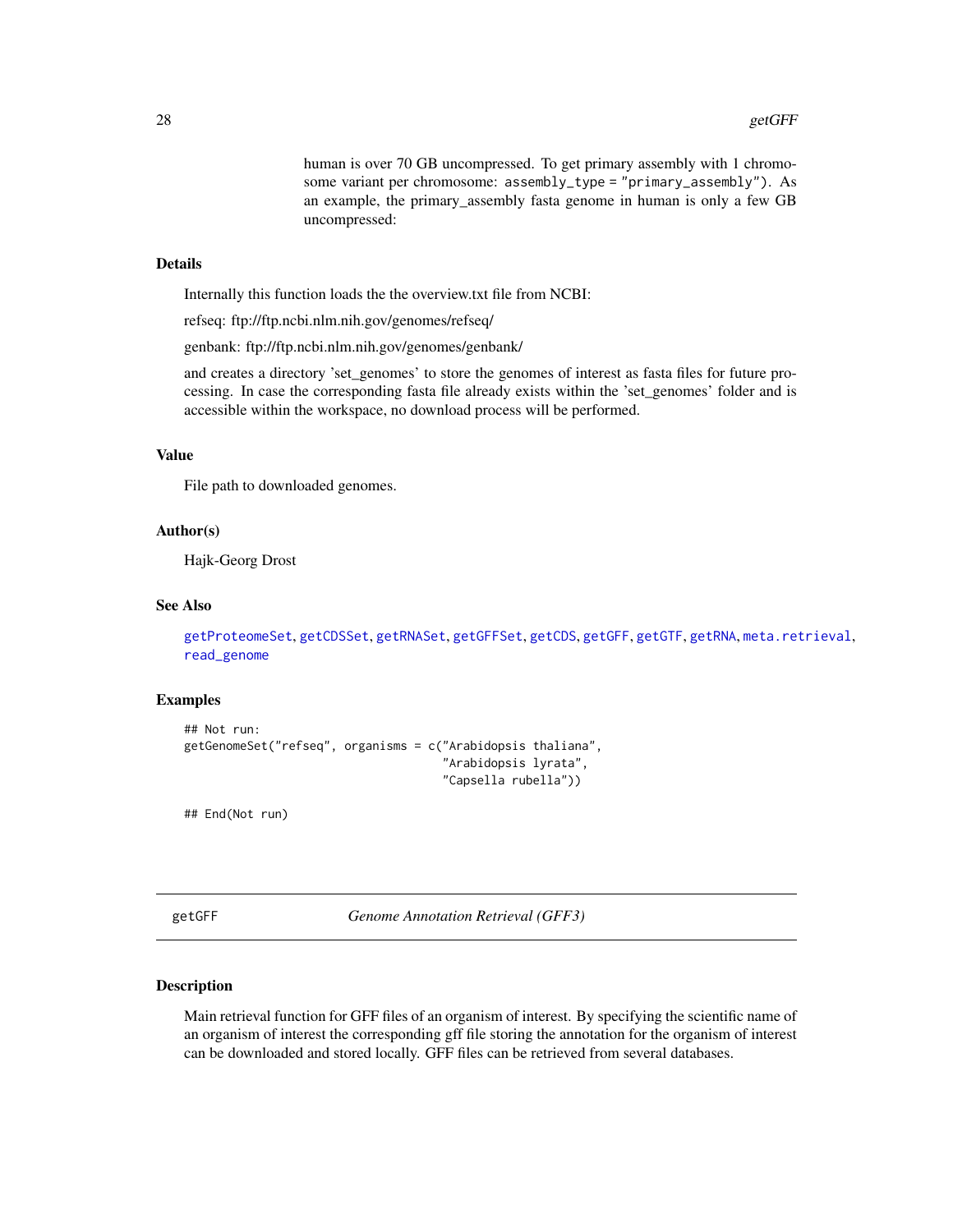human is over 70 GB uncompressed. To get primary assembly with 1 chromosome variant per chromosome: `assembly_type = "primary_assembly"`). As an example, the primary_assembly fasta genome in human is only a few GB uncompressed:

### Details

Internally this function loads the the overview.txt file from NCBI:

refseq: ftp://ftp.ncbi.nlm.nih.gov/genomes/refseq/

genbank: ftp://ftp.ncbi.nlm.nih.gov/genomes/genbank/

and creates a directory 'set_genomes' to store the genomes of interest as fasta files for future processing. In case the corresponding fasta file already exists within the 'set_genomes' folder and is accessible within the workspace, no download process will be performed.

### Value

File path to downloaded genomes.

### Author(s)

Hajk-Georg Drost

### See Also

getProteomeSet, getCDSSet, getRNASet, getGFFSet, getCDS, getGFF, getGTF, getRNA, meta.retrieval, read_genome

### Examples

```
## Not run:
getGenomeSet("refseq", organisms = c("Arabidopsis thaliana",
                                     "Arabidopsis lyrata",
                                     "Capsella rubella"))

## End(Not run)
```

---

## getGFF — *Genome Annotation Retrieval (GFF3)*

### Description

Main retrieval function for GFF files of an organism of interest. By specifying the scientific name of an organism of interest the corresponding gff file storing the annotation for the organism of interest can be downloaded and stored locally. GFF files can be retrieved from several databases.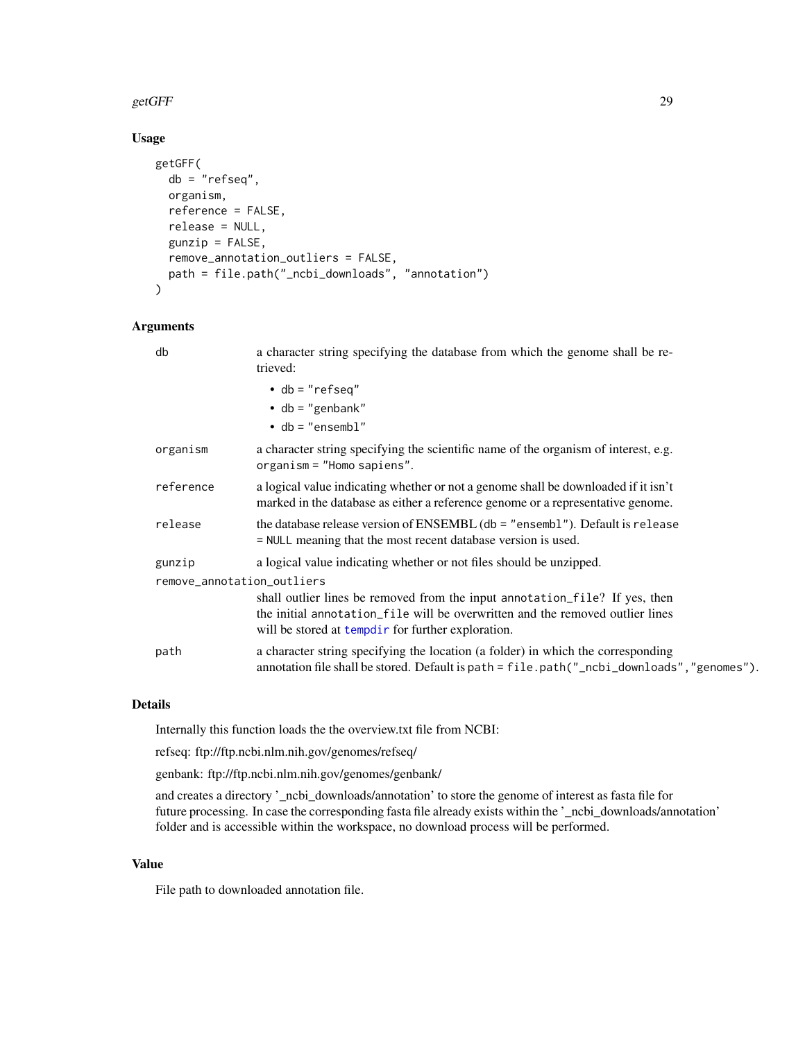## Usage

```
getGFF(
  db = "refseq",
  organism,
  reference = FALSE,
  release = NULL,
  gunzip = FALSE,
  remove_annotation_outliers = FALSE,
  path = file.path("_ncbi_downloads", "annotation")
)
```

## Arguments

| Argument | Description |
|---|---|
| db | a character string specifying the database from which the genome shall be retrieved: <ul><li>db = "refseq"</li><li>db = "genbank"</li><li>db = "ensembl"</li></ul> |
| organism | a character string specifying the scientific name of the organism of interest, e.g. organism = "Homo sapiens". |
| reference | a logical value indicating whether or not a genome shall be downloaded if it isn't marked in the database as either a reference genome or a representative genome. |
| release | the database release version of ENSEMBL (db = "ensembl"). Default is release = NULL meaning that the most recent database version is used. |
| gunzip | a logical value indicating whether or not files should be unzipped. |
| remove_annotation_outliers | shall outlier lines be removed from the input annotation_file? If yes, then the initial annotation_file will be overwritten and the removed outlier lines will be stored at tempdir for further exploration. |
| path | a character string specifying the location (a folder) in which the corresponding annotation file shall be stored. Default is path = file.path("_ncbi_downloads","genomes"). |

## Details

Internally this function loads the the overview.txt file from NCBI:

refseq: ftp://ftp.ncbi.nlm.nih.gov/genomes/refseq/

genbank: ftp://ftp.ncbi.nlm.nih.gov/genomes/genbank/

and creates a directory '_ncbi_downloads/annotation' to store the genome of interest as fasta file for future processing. In case the corresponding fasta file already exists within the '_ncbi_downloads/annotation' folder and is accessible within the workspace, no download process will be performed.

## Value

File path to downloaded annotation file.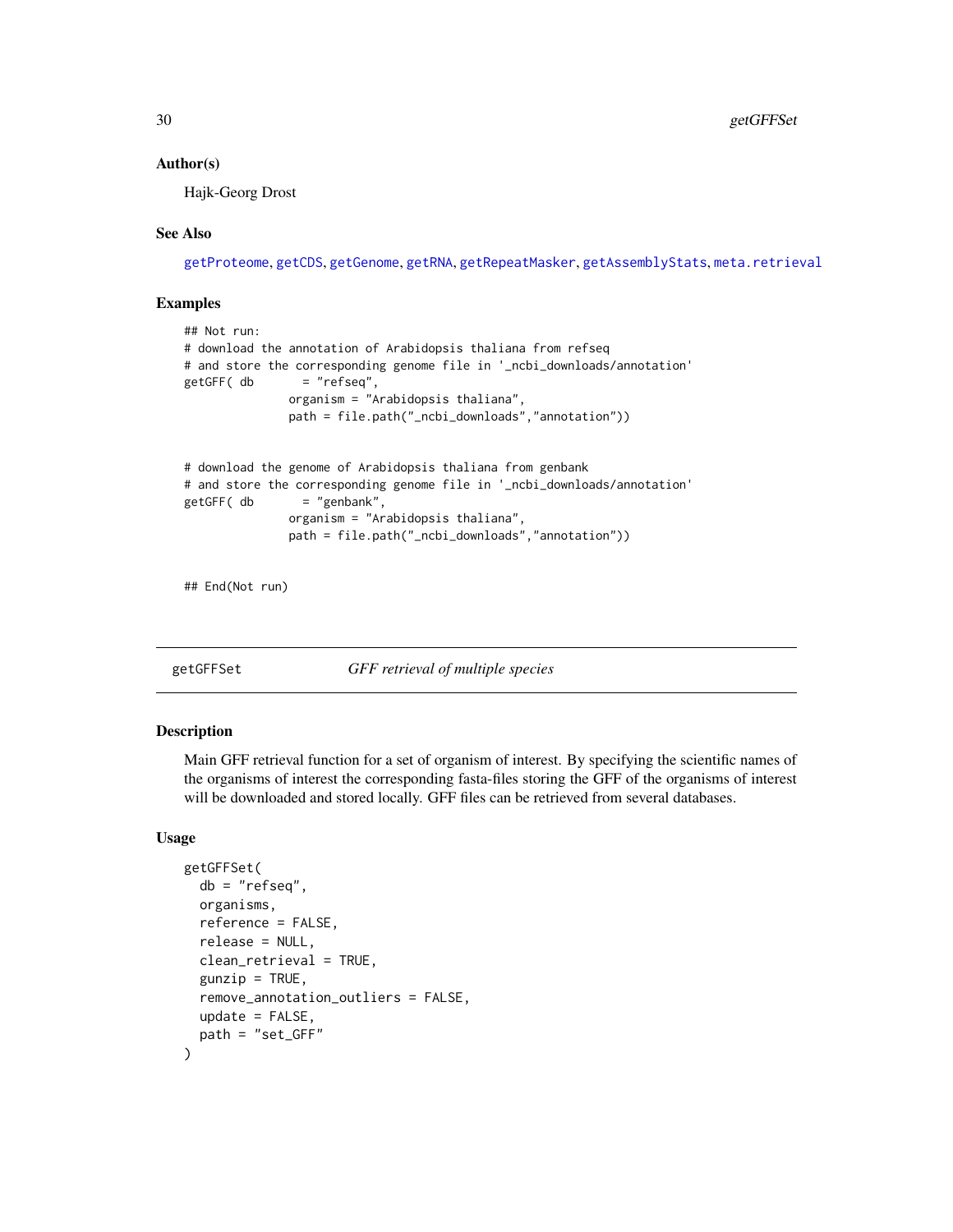### Author(s)

Hajk-Georg Drost

### See Also

getProteome, getCDS, getGenome, getRNA, getRepeatMasker, getAssemblyStats, meta.retrieval

### Examples

```
## Not run:
# download the annotation of Arabidopsis thaliana from refseq
# and store the corresponding genome file in '_ncbi_downloads/annotation'
getGFF( db       = "refseq",
               organism = "Arabidopsis thaliana",
               path = file.path("_ncbi_downloads","annotation"))


# download the genome of Arabidopsis thaliana from genbank
# and store the corresponding genome file in '_ncbi_downloads/annotation'
getGFF( db       = "genbank",
               organism = "Arabidopsis thaliana",
               path = file.path("_ncbi_downloads","annotation"))


## End(Not run)
```

---

## getGFFSet — *GFF retrieval of multiple species*

### Description

Main GFF retrieval function for a set of organism of interest. By specifying the scientific names of the organisms of interest the corresponding fasta-files storing the GFF of the organisms of interest will be downloaded and stored locally. GFF files can be retrieved from several databases.

### Usage

```
getGFFSet(
  db = "refseq",
  organisms,
  reference = FALSE,
  release = NULL,
  clean_retrieval = TRUE,
  gunzip = TRUE,
  remove_annotation_outliers = FALSE,
  update = FALSE,
  path = "set_GFF"
)
```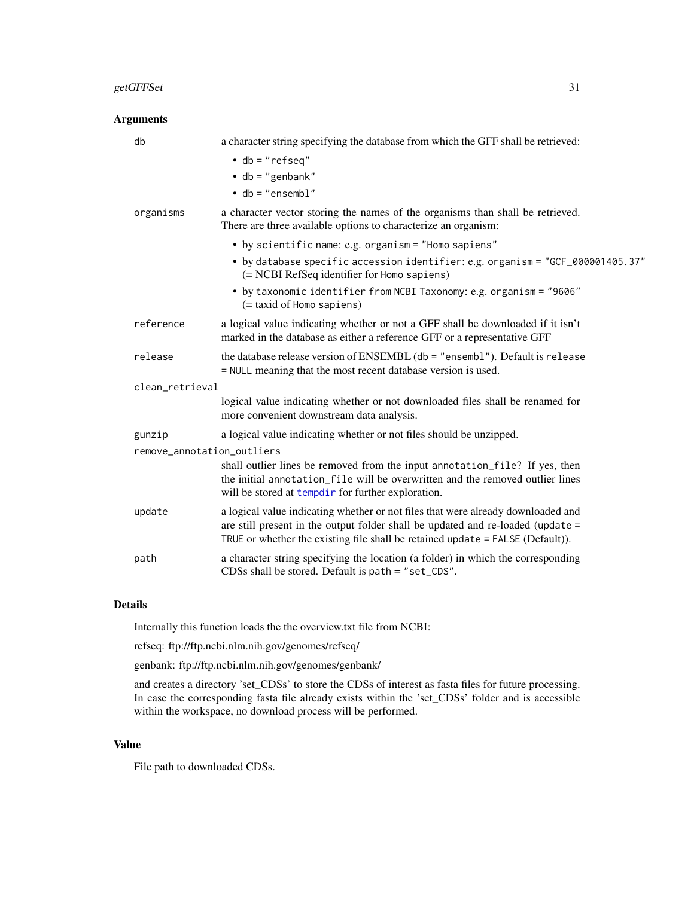## Arguments

**db** — a character string specifying the database from which the GFF shall be retrieved:

- db = "refseq"
- db = "genbank"
- db = "ensembl"

**organisms** — a character vector storing the names of the organisms than shall be retrieved. There are three available options to characterize an organism:

- by scientific name: e.g. organism = "Homo sapiens"
- by database specific accession identifier: e.g. organism = "GCF_000001405.37" (= NCBI RefSeq identifier for Homo sapiens)
- by taxonomic identifier from NCBI Taxonomy: e.g. organism = "9606" (= taxid of Homo sapiens)

**reference** — a logical value indicating whether or not a GFF shall be downloaded if it isn't marked in the database as either a reference GFF or a representative GFF

**release** — the database release version of ENSEMBL (db = "ensembl"). Default is release = NULL meaning that the most recent database version is used.

**clean_retrieval** — logical value indicating whether or not downloaded files shall be renamed for more convenient downstream data analysis.

**gunzip** — a logical value indicating whether or not files should be unzipped.

**remove_annotation_outliers** — shall outlier lines be removed from the input annotation_file? If yes, then the initial annotation_file will be overwritten and the removed outlier lines will be stored at tempdir for further exploration.

**update** — a logical value indicating whether or not files that were already downloaded and are still present in the output folder shall be updated and re-loaded (update = TRUE or whether the existing file shall be retained update = FALSE (Default)).

**path** — a character string specifying the location (a folder) in which the corresponding CDSs shall be stored. Default is path = "set_CDS".

## Details

Internally this function loads the the overview.txt file from NCBI:

refseq: ftp://ftp.ncbi.nlm.nih.gov/genomes/refseq/

genbank: ftp://ftp.ncbi.nlm.nih.gov/genomes/genbank/

and creates a directory 'set_CDSs' to store the CDSs of interest as fasta files for future processing. In case the corresponding fasta file already exists within the 'set_CDSs' folder and is accessible within the workspace, no download process will be performed.

## Value

File path to downloaded CDSs.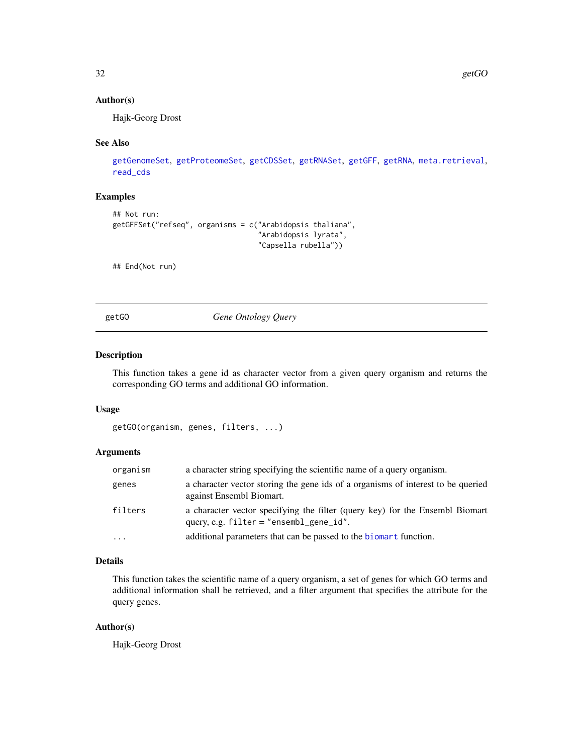### Author(s)

Hajk-Georg Drost

### See Also

getGenomeSet, getProteomeSet, getCDSSet, getRNASet, getGFF, getRNA, meta.retrieval, read_cds

### Examples

```
## Not run:
getGFFSet("refseq", organisms = c("Arabidopsis thaliana",
                                  "Arabidopsis lyrata",
                                  "Capsella rubella"))

## End(Not run)
```

---

## getGO *Gene Ontology Query*

---

### Description

This function takes a gene id as character vector from a given query organism and returns the corresponding GO terms and additional GO information.

### Usage

```
getGO(organism, genes, filters, ...)
```

### Arguments

| | |
|---|---|
| `organism` | a character string specifying the scientific name of a query organism. |
| `genes` | a character vector storing the gene ids of a organisms of interest to be queried against Ensembl Biomart. |
| `filters` | a character vector specifying the filter (query key) for the Ensembl Biomart query, e.g. `filter = "ensembl_gene_id"`. |
| `...` | additional parameters that can be passed to the `biomart` function. |

### Details

This function takes the scientific name of a query organism, a set of genes for which GO terms and additional information shall be retrieved, and a filter argument that specifies the attribute for the query genes.

### Author(s)

Hajk-Georg Drost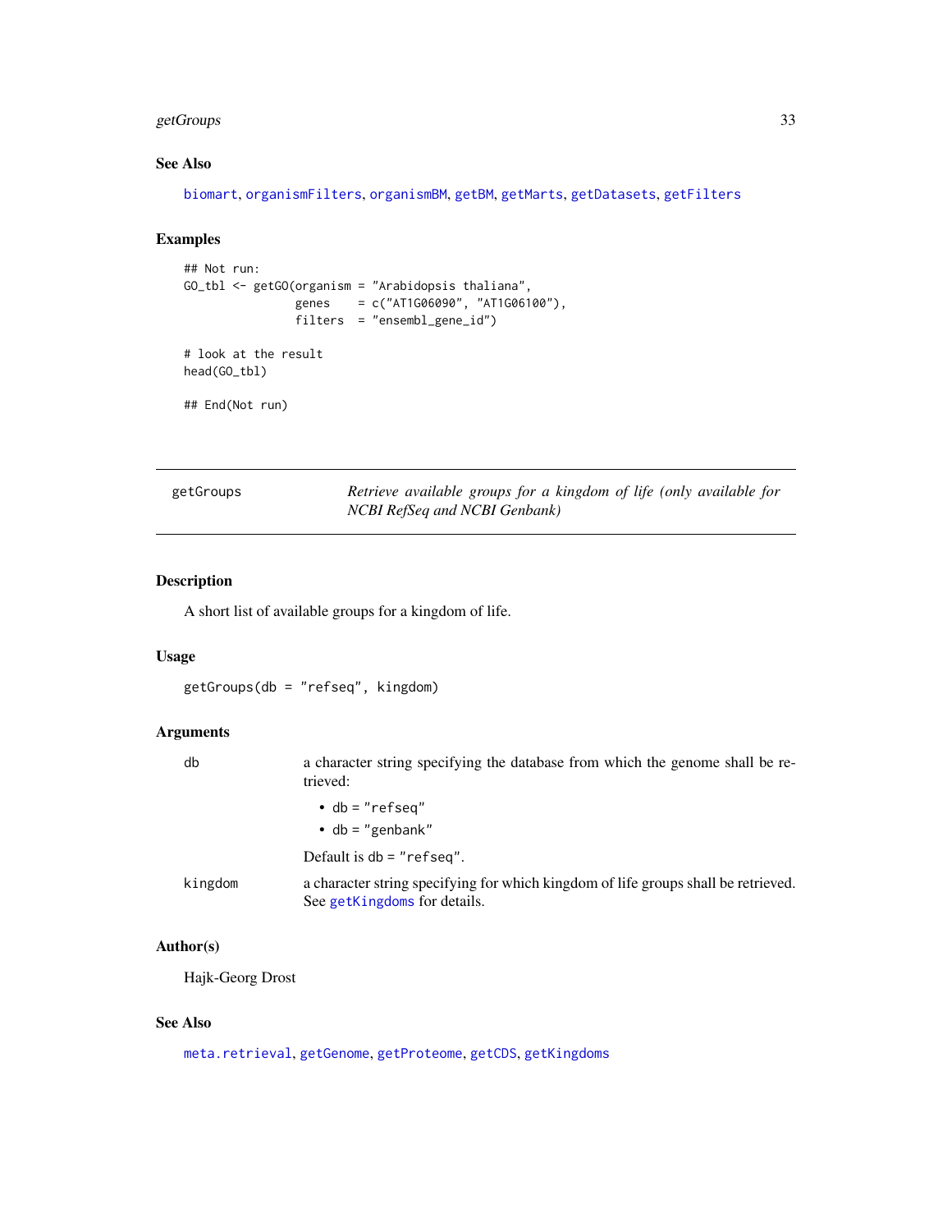## See Also

biomart, organismFilters, organismBM, getBM, getMarts, getDatasets, getFilters

## Examples

```
## Not run:
GO_tbl <- getGO(organism = "Arabidopsis thaliana",
                genes    = c("AT1G06090", "AT1G06100"),
                filters  = "ensembl_gene_id")

# look at the result
head(GO_tbl)

## End(Not run)
```

---

# getGroups *Retrieve available groups for a kingdom of life (only available for NCBI RefSeq and NCBI Genbank)*

---

## Description

A short list of available groups for a kingdom of life.

## Usage

```
getGroups(db = "refseq", kingdom)
```

## Arguments

| | |
|---|---|
| db | a character string specifying the database from which the genome shall be retrieved: <br>• db = "refseq" <br>• db = "genbank" <br>Default is db = "refseq". |
| kingdom | a character string specifying for which kingdom of life groups shall be retrieved. See getKingdoms for details. |

## Author(s)

Hajk-Georg Drost

## See Also

meta.retrieval, getGenome, getProteome, getCDS, getKingdoms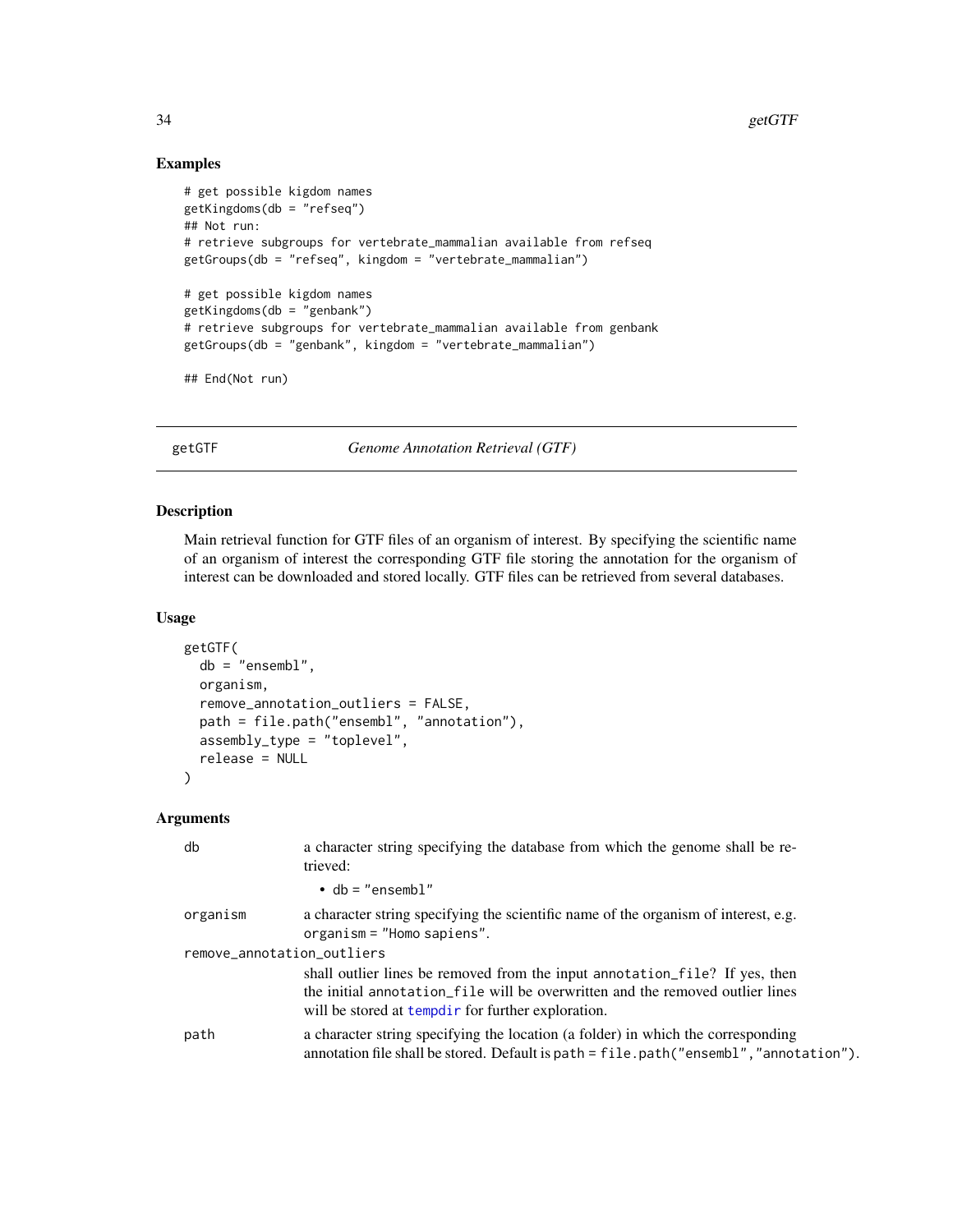## Examples

```
# get possible kigdom names
getKingdoms(db = "refseq")
## Not run:
# retrieve subgroups for vertebrate_mammalian available from refseq
getGroups(db = "refseq", kingdom = "vertebrate_mammalian")

# get possible kigdom names
getKingdoms(db = "genbank")
# retrieve subgroups for vertebrate_mammalian available from genbank
getGroups(db = "genbank", kingdom = "vertebrate_mammalian")

## End(Not run)
```

---

# getGTF — *Genome Annotation Retrieval (GTF)*

## Description

Main retrieval function for GTF files of an organism of interest. By specifying the scientific name of an organism of interest the corresponding GTF file storing the annotation for the organism of interest can be downloaded and stored locally. GTF files can be retrieved from several databases.

## Usage

```
getGTF(
  db = "ensembl",
  organism,
  remove_annotation_outliers = FALSE,
  path = file.path("ensembl", "annotation"),
  assembly_type = "toplevel",
  release = NULL
)
```

## Arguments

`db` — a character string specifying the database from which the genome shall be retrieved:

- `db = "ensembl"`

`organism` — a character string specifying the scientific name of the organism of interest, e.g. `organism = "Homo sapiens"`.

`remove_annotation_outliers` — shall outlier lines be removed from the input `annotation_file`? If yes, then the initial `annotation_file` will be overwritten and the removed outlier lines will be stored at `tempdir` for further exploration.

`path` — a character string specifying the location (a folder) in which the corresponding annotation file shall be stored. Default is `path = file.path("ensembl","annotation")`.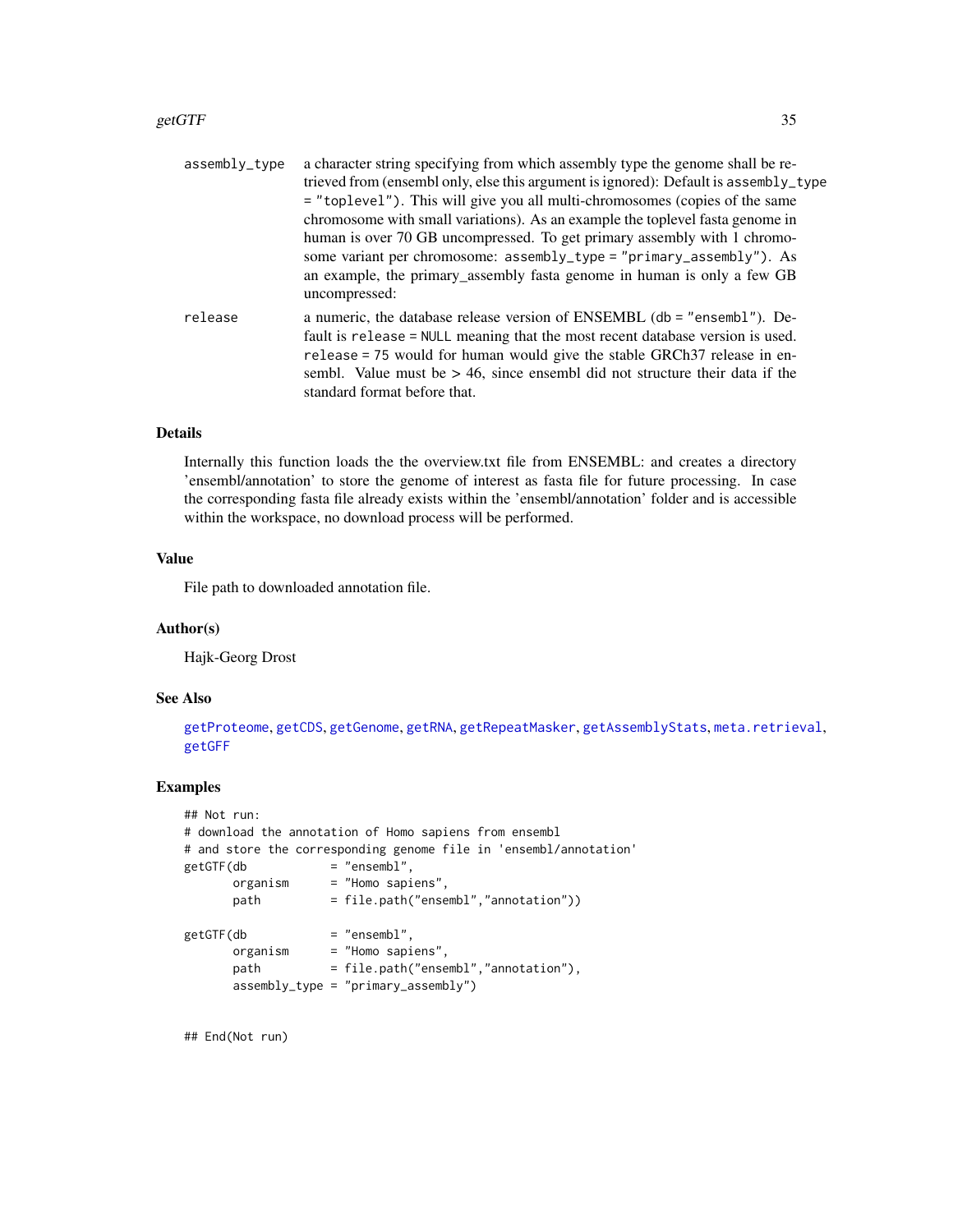| | |
|---|---|
| `assembly_type` | a character string specifying from which assembly type the genome shall be retrieved from (ensembl only, else this argument is ignored): Default is `assembly_type = "toplevel")`. This will give you all multi-chromosomes (copies of the same chromosome with small variations). As an example the toplevel fasta genome in human is over 70 GB uncompressed. To get primary assembly with 1 chromosome variant per chromosome: `assembly_type = "primary_assembly")`. As an example, the primary_assembly fasta genome in human is only a few GB uncompressed: |
| `release` | a numeric, the database release version of ENSEMBL (`db = "ensembl"`). Default is `release = NULL` meaning that the most recent database version is used. `release = 75` would for human would give the stable GRCh37 release in ensembl. Value must be > 46, since ensembl did not structure their data if the standard format before that. |

### Details

Internally this function loads the the overview.txt file from ENSEMBL: and creates a directory 'ensembl/annotation' to store the genome of interest as fasta file for future processing. In case the corresponding fasta file already exists within the 'ensembl/annotation' folder and is accessible within the workspace, no download process will be performed.

### Value

File path to downloaded annotation file.

### Author(s)

Hajk-Georg Drost

### See Also

`getProteome`, `getCDS`, `getGenome`, `getRNA`, `getRepeatMasker`, `getAssemblyStats`, `meta.retrieval`, `getGFF`

### Examples

```
## Not run:
# download the annotation of Homo sapiens from ensembl
# and store the corresponding genome file in 'ensembl/annotation'
getGTF(db            = "ensembl",
       organism      = "Homo sapiens",
       path          = file.path("ensembl","annotation"))

getGTF(db            = "ensembl",
       organism      = "Homo sapiens",
       path          = file.path("ensembl","annotation"),
       assembly_type = "primary_assembly")


## End(Not run)
```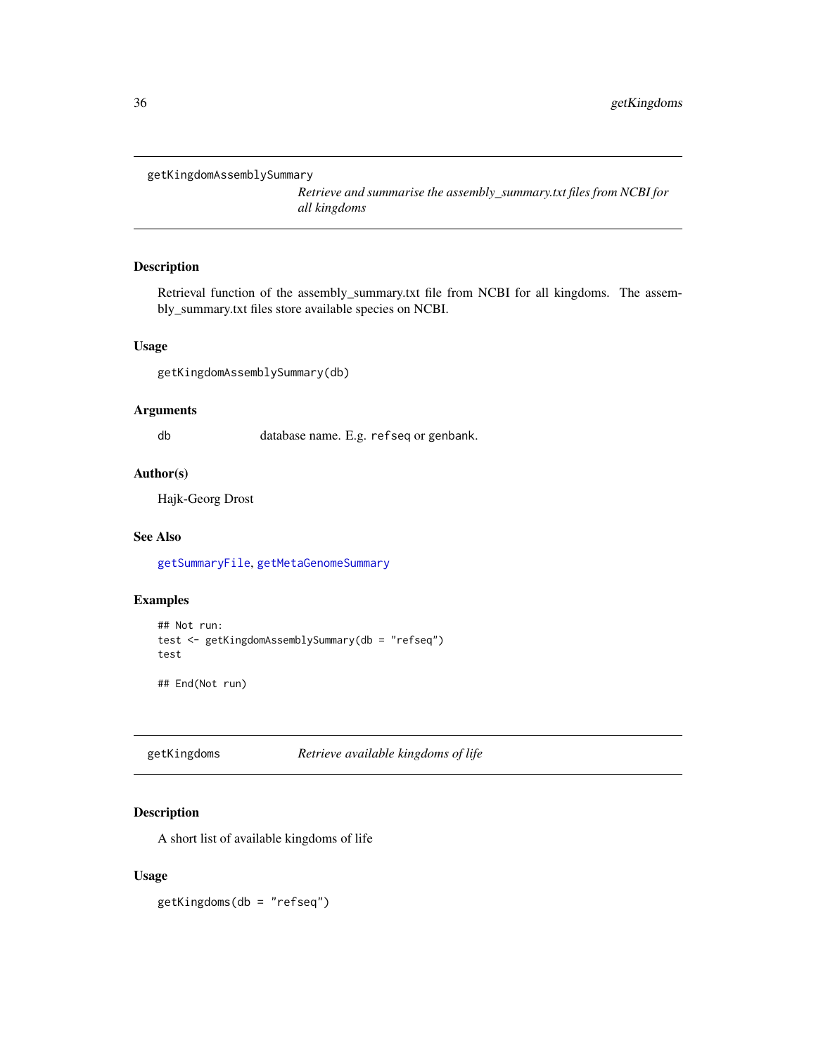## getKingdomAssemblySummary

*Retrieve and summarise the assembly_summary.txt files from NCBI for all kingdoms*

### Description

Retrieval function of the assembly_summary.txt file from NCBI for all kingdoms. The assembly_summary.txt files store available species on NCBI.

### Usage

```
getKingdomAssemblySummary(db)
```

### Arguments

db    database name. E.g. `refseq` or `genbank`.

### Author(s)

Hajk-Georg Drost

### See Also

getSummaryFile, getMetaGenomeSummary

### Examples

```
## Not run:
test <- getKingdomAssemblySummary(db = "refseq")
test

## End(Not run)
```

## getKingdoms

*Retrieve available kingdoms of life*

### Description

A short list of available kingdoms of life

### Usage

```
getKingdoms(db = "refseq")
```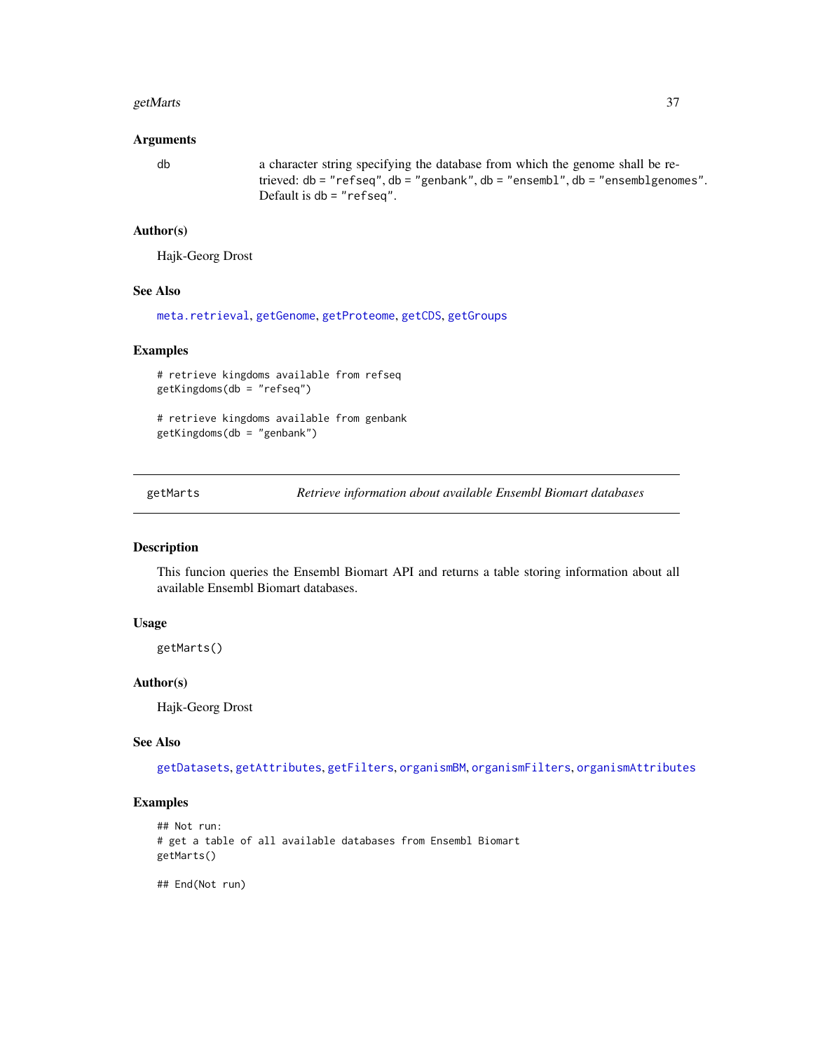### Arguments

db a character string specifying the database from which the genome shall be retrieved: db = "refseq", db = "genbank", db = "ensembl", db = "ensemblgenomes". Default is db = "refseq".

### Author(s)

Hajk-Georg Drost

### See Also

meta.retrieval, getGenome, getProteome, getCDS, getGroups

### Examples

```
# retrieve kingdoms available from refseq
getKingdoms(db = "refseq")

# retrieve kingdoms available from genbank
getKingdoms(db = "genbank")
```

---

## getMarts *Retrieve information about available Ensembl Biomart databases*

### Description

This funcion queries the Ensembl Biomart API and returns a table storing information about all available Ensembl Biomart databases.

### Usage

```
getMarts()
```

### Author(s)

Hajk-Georg Drost

### See Also

getDatasets, getAttributes, getFilters, organismBM, organismFilters, organismAttributes

### Examples

```
## Not run:
# get a table of all available databases from Ensembl Biomart
getMarts()

## End(Not run)
```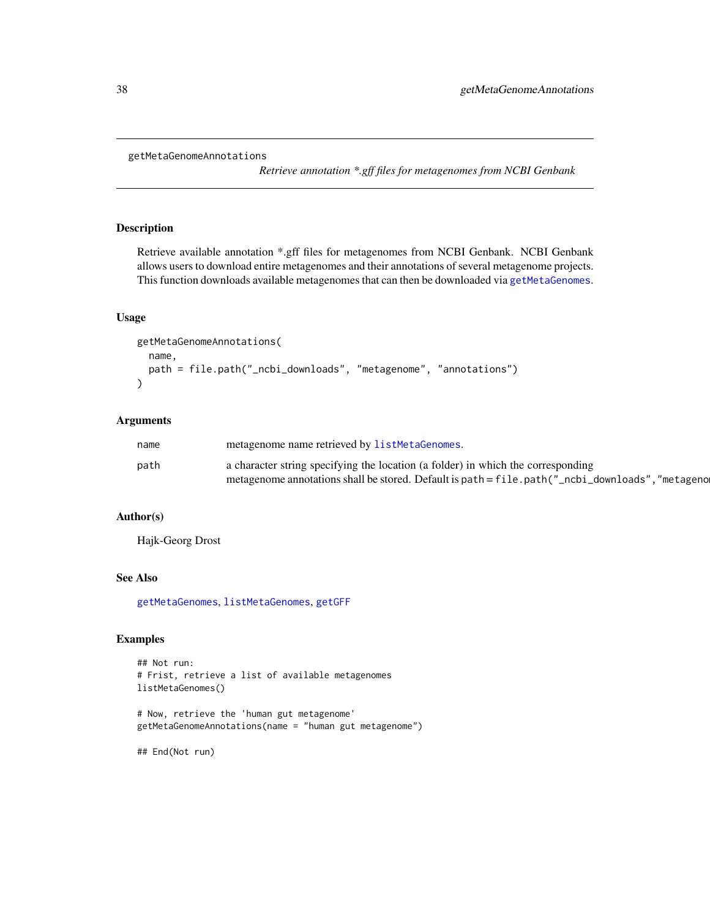getMetaGenomeAnnotations    *Retrieve annotation *.gff files for metagenomes from NCBI Genbank*

## Description

Retrieve available annotation *.gff files for metagenomes from NCBI Genbank. NCBI Genbank allows users to download entire metagenomes and their annotations of several metagenome projects. This function downloads available metagenomes that can then be downloaded via getMetaGenomes.

## Usage

```
getMetaGenomeAnnotations(
  name,
  path = file.path("_ncbi_downloads", "metagenome", "annotations")
)
```

## Arguments

| | |
|---|---|
| name | metagenome name retrieved by listMetaGenomes. |
| path | a character string specifying the location (a folder) in which the corresponding metagenome annotations shall be stored. Default is path = file.path("_ncbi_downloads","metageno |

## Author(s)

Hajk-Georg Drost

## See Also

getMetaGenomes, listMetaGenomes, getGFF

## Examples

```
## Not run:
# Frist, retrieve a list of available metagenomes
listMetaGenomes()

# Now, retrieve the 'human gut metagenome'
getMetaGenomeAnnotations(name = "human gut metagenome")

## End(Not run)
```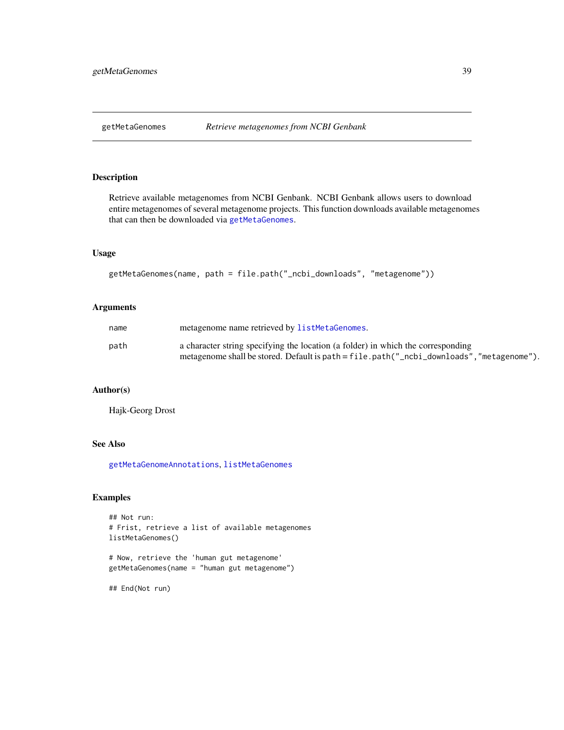## getMetaGenomes *Retrieve metagenomes from NCBI Genbank*

### Description

Retrieve available metagenomes from NCBI Genbank. NCBI Genbank allows users to download entire metagenomes of several metagenome projects. This function downloads available metagenomes that can then be downloaded via `getMetaGenomes`.

### Usage

```
getMetaGenomes(name, path = file.path("_ncbi_downloads", "metagenome"))
```

### Arguments

| | |
|---|---|
| `name` | metagenome name retrieved by `listMetaGenomes`. |
| `path` | a character string specifying the location (a folder) in which the corresponding metagenome shall be stored. Default is `path = file.path("_ncbi_downloads","metagenome")`. |

### Author(s)

Hajk-Georg Drost

### See Also

`getMetaGenomeAnnotations`, `listMetaGenomes`

### Examples

```
## Not run:
# Frist, retrieve a list of available metagenomes
listMetaGenomes()

# Now, retrieve the 'human gut metagenome'
getMetaGenomes(name = "human gut metagenome")

## End(Not run)
```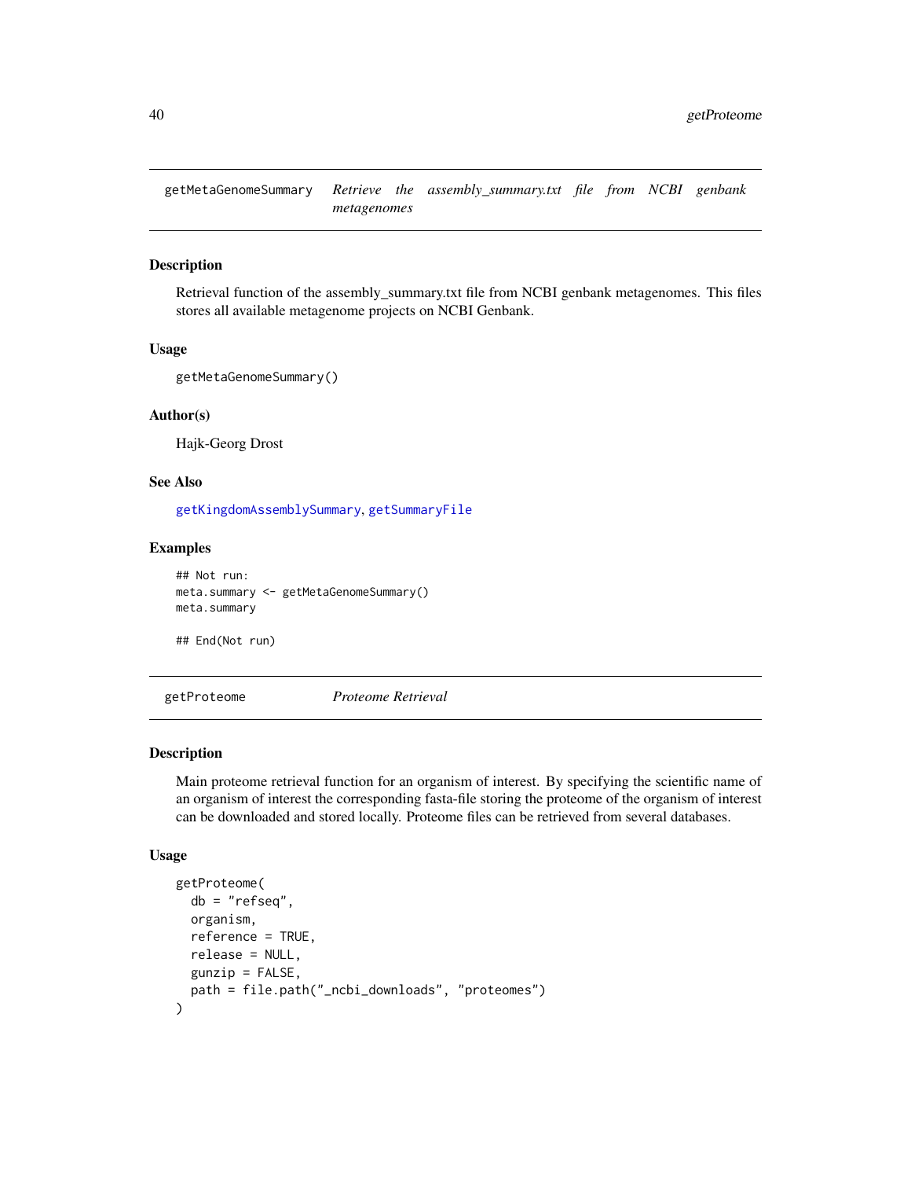## getMetaGenomeSummary    *Retrieve the assembly_summary.txt file from NCBI genbank metagenomes*

### Description

Retrieval function of the assembly_summary.txt file from NCBI genbank metagenomes. This files stores all available metagenome projects on NCBI Genbank.

### Usage

```
getMetaGenomeSummary()
```

### Author(s)

Hajk-Georg Drost

### See Also

getKingdomAssemblySummary, getSummaryFile

### Examples

```
## Not run:
meta.summary <- getMetaGenomeSummary()
meta.summary

## End(Not run)
```

## getProteome    *Proteome Retrieval*

### Description

Main proteome retrieval function for an organism of interest. By specifying the scientific name of an organism of interest the corresponding fasta-file storing the proteome of the organism of interest can be downloaded and stored locally. Proteome files can be retrieved from several databases.

### Usage

```
getProteome(
  db = "refseq",
  organism,
  reference = TRUE,
  release = NULL,
  gunzip = FALSE,
  path = file.path("_ncbi_downloads", "proteomes")
)
```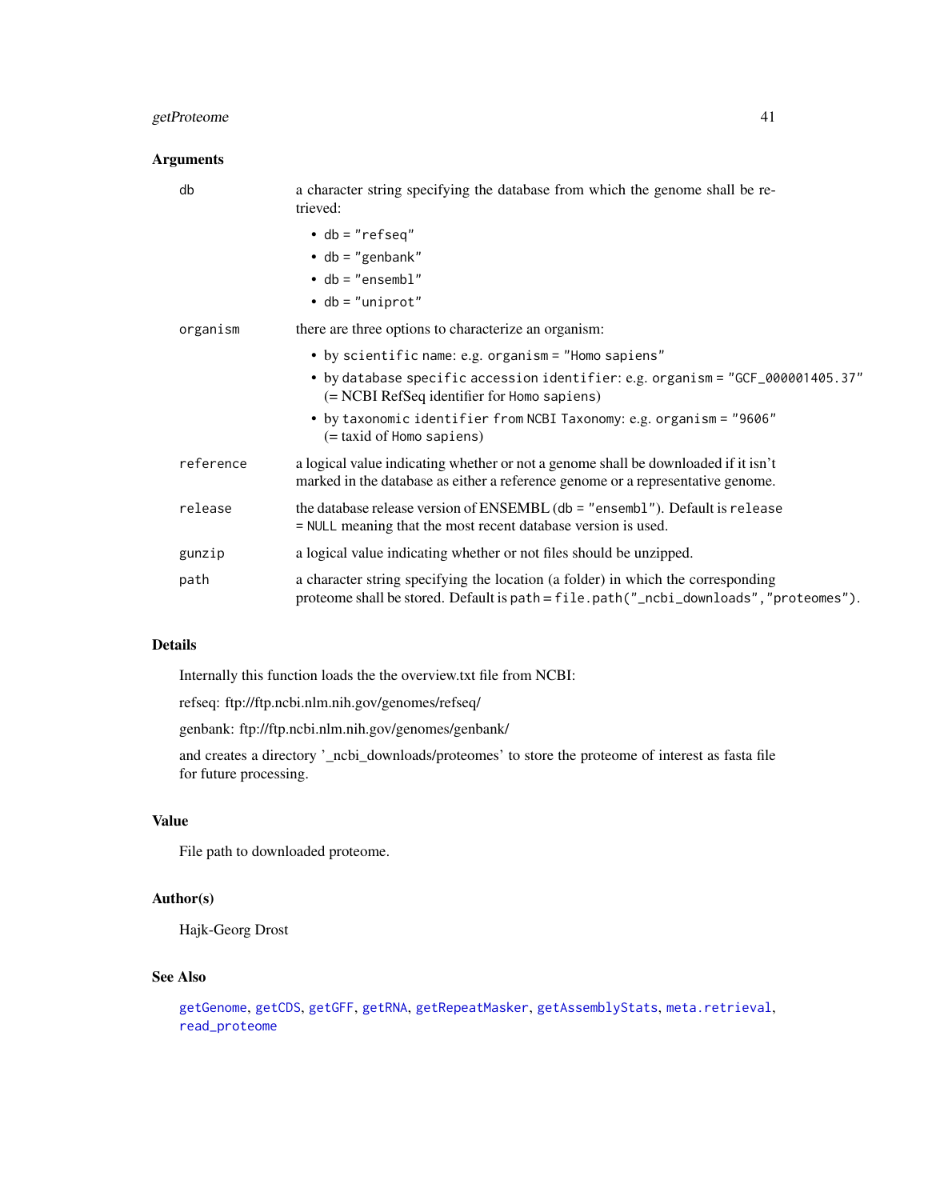## Arguments

| | |
|---|---|
| `db` | a character string specifying the database from which the genome shall be retrieved:<br>• `db = "refseq"`<br>• `db = "genbank"`<br>• `db = "ensembl"`<br>• `db = "uniprot"` |
| `organism` | there are three options to characterize an organism:<br>• by `scientific name`: e.g. `organism = "Homo sapiens"`<br>• by `database specific accession identifier`: e.g. `organism = "GCF_000001405.37"` (= NCBI RefSeq identifier for `Homo sapiens`)<br>• by `taxonomic identifier from NCBI Taxonomy`: e.g. `organism = "9606"` (= taxid of `Homo sapiens`) |
| `reference` | a logical value indicating whether or not a genome shall be downloaded if it isn't marked in the database as either a reference genome or a representative genome. |
| `release` | the database release version of ENSEMBL (`db = "ensembl"`). Default is `release = NULL` meaning that the most recent database version is used. |
| `gunzip` | a logical value indicating whether or not files should be unzipped. |
| `path` | a character string specifying the location (a folder) in which the corresponding proteome shall be stored. Default is `path = file.path("_ncbi_downloads","proteomes")`. |

## Details

Internally this function loads the the overview.txt file from NCBI:

refseq: ftp://ftp.ncbi.nlm.nih.gov/genomes/refseq/

genbank: ftp://ftp.ncbi.nlm.nih.gov/genomes/genbank/

and creates a directory '_ncbi_downloads/proteomes' to store the proteome of interest as fasta file for future processing.

## Value

File path to downloaded proteome.

## Author(s)

Hajk-Georg Drost

## See Also

`getGenome`, `getCDS`, `getGFF`, `getRNA`, `getRepeatMasker`, `getAssemblyStats`, `meta.retrieval`, `read_proteome`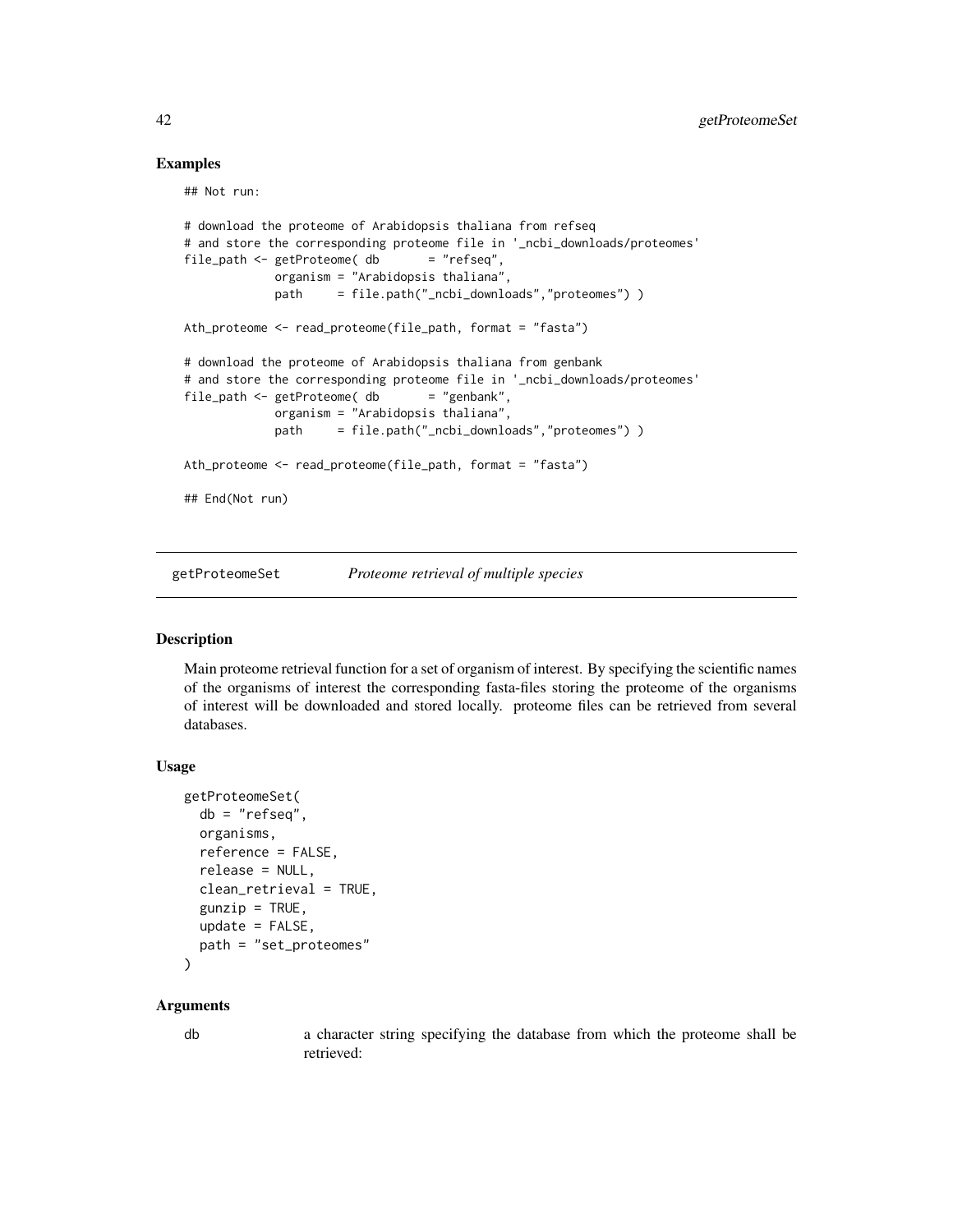## Examples

```
## Not run:

# download the proteome of Arabidopsis thaliana from refseq
# and store the corresponding proteome file in '_ncbi_downloads/proteomes'
file_path <- getProteome( db       = "refseq",
             organism = "Arabidopsis thaliana",
             path     = file.path("_ncbi_downloads","proteomes") )

Ath_proteome <- read_proteome(file_path, format = "fasta")

# download the proteome of Arabidopsis thaliana from genbank
# and store the corresponding proteome file in '_ncbi_downloads/proteomes'
file_path <- getProteome( db       = "genbank",
             organism = "Arabidopsis thaliana",
             path     = file.path("_ncbi_downloads","proteomes") )

Ath_proteome <- read_proteome(file_path, format = "fasta")

## End(Not run)
```

---

# getProteomeSet &nbsp;&nbsp;&nbsp; *Proteome retrieval of multiple species*

---

## Description

Main proteome retrieval function for a set of organism of interest. By specifying the scientific names of the organisms of interest the corresponding fasta-files storing the proteome of the organisms of interest will be downloaded and stored locally. proteome files can be retrieved from several databases.

## Usage

```
getProteomeSet(
  db = "refseq",
  organisms,
  reference = FALSE,
  release = NULL,
  clean_retrieval = TRUE,
  gunzip = TRUE,
  update = FALSE,
  path = "set_proteomes"
)
```

## Arguments

`db` &nbsp;&nbsp;&nbsp; a character string specifying the database from which the proteome shall be retrieved: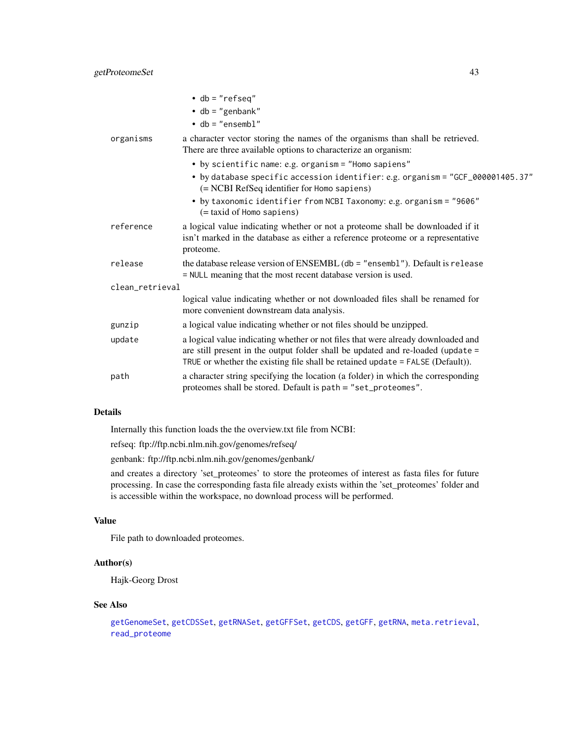- db = "refseq"
- db = "genbank"
- db = "ensembl"

`organisms` a character vector storing the names of the organisms than shall be retrieved. There are three available options to characterize an organism:

- by scientific name: e.g. organism = "Homo sapiens"
- by database specific accession identifier: e.g. organism = "GCF_000001405.37" (= NCBI RefSeq identifier for Homo sapiens)
- by taxonomic identifier from NCBI Taxonomy: e.g. organism = "9606" (= taxid of Homo sapiens)

`reference` a logical value indicating whether or not a proteome shall be downloaded if it isn't marked in the database as either a reference proteome or a representative proteome.

`release` the database release version of ENSEMBL (db = "ensembl"). Default is release = NULL meaning that the most recent database version is used.

`clean_retrieval` logical value indicating whether or not downloaded files shall be renamed for more convenient downstream data analysis.

`gunzip` a logical value indicating whether or not files should be unzipped.

`update` a logical value indicating whether or not files that were already downloaded and are still present in the output folder shall be updated and re-loaded (update = TRUE or whether the existing file shall be retained update = FALSE (Default)).

`path` a character string specifying the location (a folder) in which the corresponding proteomes shall be stored. Default is path = "set_proteomes".

## Details

Internally this function loads the the overview.txt file from NCBI:

refseq: ftp://ftp.ncbi.nlm.nih.gov/genomes/refseq/

genbank: ftp://ftp.ncbi.nlm.nih.gov/genomes/genbank/

and creates a directory 'set_proteomes' to store the proteomes of interest as fasta files for future processing. In case the corresponding fasta file already exists within the 'set_proteomes' folder and is accessible within the workspace, no download process will be performed.

## Value

File path to downloaded proteomes.

## Author(s)

Hajk-Georg Drost

## See Also

getGenomeSet, getCDSSet, getRNASet, getGFFSet, getCDS, getGFF, getRNA, meta.retrieval, read_proteome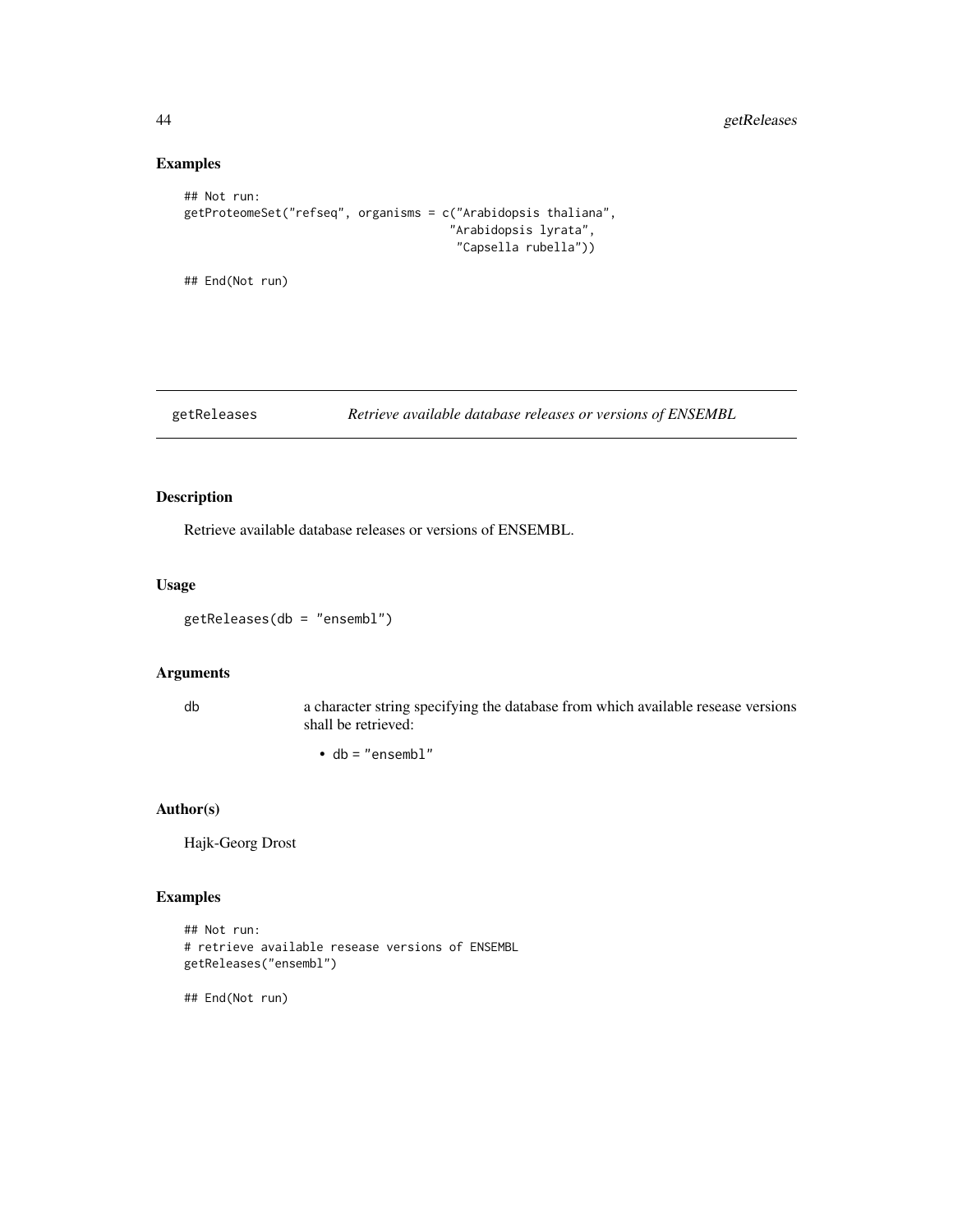## Examples

```
## Not run:
getProteomeSet("refseq", organisms = c("Arabidopsis thaliana",
                                       "Arabidopsis lyrata",
                                        "Capsella rubella"))

## End(Not run)
```

---

getReleases *Retrieve available database releases or versions of ENSEMBL*

---

## Description

Retrieve available database releases or versions of ENSEMBL.

## Usage

```
getReleases(db = "ensembl")
```

## Arguments

db a character string specifying the database from which available resease versions shall be retrieved:

- db = "ensembl"

## Author(s)

Hajk-Georg Drost

## Examples

```
## Not run:
# retrieve available resease versions of ENSEMBL
getReleases("ensembl")

## End(Not run)
```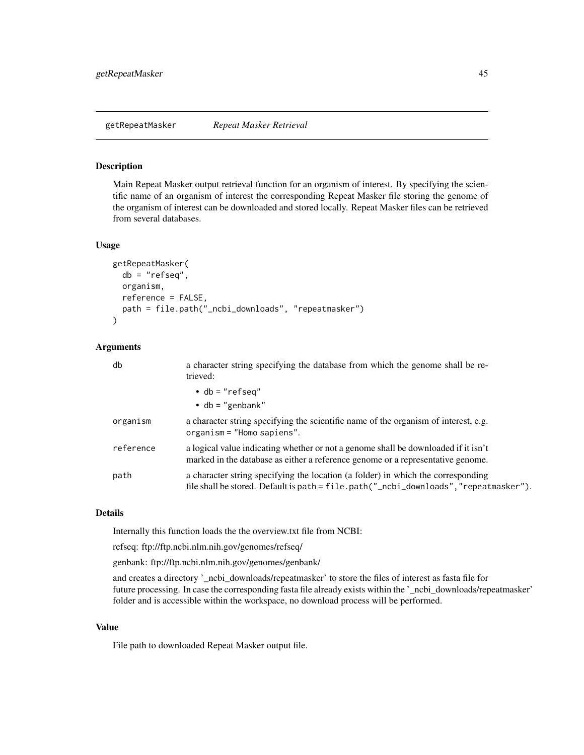# getRepeatMasker *Repeat Masker Retrieval*

## Description

Main Repeat Masker output retrieval function for an organism of interest. By specifying the scientific name of an organism of interest the corresponding Repeat Masker file storing the genome of the organism of interest can be downloaded and stored locally. Repeat Masker files can be retrieved from several databases.

## Usage

```
getRepeatMasker(
  db = "refseq",
  organism,
  reference = FALSE,
  path = file.path("_ncbi_downloads", "repeatmasker")
)
```

## Arguments

| | |
|---|---|
| db | a character string specifying the database from which the genome shall be retrieved:<br>• db = "refseq"<br>• db = "genbank" |
| organism | a character string specifying the scientific name of the organism of interest, e.g. organism = "Homo sapiens". |
| reference | a logical value indicating whether or not a genome shall be downloaded if it isn't marked in the database as either a reference genome or a representative genome. |
| path | a character string specifying the location (a folder) in which the corresponding file shall be stored. Default is path = file.path("_ncbi_downloads","repeatmasker"). |

## Details

Internally this function loads the the overview.txt file from NCBI:

refseq: ftp://ftp.ncbi.nlm.nih.gov/genomes/refseq/

genbank: ftp://ftp.ncbi.nlm.nih.gov/genomes/genbank/

and creates a directory '_ncbi_downloads/repeatmasker' to store the files of interest as fasta file for future processing. In case the corresponding fasta file already exists within the '_ncbi_downloads/repeatmasker' folder and is accessible within the workspace, no download process will be performed.

## Value

File path to downloaded Repeat Masker output file.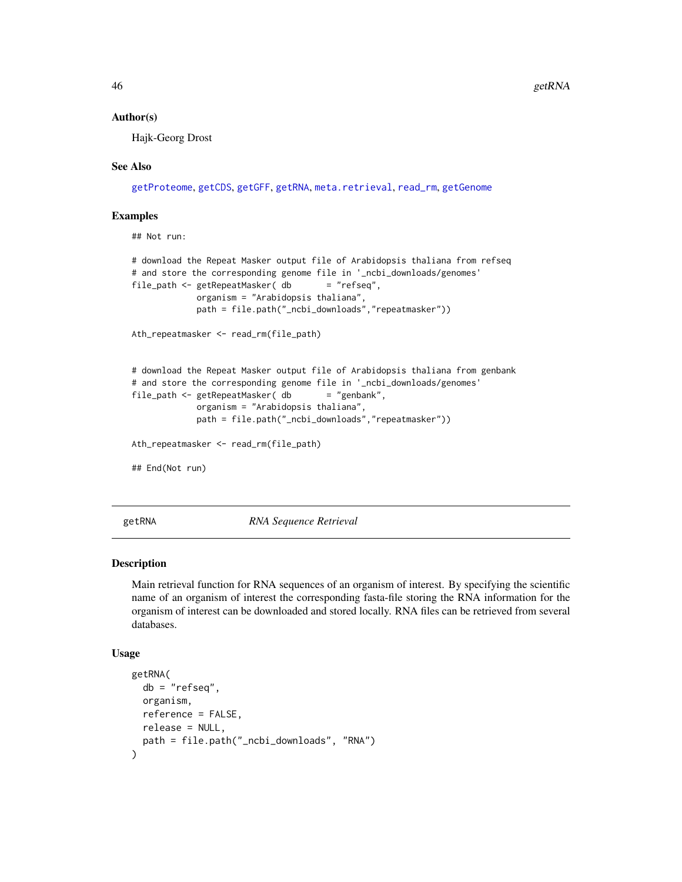### Author(s)

Hajk-Georg Drost

### See Also

getProteome, getCDS, getGFF, getRNA, meta.retrieval, read_rm, getGenome

### Examples

```
## Not run:

# download the Repeat Masker output file of Arabidopsis thaliana from refseq
# and store the corresponding genome file in '_ncbi_downloads/genomes'
file_path <- getRepeatMasker( db       = "refseq",
             organism = "Arabidopsis thaliana",
             path = file.path("_ncbi_downloads","repeatmasker"))

Ath_repeatmasker <- read_rm(file_path)


# download the Repeat Masker output file of Arabidopsis thaliana from genbank
# and store the corresponding genome file in '_ncbi_downloads/genomes'
file_path <- getRepeatMasker( db       = "genbank",
             organism = "Arabidopsis thaliana",
             path = file.path("_ncbi_downloads","repeatmasker"))

Ath_repeatmasker <- read_rm(file_path)

## End(Not run)
```

---

## getRNA    *RNA Sequence Retrieval*

### Description

Main retrieval function for RNA sequences of an organism of interest. By specifying the scientific name of an organism of interest the corresponding fasta-file storing the RNA information for the organism of interest can be downloaded and stored locally. RNA files can be retrieved from several databases.

### Usage

```
getRNA(
  db = "refseq",
  organism,
  reference = FALSE,
  release = NULL,
  path = file.path("_ncbi_downloads", "RNA")
)
```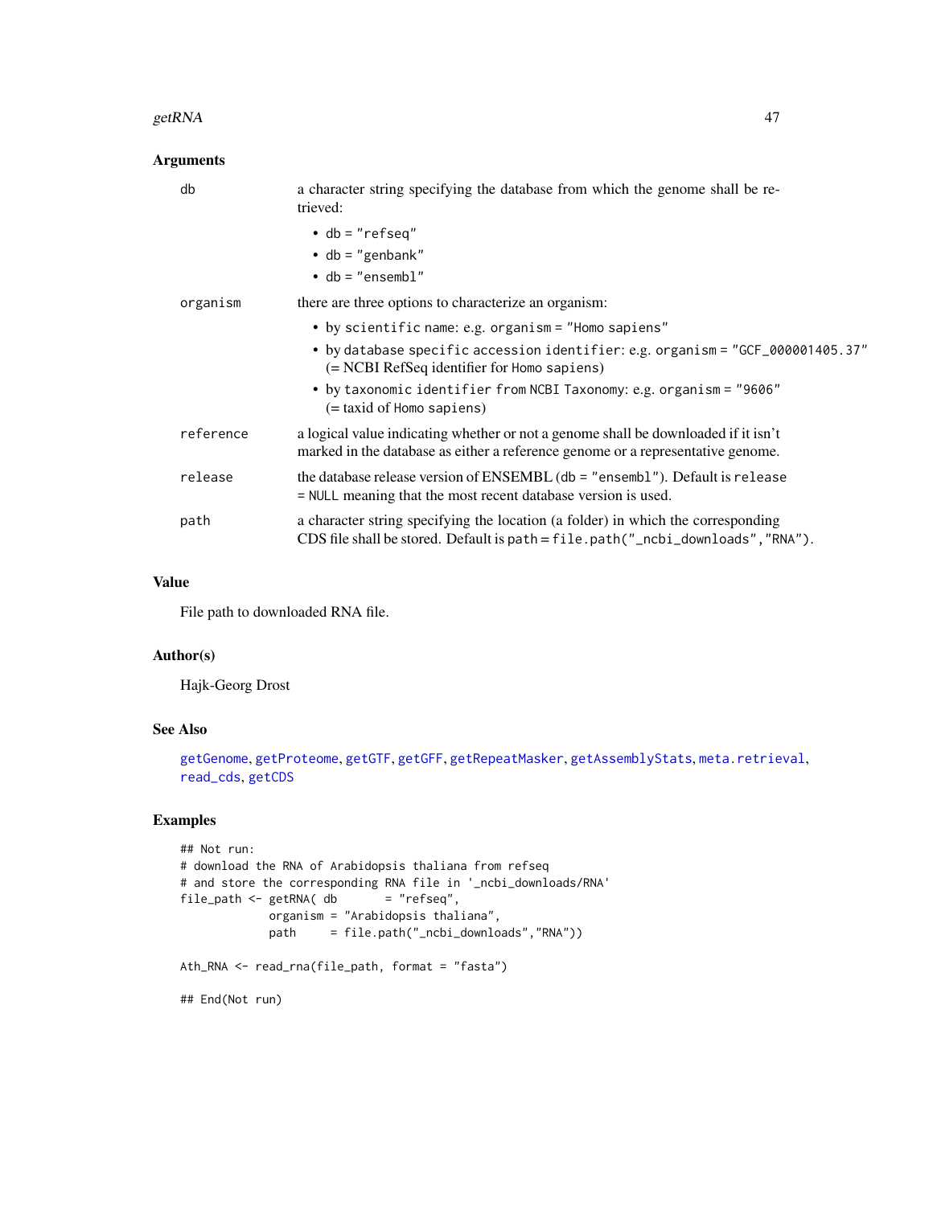### Arguments

| | |
|---|---|
| `db` | a character string specifying the database from which the genome shall be retrieved:<br>• `db = "refseq"`<br>• `db = "genbank"`<br>• `db = "ensembl"` |
| `organism` | there are three options to characterize an organism:<br>• by `scientific` name: e.g. `organism = "Homo sapiens"`<br>• by `database specific accession identifier`: e.g. `organism = "GCF_000001405.37"` (= NCBI RefSeq identifier for `Homo sapiens`)<br>• by `taxonomic identifier` from `NCBI Taxonomy`: e.g. `organism = "9606"` (= taxid of `Homo sapiens`) |
| `reference` | a logical value indicating whether or not a genome shall be downloaded if it isn't marked in the database as either a reference genome or a representative genome. |
| `release` | the database release version of ENSEMBL (`db = "ensembl"`). Default is `release = NULL` meaning that the most recent database version is used. |
| `path` | a character string specifying the location (a folder) in which the corresponding CDS file shall be stored. Default is `path = file.path("_ncbi_downloads","RNA")`. |

### Value

File path to downloaded RNA file.

### Author(s)

Hajk-Georg Drost

### See Also

getGenome, getProteome, getGTF, getGFF, getRepeatMasker, getAssemblyStats, meta.retrieval, read_cds, getCDS

### Examples

```
## Not run:
# download the RNA of Arabidopsis thaliana from refseq
# and store the corresponding RNA file in '_ncbi_downloads/RNA'
file_path <- getRNA( db       = "refseq",
             organism = "Arabidopsis thaliana",
             path     = file.path("_ncbi_downloads","RNA"))

Ath_RNA <- read_rna(file_path, format = "fasta")

## End(Not run)
```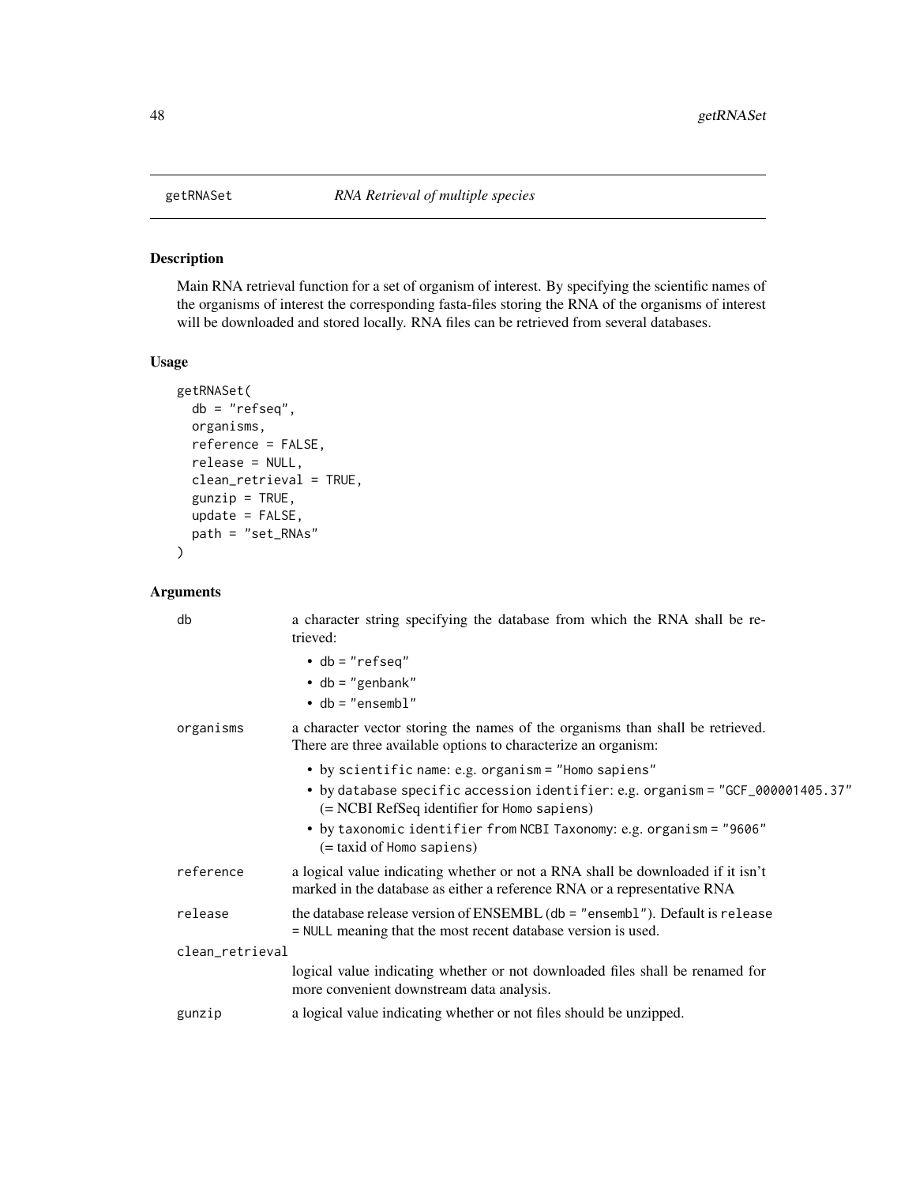getRNASet *RNA Retrieval of multiple species*

## Description

Main RNA retrieval function for a set of organism of interest. By specifying the scientific names of the organisms of interest the corresponding fasta-files storing the RNA of the organisms of interest will be downloaded and stored locally. RNA files can be retrieved from several databases.

## Usage

```
getRNASet(
  db = "refseq",
  organisms,
  reference = FALSE,
  release = NULL,
  clean_retrieval = TRUE,
  gunzip = TRUE,
  update = FALSE,
  path = "set_RNAs"
)
```

## Arguments

| Argument | Description |
|---|---|
| `db` | a character string specifying the database from which the RNA shall be retrieved: <br>• `db = "refseq"` <br>• `db = "genbank"` <br>• `db = "ensembl"` |
| `organisms` | a character vector storing the names of the organisms than shall be retrieved. There are three available options to characterize an organism: <br>• by `scientific` name: e.g. `organism = "Homo sapiens"` <br>• by `database specific accession identifier`: e.g. `organism = "GCF_000001405.37"` (= NCBI RefSeq identifier for `Homo sapiens`) <br>• by `taxonomic identifier` from `NCBI Taxonomy`: e.g. `organism = "9606"` (= taxid of `Homo sapiens`) |
| `reference` | a logical value indicating whether or not a RNA shall be downloaded if it isn't marked in the database as either a reference RNA or a representative RNA |
| `release` | the database release version of ENSEMBL (`db = "ensembl"`). Default is `release = NULL` meaning that the most recent database version is used. |
| `clean_retrieval` | logical value indicating whether or not downloaded files shall be renamed for more convenient downstream data analysis. |
| `gunzip` | a logical value indicating whether or not files should be unzipped. |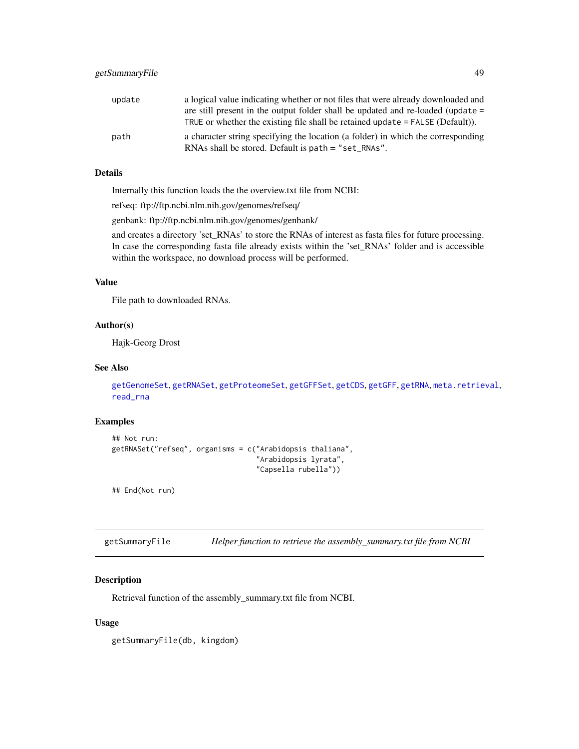| | |
|---|---|
| update | a logical value indicating whether or not files that were already downloaded and are still present in the output folder shall be updated and re-loaded (`update = TRUE` or whether the existing file shall be retained `update = FALSE` (Default)). |
| path | a character string specifying the location (a folder) in which the corresponding RNAs shall be stored. Default is `path = "set_RNAs"`. |

### Details

Internally this function loads the the overview.txt file from NCBI:

refseq: ftp://ftp.ncbi.nlm.nih.gov/genomes/refseq/

genbank: ftp://ftp.ncbi.nlm.nih.gov/genomes/genbank/

and creates a directory 'set_RNAs' to store the RNAs of interest as fasta files for future processing. In case the corresponding fasta file already exists within the 'set_RNAs' folder and is accessible within the workspace, no download process will be performed.

### Value

File path to downloaded RNAs.

### Author(s)

Hajk-Georg Drost

### See Also

getGenomeSet, getRNASet, getProteomeSet, getGFFSet, getCDS, getGFF, getRNA, meta.retrieval, read_rna

### Examples

```
## Not run:
getRNASet("refseq", organisms = c("Arabidopsis thaliana",
                                  "Arabidopsis lyrata",
                                  "Capsella rubella"))

## End(Not run)
```

---

## getSummaryFile — *Helper function to retrieve the assembly_summary.txt file from NCBI*

### Description

Retrieval function of the assembly_summary.txt file from NCBI.

### Usage

```
getSummaryFile(db, kingdom)
```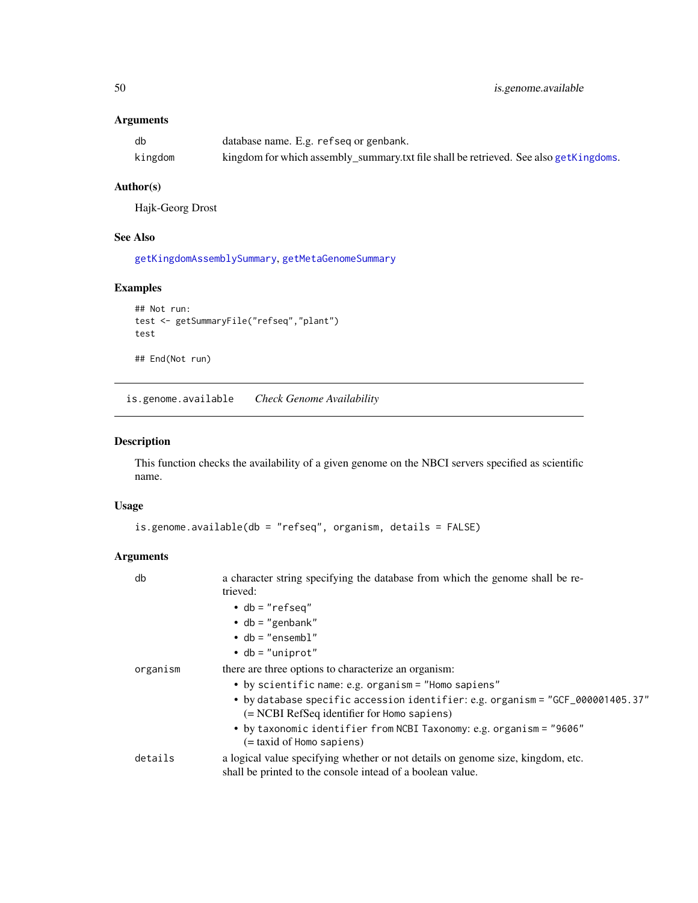### Arguments

| | |
|---|---|
| db | database name. E.g. refseq or genbank. |
| kingdom | kingdom for which assembly_summary.txt file shall be retrieved. See also getKingdoms. |

### Author(s)

Hajk-Georg Drost

### See Also

getKingdomAssemblySummary, getMetaGenomeSummary

### Examples

```
## Not run:
test <- getSummaryFile("refseq","plant")
test

## End(Not run)
```

---

## is.genome.available *Check Genome Availability*

---

### Description

This function checks the availability of a given genome on the NBCI servers specified as scientific name.

### Usage

```
is.genome.available(db = "refseq", organism, details = FALSE)
```

### Arguments

**db** — a character string specifying the database from which the genome shall be retrieved:

- db = "refseq"
- db = "genbank"
- db = "ensembl"
- db = "uniprot"

**organism** — there are three options to characterize an organism:

- by scientific name: e.g. organism = "Homo sapiens"
- by database specific accession identifier: e.g. organism = "GCF_000001405.37" (= NCBI RefSeq identifier for Homo sapiens)
- by taxonomic identifier from NCBI Taxonomy: e.g. organism = "9606" (= taxid of Homo sapiens)

**details** — a logical value specifying whether or not details on genome size, kingdom, etc. shall be printed to the console intead of a boolean value.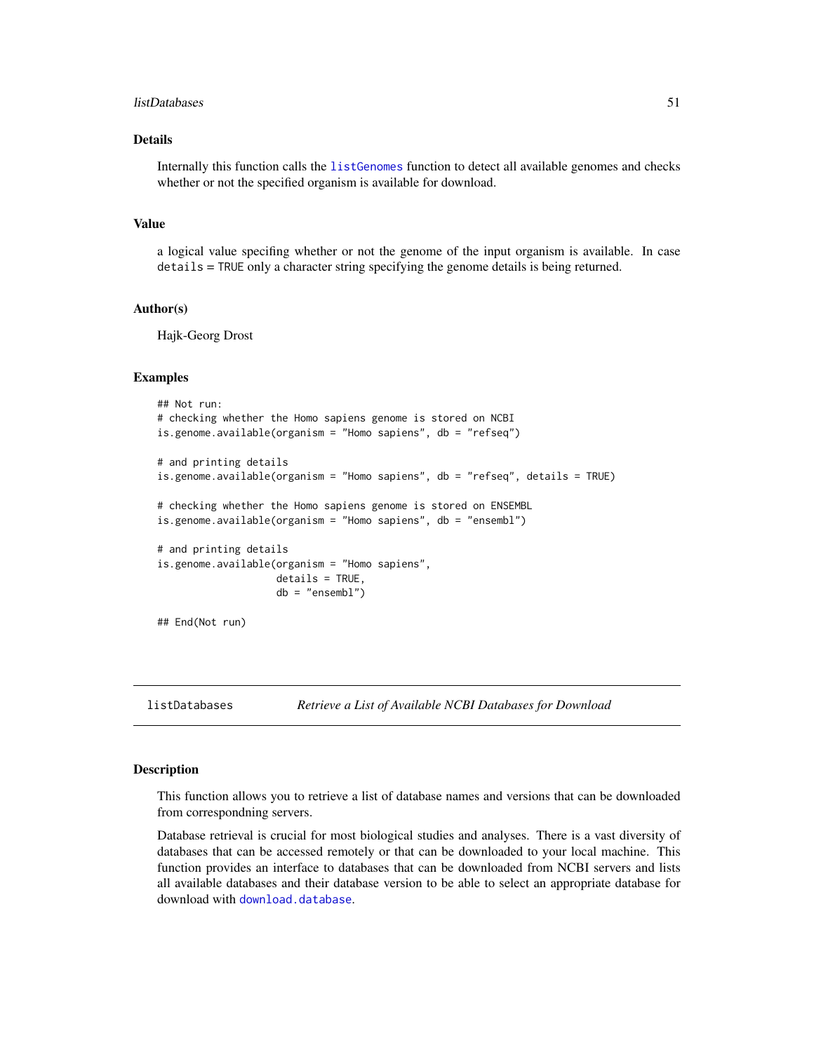### Details

Internally this function calls the `listGenomes` function to detect all available genomes and checks whether or not the specified organism is available for download.

### Value

a logical value specifing whether or not the genome of the input organism is available. In case `details = TRUE` only a character string specifying the genome details is being returned.

### Author(s)

Hajk-Georg Drost

### Examples

```
## Not run:
# checking whether the Homo sapiens genome is stored on NCBI
is.genome.available(organism = "Homo sapiens", db = "refseq")

# and printing details
is.genome.available(organism = "Homo sapiens", db = "refseq", details = TRUE)

# checking whether the Homo sapiens genome is stored on ENSEMBL
is.genome.available(organism = "Homo sapiens", db = "ensembl")

# and printing details
is.genome.available(organism = "Homo sapiens",
                    details = TRUE,
                    db = "ensembl")

## End(Not run)
```

---

## listDatabases *Retrieve a List of Available NCBI Databases for Download*

---

### Description

This function allows you to retrieve a list of database names and versions that can be downloaded from correspondning servers.

Database retrieval is crucial for most biological studies and analyses. There is a vast diversity of databases that can be accessed remotely or that can be downloaded to your local machine. This function provides an interface to databases that can be downloaded from NCBI servers and lists all available databases and their database version to be able to select an appropriate database for download with `download.database`.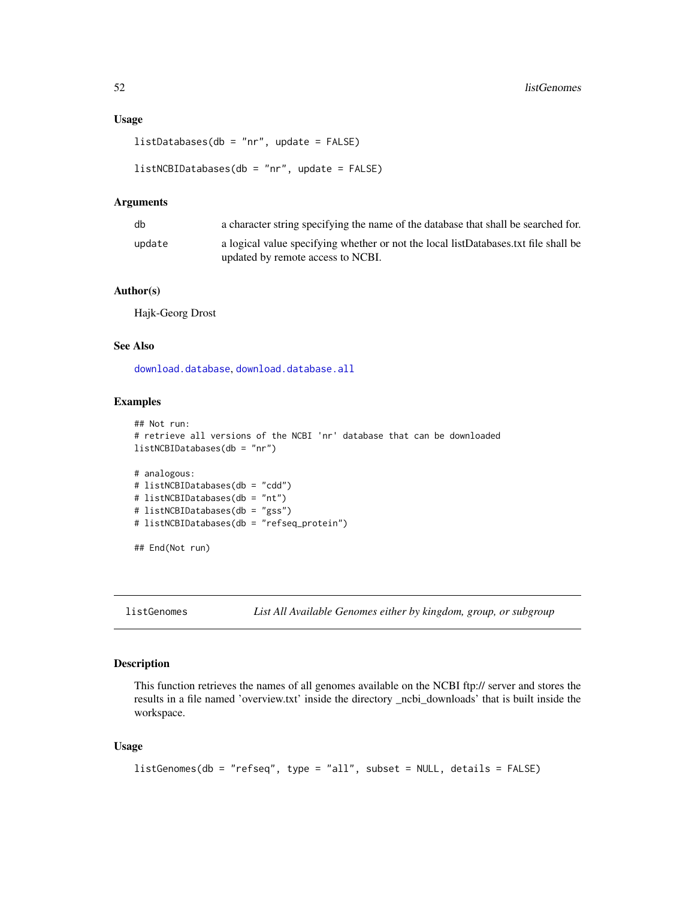### Usage

```
listDatabases(db = "nr", update = FALSE)

listNCBIDatabases(db = "nr", update = FALSE)
```

### Arguments

| | |
|---|---|
| db | a character string specifying the name of the database that shall be searched for. |
| update | a logical value specifying whether or not the local listDatabases.txt file shall be updated by remote access to NCBI. |

### Author(s)

Hajk-Georg Drost

### See Also

download.database, download.database.all

### Examples

```
## Not run:
# retrieve all versions of the NCBI 'nr' database that can be downloaded
listNCBIDatabases(db = "nr")

# analogous:
# listNCBIDatabases(db = "cdd")
# listNCBIDatabases(db = "nt")
# listNCBIDatabases(db = "gss")
# listNCBIDatabases(db = "refseq_protein")

## End(Not run)
```

---

## listGenomes *List All Available Genomes either by kingdom, group, or subgroup*

---

### Description

This function retrieves the names of all genomes available on the NCBI ftp:// server and stores the results in a file named 'overview.txt' inside the directory _ncbi_downloads' that is built inside the workspace.

### Usage

```
listGenomes(db = "refseq", type = "all", subset = NULL, details = FALSE)
```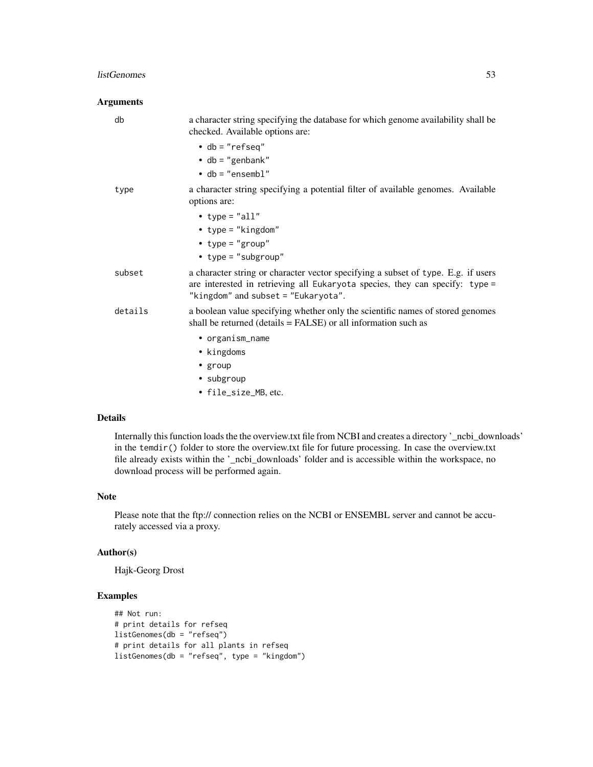## Arguments

**db** a character string specifying the database for which genome availability shall be checked. Available options are:

- `db = "refseq"`
- `db = "genbank"`
- `db = "ensembl"`

**type** a character string specifying a potential filter of available genomes. Available options are:

- `type = "all"`
- `type = "kingdom"`
- `type = "group"`
- `type = "subgroup"`

**subset** a character string or character vector specifying a subset of `type`. E.g. if users are interested in retrieving all `Eukaryota` species, they can specify: `type = "kingdom"` and `subset = "Eukaryota"`.

**details** a boolean value specifying whether only the scientific names of stored genomes shall be returned (details = FALSE) or all information such as

- `organism_name`
- `kingdoms`
- `group`
- `subgroup`
- `file_size_MB`, etc.

## Details

Internally this function loads the the overview.txt file from NCBI and creates a directory '_ncbi_downloads' in the `temdir()` folder to store the overview.txt file for future processing. In case the overview.txt file already exists within the '_ncbi_downloads' folder and is accessible within the workspace, no download process will be performed again.

## Note

Please note that the ftp:// connection relies on the NCBI or ENSEMBL server and cannot be accurately accessed via a proxy.

## Author(s)

Hajk-Georg Drost

## Examples

```
## Not run:
# print details for refseq
listGenomes(db = "refseq")
# print details for all plants in refseq
listGenomes(db = "refseq", type = "kingdom")
```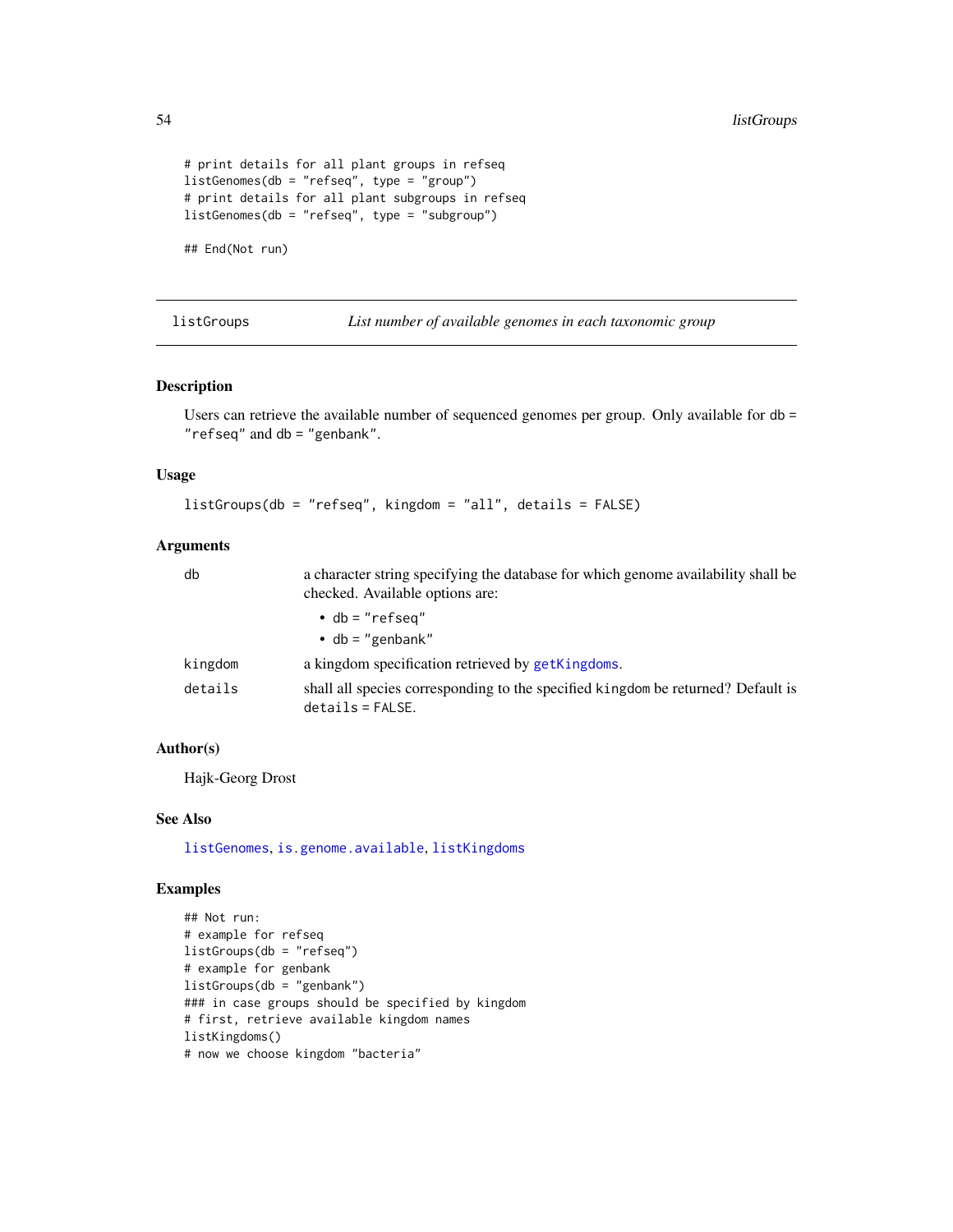```
# print details for all plant groups in refseq
listGenomes(db = "refseq", type = "group")
# print details for all plant subgroups in refseq
listGenomes(db = "refseq", type = "subgroup")

## End(Not run)
```

---

## listGroups — *List number of available genomes in each taxonomic group*

---

### Description

Users can retrieve the available number of sequenced genomes per group. Only available for `db = "refseq"` and `db = "genbank"`.

### Usage

```
listGroups(db = "refseq", kingdom = "all", details = FALSE)
```

### Arguments

| | |
|---|---|
| `db` | a character string specifying the database for which genome availability shall be checked. Available options are: <br> • `db = "refseq"` <br> • `db = "genbank"` |
| `kingdom` | a kingdom specification retrieved by `getKingdoms`. |
| `details` | shall all species corresponding to the specified `kingdom` be returned? Default is `details = FALSE`. |

### Author(s)

Hajk-Georg Drost

### See Also

`listGenomes`, `is.genome.available`, `listKingdoms`

### Examples

```
## Not run:
# example for refseq
listGroups(db = "refseq")
# example for genbank
listGroups(db = "genbank")
### in case groups should be specified by kingdom
# first, retrieve available kingdom names
listKingdoms()
# now we choose kingdom "bacteria"
```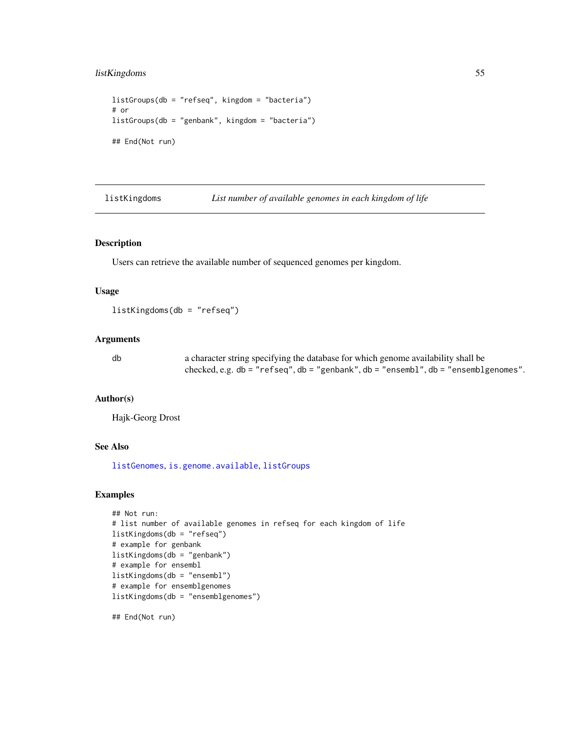```
listGroups(db = "refseq", kingdom = "bacteria")
# or
listGroups(db = "genbank", kingdom = "bacteria")

## End(Not run)
```

---

## listKingdoms — *List number of available genomes in each kingdom of life*

### Description

Users can retrieve the available number of sequenced genomes per kingdom.

### Usage

```
listKingdoms(db = "refseq")
```

### Arguments

| | |
|---|---|
| db | a character string specifying the database for which genome availability shall be checked, e.g. db = "refseq", db = "genbank", db = "ensembl", db = "ensemblgenomes". |

### Author(s)

Hajk-Georg Drost

### See Also

listGenomes, is.genome.available, listGroups

### Examples

```
## Not run:
# list number of available genomes in refseq for each kingdom of life
listKingdoms(db = "refseq")
# example for genbank
listKingdoms(db = "genbank")
# example for ensembl
listKingdoms(db = "ensembl")
# example for ensemblgenomes
listKingdoms(db = "ensemblgenomes")

## End(Not run)
```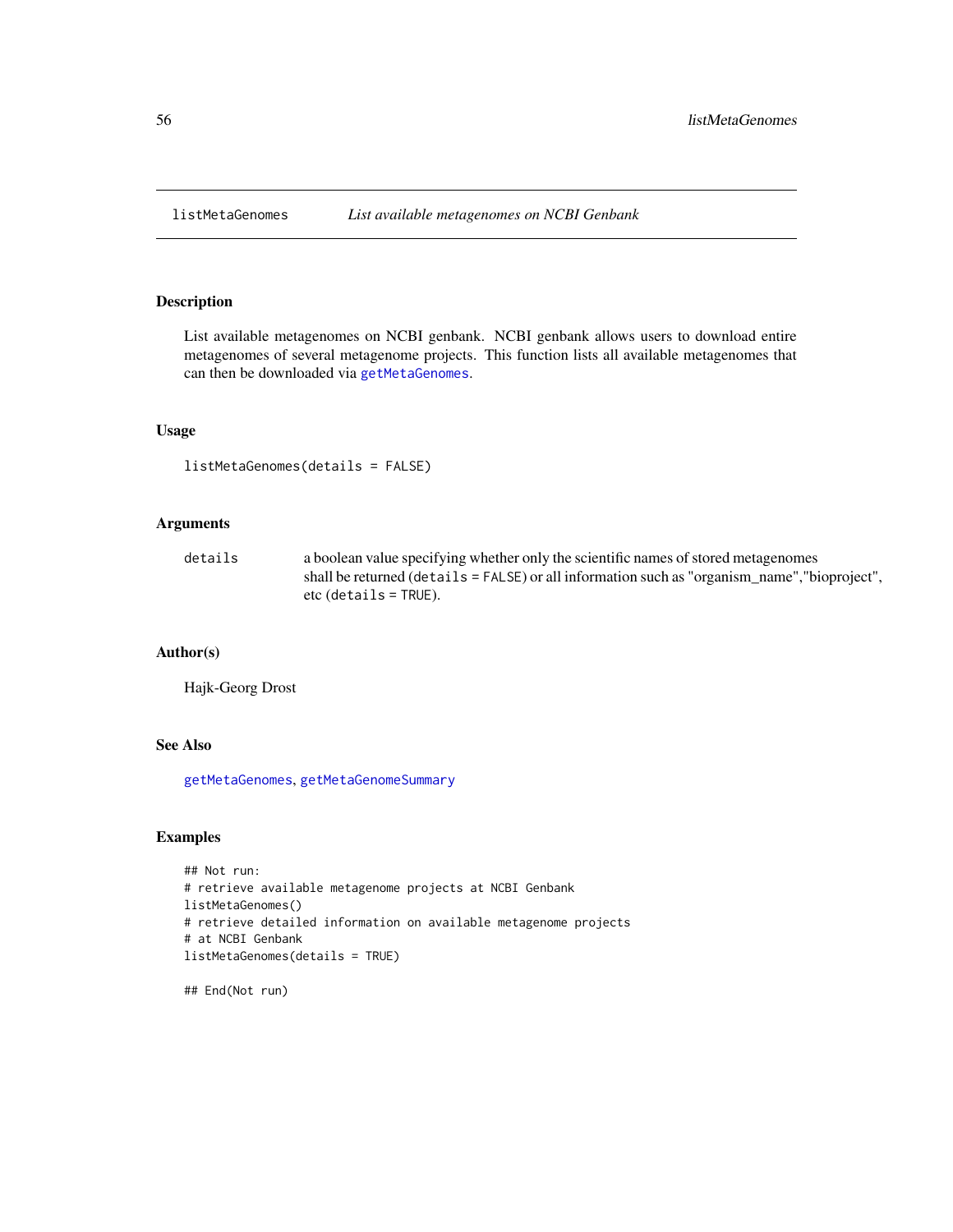# listMetaGenomes    *List available metagenomes on NCBI Genbank*

## Description

List available metagenomes on NCBI genbank. NCBI genbank allows users to download entire metagenomes of several metagenome projects. This function lists all available metagenomes that can then be downloaded via `getMetaGenomes`.

## Usage

```
listMetaGenomes(details = FALSE)
```

## Arguments

| | |
|---|---|
| details | a boolean value specifying whether only the scientific names of stored metagenomes shall be returned (`details = FALSE`) or all information such as "organism_name","bioproject", etc (`details = TRUE`). |

## Author(s)

Hajk-Georg Drost

## See Also

`getMetaGenomes`, `getMetaGenomeSummary`

## Examples

```
## Not run:
# retrieve available metagenome projects at NCBI Genbank
listMetaGenomes()
# retrieve detailed information on available metagenome projects
# at NCBI Genbank
listMetaGenomes(details = TRUE)

## End(Not run)
```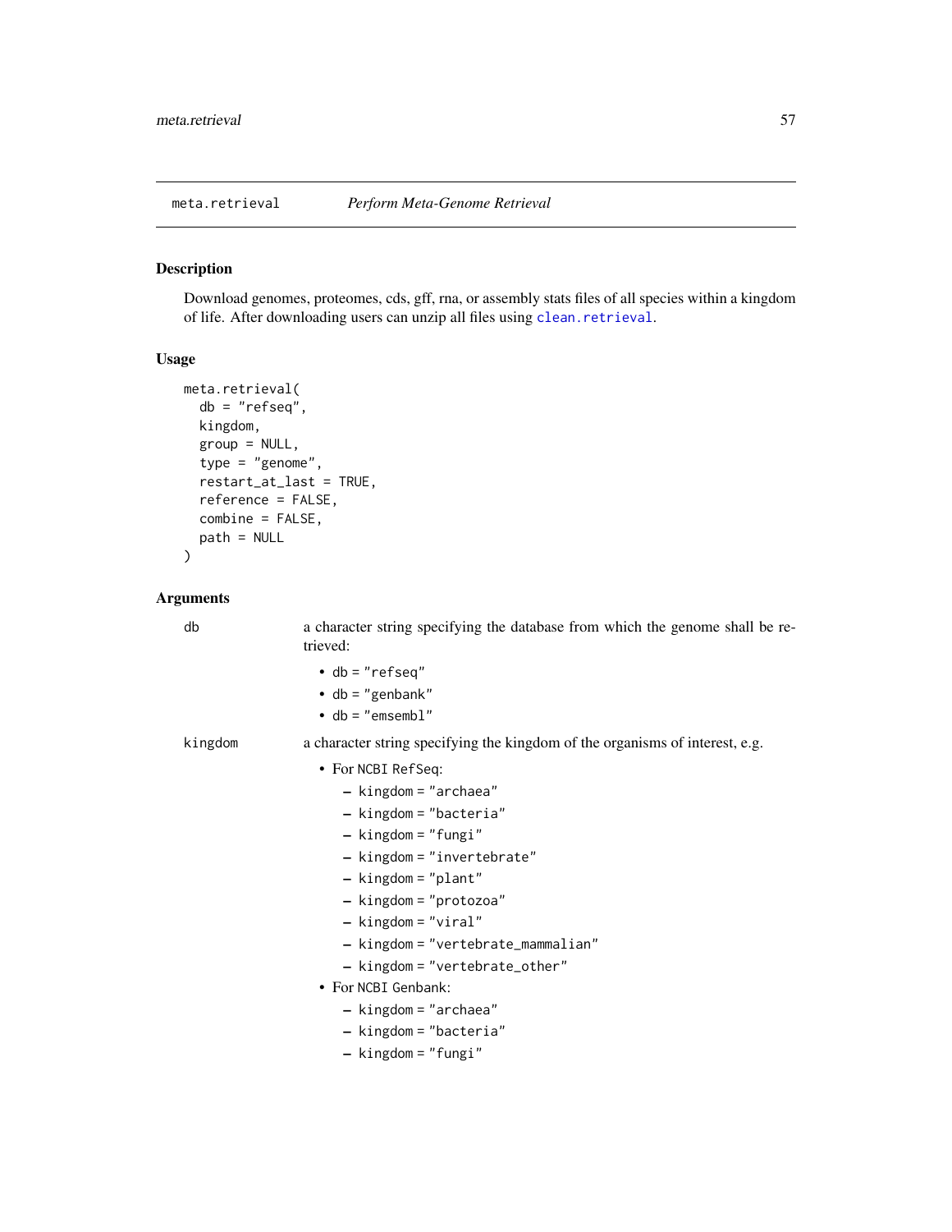## meta.retrieval *Perform Meta-Genome Retrieval*

### Description

Download genomes, proteomes, cds, gff, rna, or assembly stats files of all species within a kingdom of life. After downloading users can unzip all files using `clean.retrieval`.

### Usage

```
meta.retrieval(
  db = "refseq",
  kingdom,
  group = NULL,
  type = "genome",
  restart_at_last = TRUE,
  reference = FALSE,
  combine = FALSE,
  path = NULL
)
```

### Arguments

**db**
a character string specifying the database from which the genome shall be retrieved:

- `db = "refseq"`
- `db = "genbank"`
- `db = "emsembl"`

**kingdom**
a character string specifying the kingdom of the organisms of interest, e.g.

- For `NCBI RefSeq`:
  - `kingdom = "archaea"`
  - `kingdom = "bacteria"`
  - `kingdom = "fungi"`
  - `kingdom = "invertebrate"`
  - `kingdom = "plant"`
  - `kingdom = "protozoa"`
  - `kingdom = "viral"`
  - `kingdom = "vertebrate_mammalian"`
  - `kingdom = "vertebrate_other"`
- For `NCBI Genbank`:
  - `kingdom = "archaea"`
  - `kingdom = "bacteria"`
  - `kingdom = "fungi"`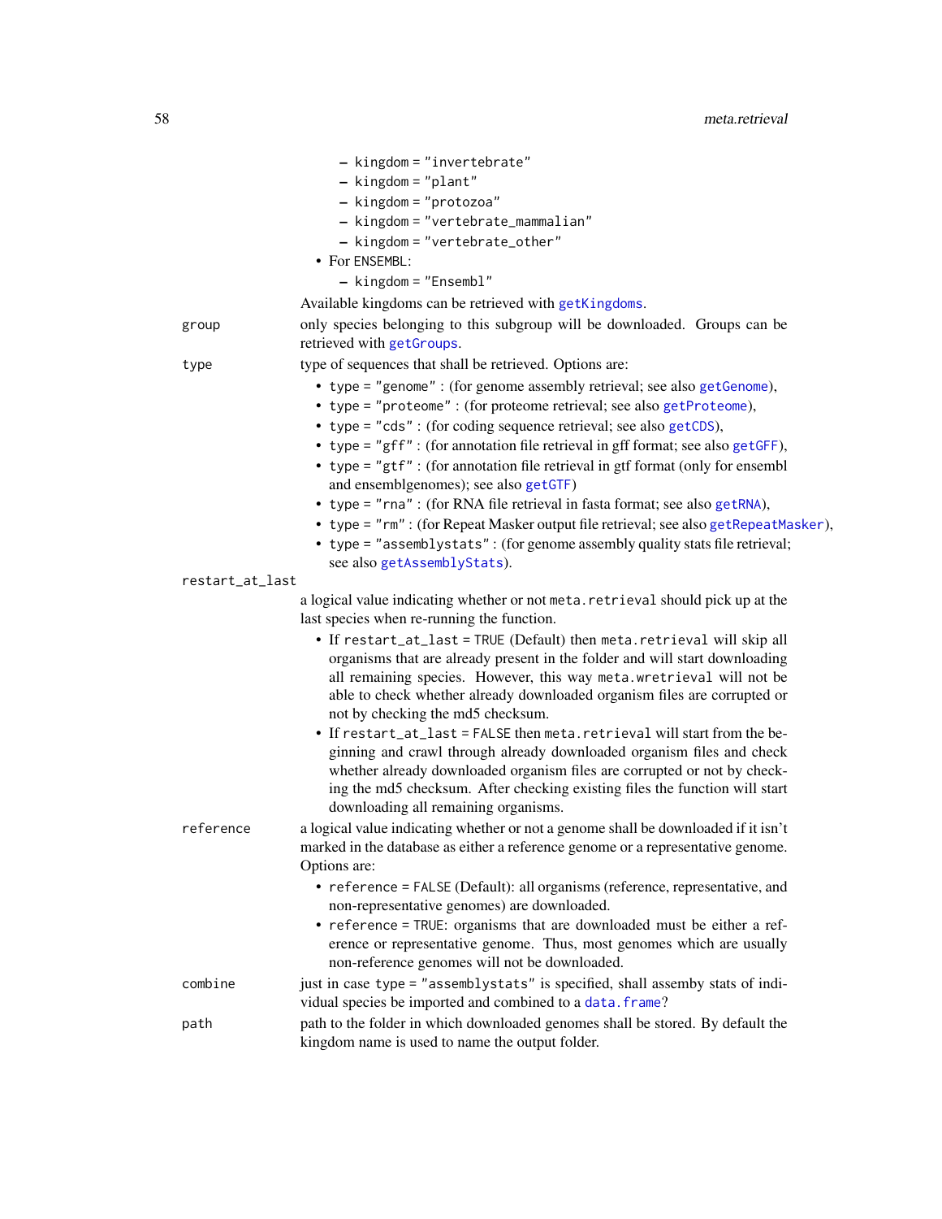- kingdom = "invertebrate"
  - kingdom = "plant"
  - kingdom = "protozoa"
  - kingdom = "vertebrate_mammalian"
  - kingdom = "vertebrate_other"
- For ENSEMBL:
  - kingdom = "Ensembl"

Available kingdoms can be retrieved with getKingdoms.

**group**
only species belonging to this subgroup will be downloaded. Groups can be retrieved with getGroups.

**type**
type of sequences that shall be retrieved. Options are:

- type = "genome" : (for genome assembly retrieval; see also getGenome),
- type = "proteome" : (for proteome retrieval; see also getProteome),
- type = "cds" : (for coding sequence retrieval; see also getCDS),
- type = "gff" : (for annotation file retrieval in gff format; see also getGFF),
- type = "gtf" : (for annotation file retrieval in gtf format (only for ensembl and ensemblgenomes); see also getGTF)
- type = "rna" : (for RNA file retrieval in fasta format; see also getRNA),
- type = "rm" : (for Repeat Masker output file retrieval; see also getRepeatMasker),
- type = "assemblystats" : (for genome assembly quality stats file retrieval; see also getAssemblyStats).

**restart_at_last**
a logical value indicating whether or not meta.retrieval should pick up at the last species when re-running the function.

- If restart_at_last = TRUE (Default) then meta.retrieval will skip all organisms that are already present in the folder and will start downloading all remaining species. However, this way meta.wretrieval will not be able to check whether already downloaded organism files are corrupted or not by checking the md5 checksum.
- If restart_at_last = FALSE then meta.retrieval will start from the beginning and crawl through already downloaded organism files and check whether already downloaded organism files are corrupted or not by checking the md5 checksum. After checking existing files the function will start downloading all remaining organisms.

**reference**
a logical value indicating whether or not a genome shall be downloaded if it isn't marked in the database as either a reference genome or a representative genome. Options are:

- reference = FALSE (Default): all organisms (reference, representative, and non-representative genomes) are downloaded.
- reference = TRUE: organisms that are downloaded must be either a reference or representative genome. Thus, most genomes which are usually non-reference genomes will not be downloaded.

**combine**
just in case type = "assemblystats" is specified, shall assemby stats of individual species be imported and combined to a data.frame?

**path**
path to the folder in which downloaded genomes shall be stored. By default the kingdom name is used to name the output folder.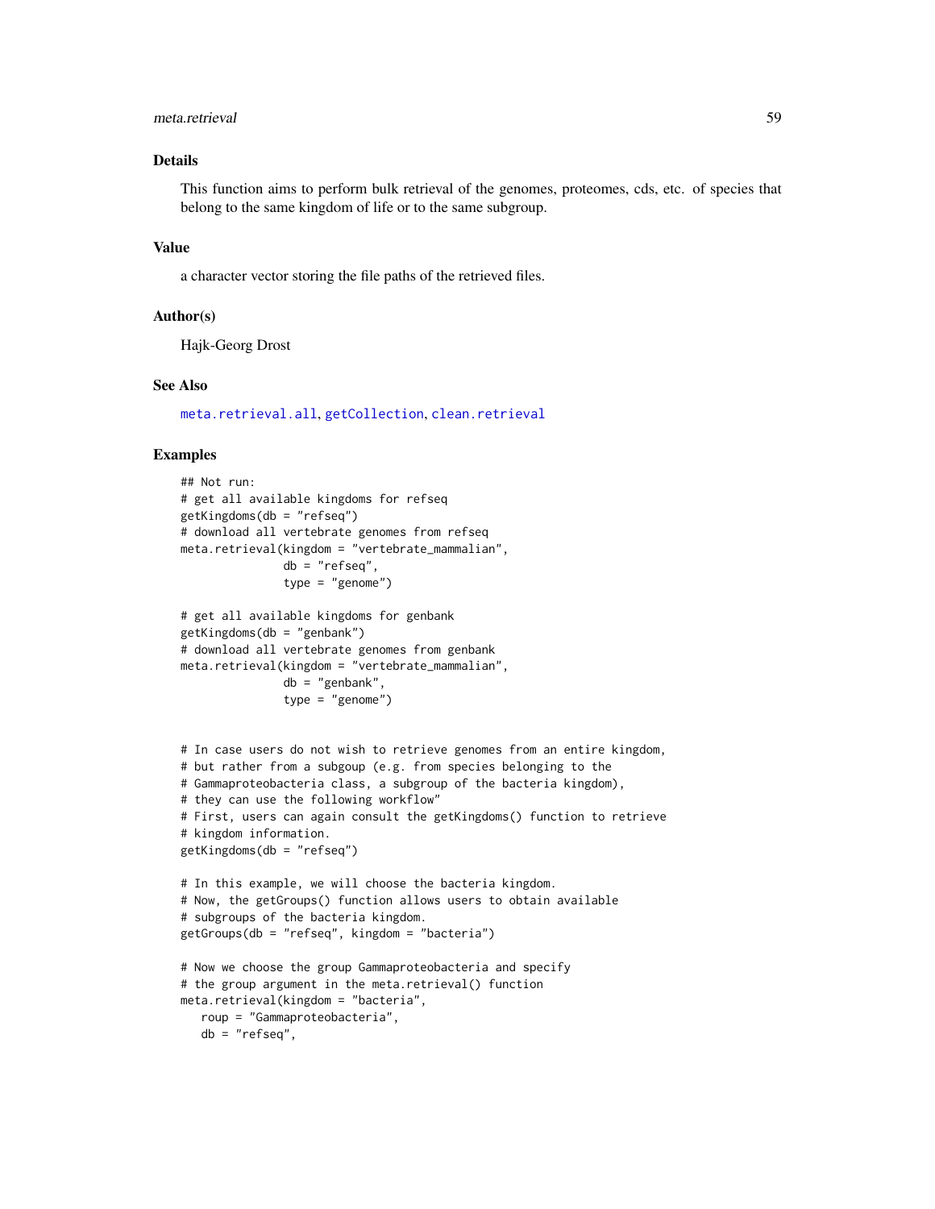## Details

This function aims to perform bulk retrieval of the genomes, proteomes, cds, etc. of species that belong to the same kingdom of life or to the same subgroup.

## Value

a character vector storing the file paths of the retrieved files.

## Author(s)

Hajk-Georg Drost

## See Also

meta.retrieval.all, getCollection, clean.retrieval

## Examples

```
## Not run:
# get all available kingdoms for refseq
getKingdoms(db = "refseq")
# download all vertebrate genomes from refseq
meta.retrieval(kingdom = "vertebrate_mammalian",
               db = "refseq",
               type = "genome")

# get all available kingdoms for genbank
getKingdoms(db = "genbank")
# download all vertebrate genomes from genbank
meta.retrieval(kingdom = "vertebrate_mammalian",
               db = "genbank",
               type = "genome")


# In case users do not wish to retrieve genomes from an entire kingdom,
# but rather from a subgoup (e.g. from species belonging to the
# Gammaproteobacteria class, a subgroup of the bacteria kingdom),
# they can use the following workflow"
# First, users can again consult the getKingdoms() function to retrieve
# kingdom information.
getKingdoms(db = "refseq")

# In this example, we will choose the bacteria kingdom.
# Now, the getGroups() function allows users to obtain available
# subgroups of the bacteria kingdom.
getGroups(db = "refseq", kingdom = "bacteria")

# Now we choose the group Gammaproteobacteria and specify
# the group argument in the meta.retrieval() function
meta.retrieval(kingdom = "bacteria",
   roup = "Gammaproteobacteria",
   db = "refseq",
```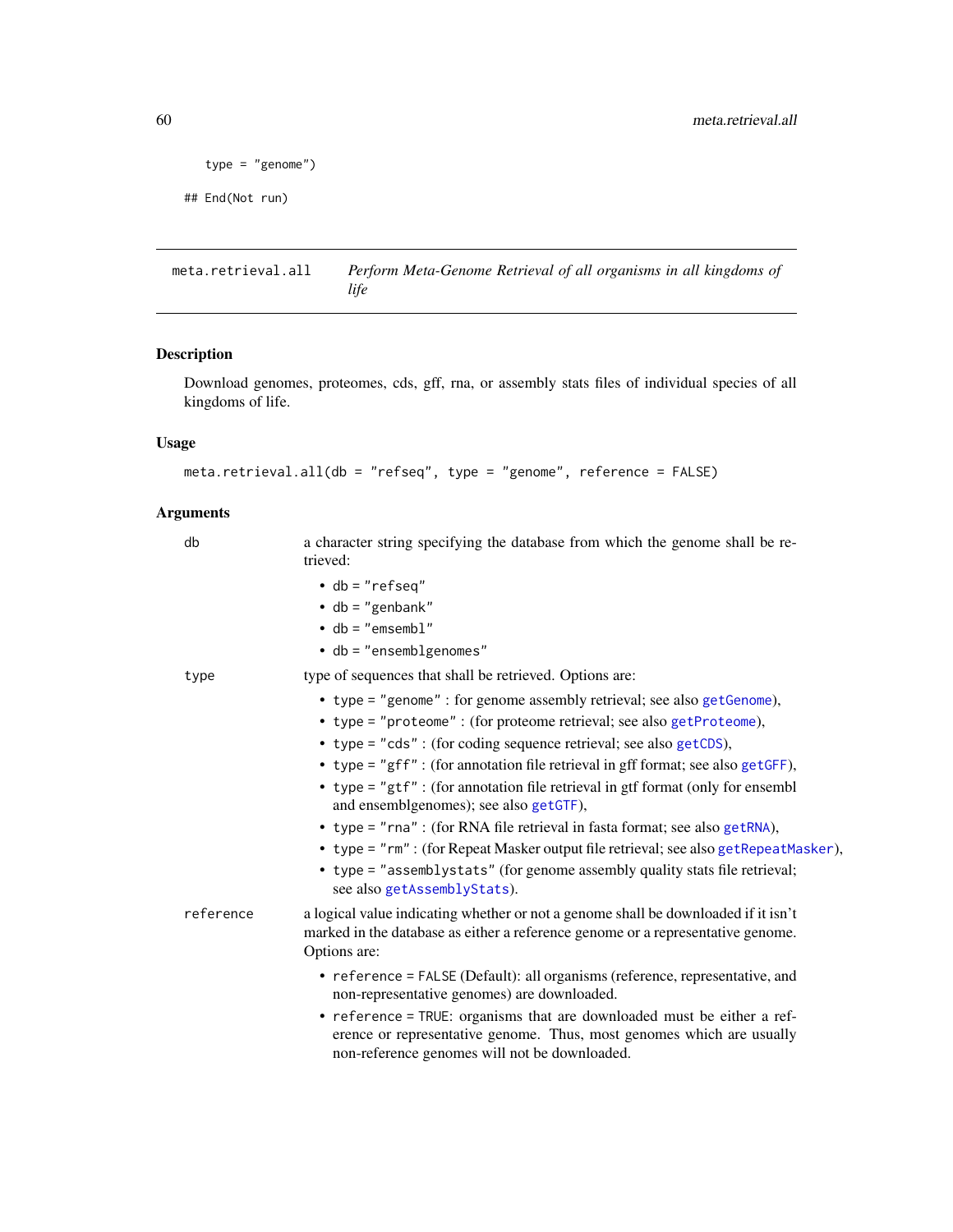```
    type = "genome")

## End(Not run)
```

---

meta.retrieval.all — *Perform Meta-Genome Retrieval of all organisms in all kingdoms of life*

---

### Description

Download genomes, proteomes, cds, gff, rna, or assembly stats files of individual species of all kingdoms of life.

### Usage

```
meta.retrieval.all(db = "refseq", type = "genome", reference = FALSE)
```

### Arguments

**db** — a character string specifying the database from which the genome shall be retrieved:

- db = "refseq"
- db = "genbank"
- db = "emsembl"
- db = "ensemblgenomes"

**type** — type of sequences that shall be retrieved. Options are:

- type = "genome" : for genome assembly retrieval; see also getGenome),
- type = "proteome" : (for proteome retrieval; see also getProteome),
- type = "cds" : (for coding sequence retrieval; see also getCDS),
- type = "gff" : (for annotation file retrieval in gff format; see also getGFF),
- type = "gtf" : (for annotation file retrieval in gtf format (only for ensembl and ensemblgenomes); see also getGTF),
- type = "rna" : (for RNA file retrieval in fasta format; see also getRNA),
- type = "rm" : (for Repeat Masker output file retrieval; see also getRepeatMasker),
- type = "assemblystats" (for genome assembly quality stats file retrieval; see also getAssemblyStats).

**reference** — a logical value indicating whether or not a genome shall be downloaded if it isn't marked in the database as either a reference genome or a representative genome. Options are:

- reference = FALSE (Default): all organisms (reference, representative, and non-representative genomes) are downloaded.
- reference = TRUE: organisms that are downloaded must be either a reference or representative genome. Thus, most genomes which are usually non-reference genomes will not be downloaded.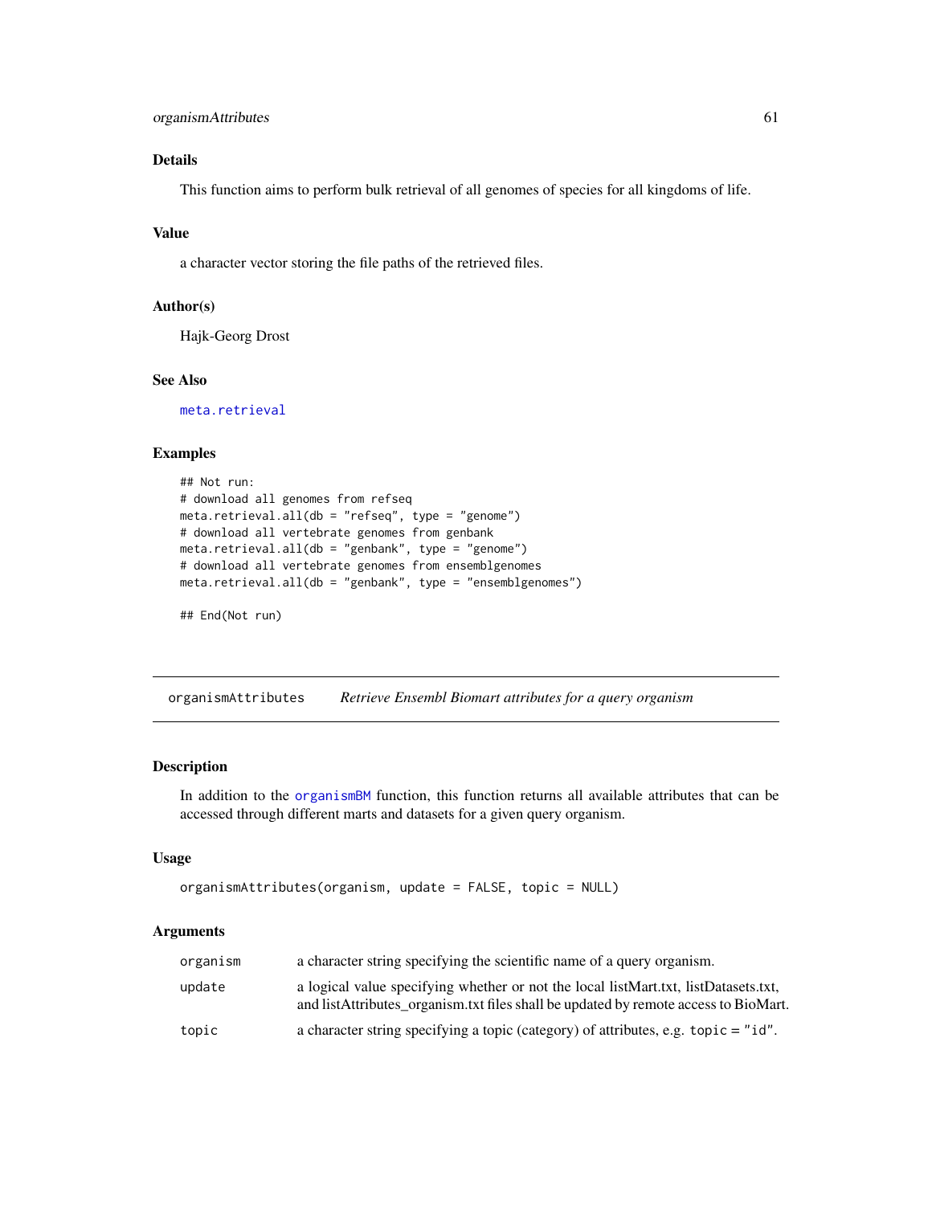### Details

This function aims to perform bulk retrieval of all genomes of species for all kingdoms of life.

### Value

a character vector storing the file paths of the retrieved files.

### Author(s)

Hajk-Georg Drost

### See Also

meta.retrieval

### Examples

```
## Not run:
# download all genomes from refseq
meta.retrieval.all(db = "refseq", type = "genome")
# download all vertebrate genomes from genbank
meta.retrieval.all(db = "genbank", type = "genome")
# download all vertebrate genomes from ensemblgenomes
meta.retrieval.all(db = "genbank", type = "ensemblgenomes")

## End(Not run)
```

---

## organismAttributes — *Retrieve Ensembl Biomart attributes for a query organism*

### Description

In addition to the organismBM function, this function returns all available attributes that can be accessed through different marts and datasets for a given query organism.

### Usage

```
organismAttributes(organism, update = FALSE, topic = NULL)
```

### Arguments

| | |
|---|---|
| organism | a character string specifying the scientific name of a query organism. |
| update | a logical value specifying whether or not the local listMart.txt, listDatasets.txt, and listAttributes_organism.txt files shall be updated by remote access to BioMart. |
| topic | a character string specifying a topic (category) of attributes, e.g. topic = "id". |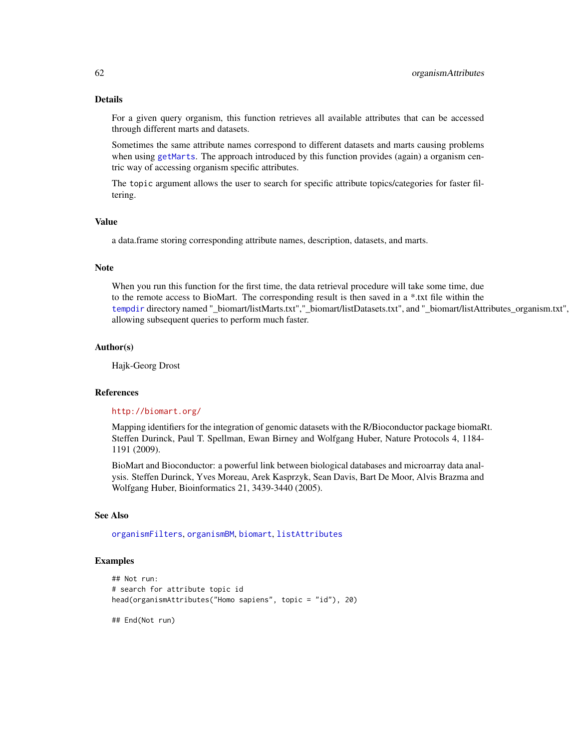## Details

For a given query organism, this function retrieves all available attributes that can be accessed through different marts and datasets.

Sometimes the same attribute names correspond to different datasets and marts causing problems when using getMarts. The approach introduced by this function provides (again) a organism centric way of accessing organism specific attributes.

The topic argument allows the user to search for specific attribute topics/categories for faster filtering.

## Value

a data.frame storing corresponding attribute names, description, datasets, and marts.

## Note

When you run this function for the first time, the data retrieval procedure will take some time, due to the remote access to BioMart. The corresponding result is then saved in a *.txt file within the tempdir directory named "_biomart/listMarts.txt","_biomart/listDatasets.txt", and "_biomart/listAttributes_organism.txt", allowing subsequent queries to perform much faster.

## Author(s)

Hajk-Georg Drost

## References

http://biomart.org/

Mapping identifiers for the integration of genomic datasets with the R/Bioconductor package biomaRt. Steffen Durinck, Paul T. Spellman, Ewan Birney and Wolfgang Huber, Nature Protocols 4, 1184-1191 (2009).

BioMart and Bioconductor: a powerful link between biological databases and microarray data analysis. Steffen Durinck, Yves Moreau, Arek Kasprzyk, Sean Davis, Bart De Moor, Alvis Brazma and Wolfgang Huber, Bioinformatics 21, 3439-3440 (2005).

## See Also

organismFilters, organismBM, biomart, listAttributes

## Examples

```
## Not run:
# search for attribute topic id
head(organismAttributes("Homo sapiens", topic = "id"), 20)

## End(Not run)
```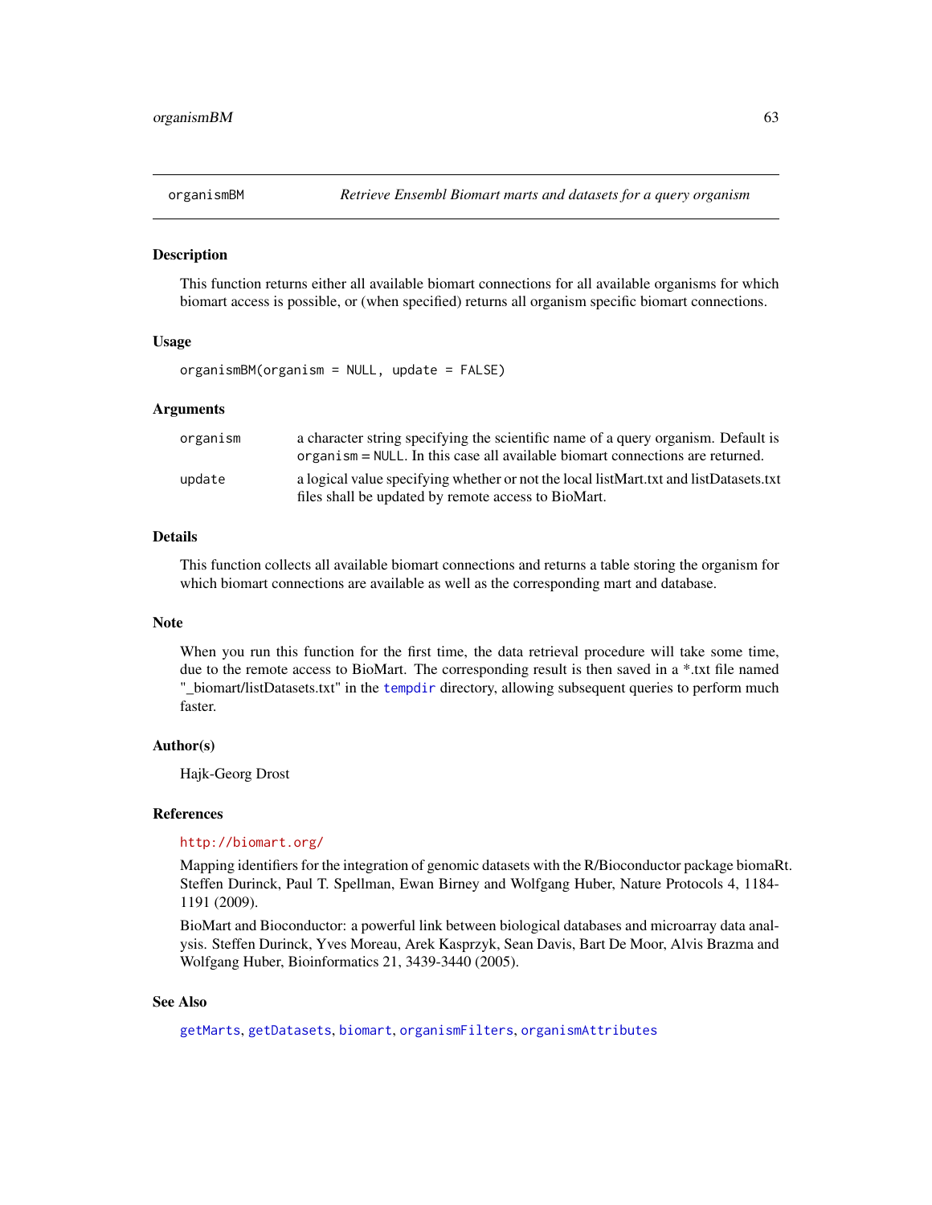organismBM *Retrieve Ensembl Biomart marts and datasets for a query organism*

## Description

This function returns either all available biomart connections for all available organisms for which biomart access is possible, or (when specified) returns all organism specific biomart connections.

## Usage

```
organismBM(organism = NULL, update = FALSE)
```

## Arguments

| | |
|---|---|
| organism | a character string specifying the scientific name of a query organism. Default is `organism = NULL`. In this case all available biomart connections are returned. |
| update | a logical value specifying whether or not the local listMart.txt and listDatasets.txt files shall be updated by remote access to BioMart. |

## Details

This function collects all available biomart connections and returns a table storing the organism for which biomart connections are available as well as the corresponding mart and database.

## Note

When you run this function for the first time, the data retrieval procedure will take some time, due to the remote access to BioMart. The corresponding result is then saved in a *.txt file named "_biomart/listDatasets.txt" in the `tempdir` directory, allowing subsequent queries to perform much faster.

## Author(s)

Hajk-Georg Drost

## References

http://biomart.org/

Mapping identifiers for the integration of genomic datasets with the R/Bioconductor package biomaRt. Steffen Durinck, Paul T. Spellman, Ewan Birney and Wolfgang Huber, Nature Protocols 4, 1184-1191 (2009).

BioMart and Bioconductor: a powerful link between biological databases and microarray data analysis. Steffen Durinck, Yves Moreau, Arek Kasprzyk, Sean Davis, Bart De Moor, Alvis Brazma and Wolfgang Huber, Bioinformatics 21, 3439-3440 (2005).

## See Also

`getMarts`, `getDatasets`, `biomart`, `organismFilters`, `organismAttributes`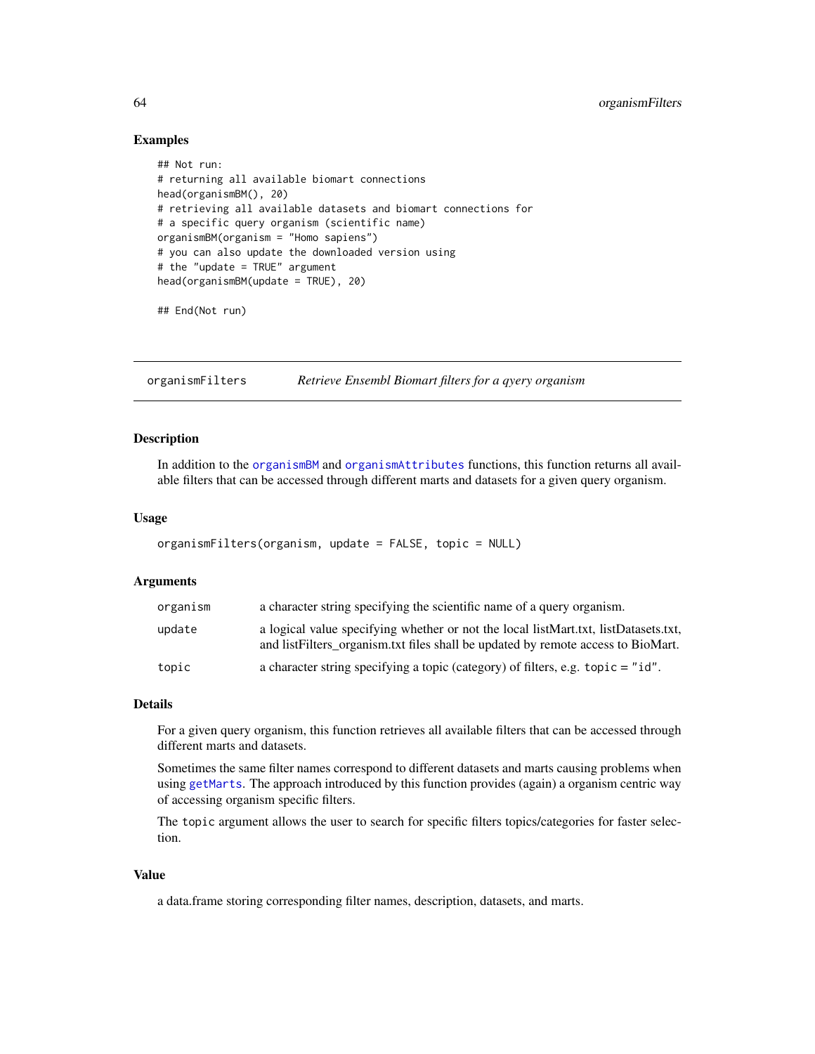## Examples

```
## Not run:
# returning all available biomart connections
head(organismBM(), 20)
# retrieving all available datasets and biomart connections for
# a specific query organism (scientific name)
organismBM(organism = "Homo sapiens")
# you can also update the downloaded version using
# the "update = TRUE" argument
head(organismBM(update = TRUE), 20)

## End(Not run)
```

---

# organismFilters — *Retrieve Ensembl Biomart filters for a qyery organism*

---

## Description

In addition to the organismBM and organismAttributes functions, this function returns all available filters that can be accessed through different marts and datasets for a given query organism.

## Usage

```
organismFilters(organism, update = FALSE, topic = NULL)
```

## Arguments

| | |
|---|---|
| organism | a character string specifying the scientific name of a query organism. |
| update | a logical value specifying whether or not the local listMart.txt, listDatasets.txt, and listFilters_organism.txt files shall be updated by remote access to BioMart. |
| topic | a character string specifying a topic (category) of filters, e.g. `topic = "id"`. |

## Details

For a given query organism, this function retrieves all available filters that can be accessed through different marts and datasets.

Sometimes the same filter names correspond to different datasets and marts causing problems when using getMarts. The approach introduced by this function provides (again) a organism centric way of accessing organism specific filters.

The `topic` argument allows the user to search for specific filters topics/categories for faster selection.

## Value

a data.frame storing corresponding filter names, description, datasets, and marts.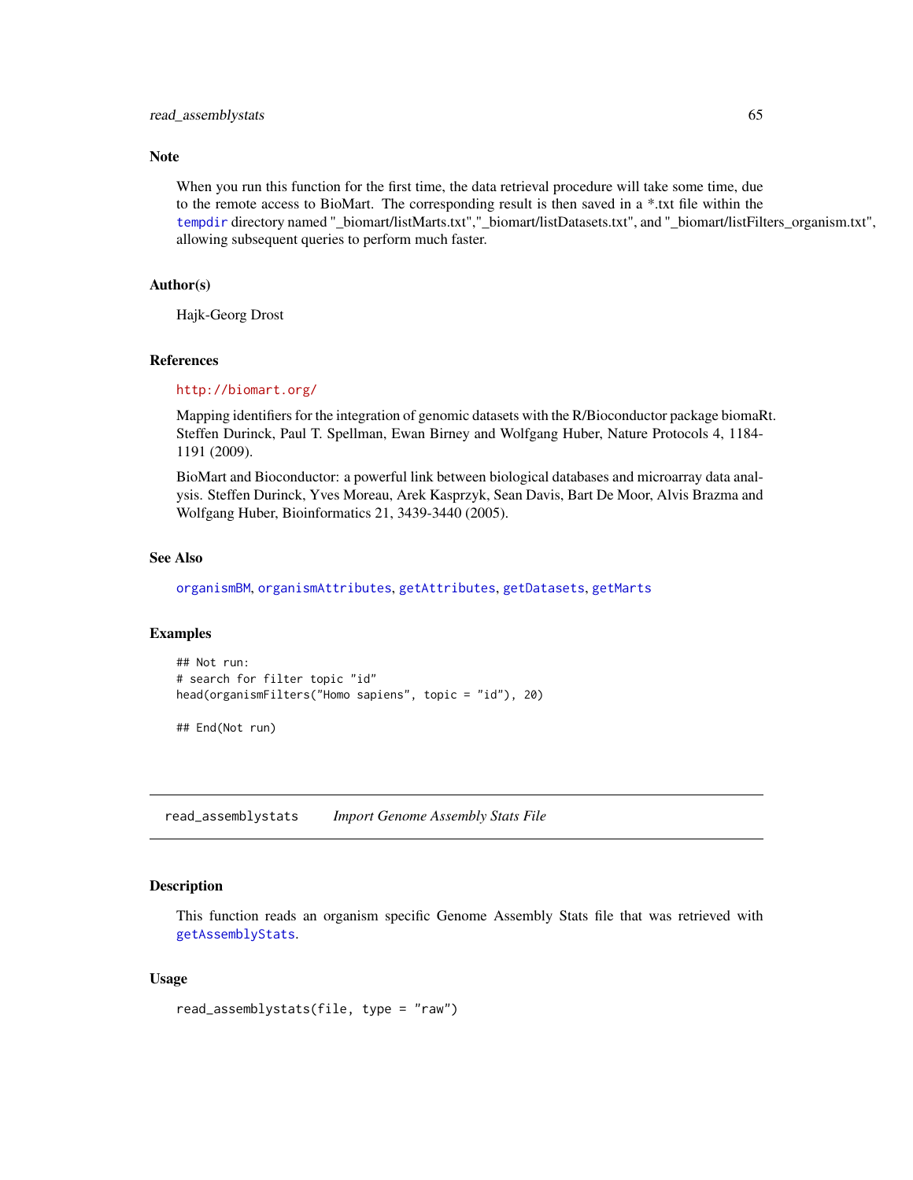## Note

When you run this function for the first time, the data retrieval procedure will take some time, due to the remote access to BioMart. The corresponding result is then saved in a *.txt file within the tempdir directory named "_biomart/listMarts.txt","_biomart/listDatasets.txt", and "_biomart/listFilters_organism.txt", allowing subsequent queries to perform much faster.

## Author(s)

Hajk-Georg Drost

## References

http://biomart.org/

Mapping identifiers for the integration of genomic datasets with the R/Bioconductor package biomaRt. Steffen Durinck, Paul T. Spellman, Ewan Birney and Wolfgang Huber, Nature Protocols 4, 1184-1191 (2009).

BioMart and Bioconductor: a powerful link between biological databases and microarray data analysis. Steffen Durinck, Yves Moreau, Arek Kasprzyk, Sean Davis, Bart De Moor, Alvis Brazma and Wolfgang Huber, Bioinformatics 21, 3439-3440 (2005).

## See Also

organismBM, organismAttributes, getAttributes, getDatasets, getMarts

## Examples

```
## Not run:
# search for filter topic "id"
head(organismFilters("Homo sapiens", topic = "id"), 20)

## End(Not run)
```

---

# read_assemblystats    *Import Genome Assembly Stats File*

## Description

This function reads an organism specific Genome Assembly Stats file that was retrieved with getAssemblyStats.

## Usage

```
read_assemblystats(file, type = "raw")
```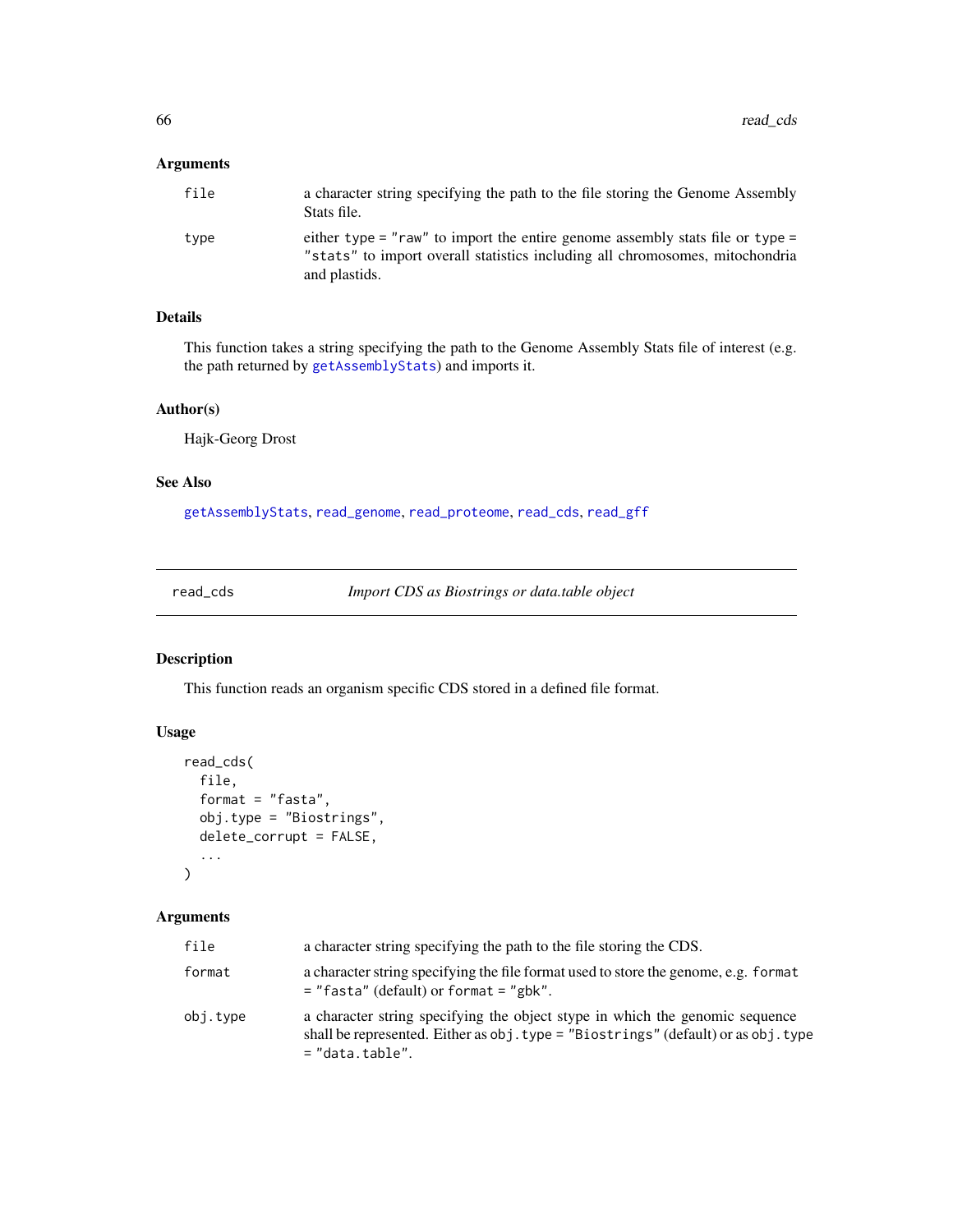### Arguments

| | |
|---|---|
| `file` | a character string specifying the path to the file storing the Genome Assembly Stats file. |
| `type` | either `type = "raw"` to import the entire genome assembly stats file or `type = "stats"` to import overall statistics including all chromosomes, mitochondria and plastids. |

### Details

This function takes a string specifying the path to the Genome Assembly Stats file of interest (e.g. the path returned by `getAssemblyStats`) and imports it.

### Author(s)

Hajk-Georg Drost

### See Also

`getAssemblyStats`, `read_genome`, `read_proteome`, `read_cds`, `read_gff`

---

## read_cds — *Import CDS as Biostrings or data.table object*

### Description

This function reads an organism specific CDS stored in a defined file format.

### Usage

```
read_cds(
  file,
  format = "fasta",
  obj.type = "Biostrings",
  delete_corrupt = FALSE,
  ...
)
```

### Arguments

| | |
|---|---|
| `file` | a character string specifying the path to the file storing the CDS. |
| `format` | a character string specifying the file format used to store the genome, e.g. `format = "fasta"` (default) or `format = "gbk"`. |
| `obj.type` | a character string specifying the object stype in which the genomic sequence shall be represented. Either as `obj.type = "Biostrings"` (default) or as `obj.type = "data.table"`. |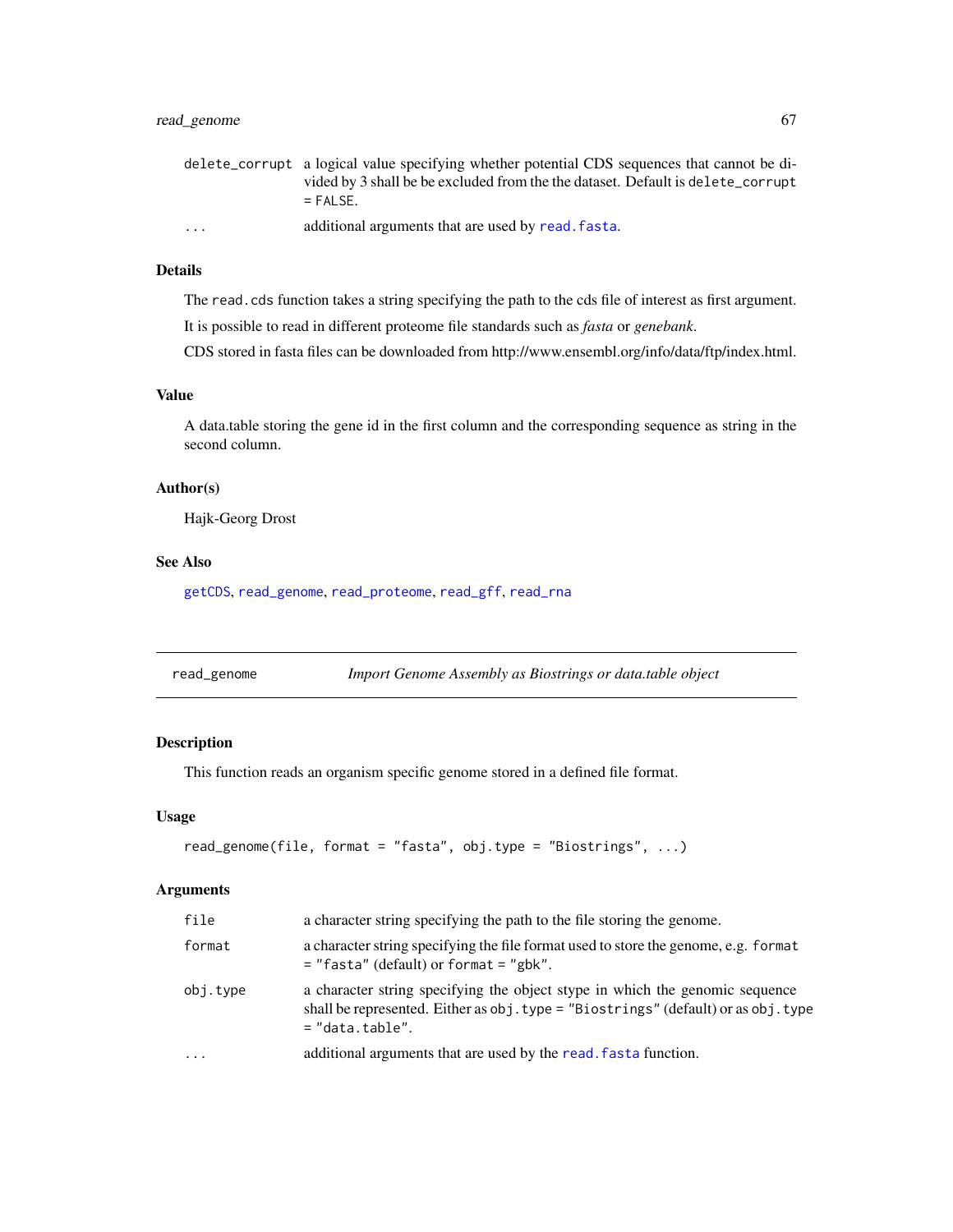| | |
|---|---|
| `delete_corrupt` | a logical value specifying whether potential CDS sequences that cannot be divided by 3 shall be be excluded from the the dataset. Default is `delete_corrupt = FALSE`. |
| `...` | additional arguments that are used by `read.fasta`. |

### Details

The `read.cds` function takes a string specifying the path to the cds file of interest as first argument.

It is possible to read in different proteome file standards such as *fasta* or *genebank*.

CDS stored in fasta files can be downloaded from http://www.ensembl.org/info/data/ftp/index.html.

### Value

A data.table storing the gene id in the first column and the corresponding sequence as string in the second column.

### Author(s)

Hajk-Georg Drost

### See Also

`getCDS`, `read_genome`, `read_proteome`, `read_gff`, `read_rna`

---

## read_genome — *Import Genome Assembly as Biostrings or data.table object*

---

### Description

This function reads an organism specific genome stored in a defined file format.

### Usage

```
read_genome(file, format = "fasta", obj.type = "Biostrings", ...)
```

### Arguments

| | |
|---|---|
| `file` | a character string specifying the path to the file storing the genome. |
| `format` | a character string specifying the file format used to store the genome, e.g. `format = "fasta"` (default) or `format = "gbk"`. |
| `obj.type` | a character string specifying the object stype in which the genomic sequence shall be represented. Either as `obj.type = "Biostrings"` (default) or as `obj.type = "data.table"`. |
| `...` | additional arguments that are used by the `read.fasta` function. |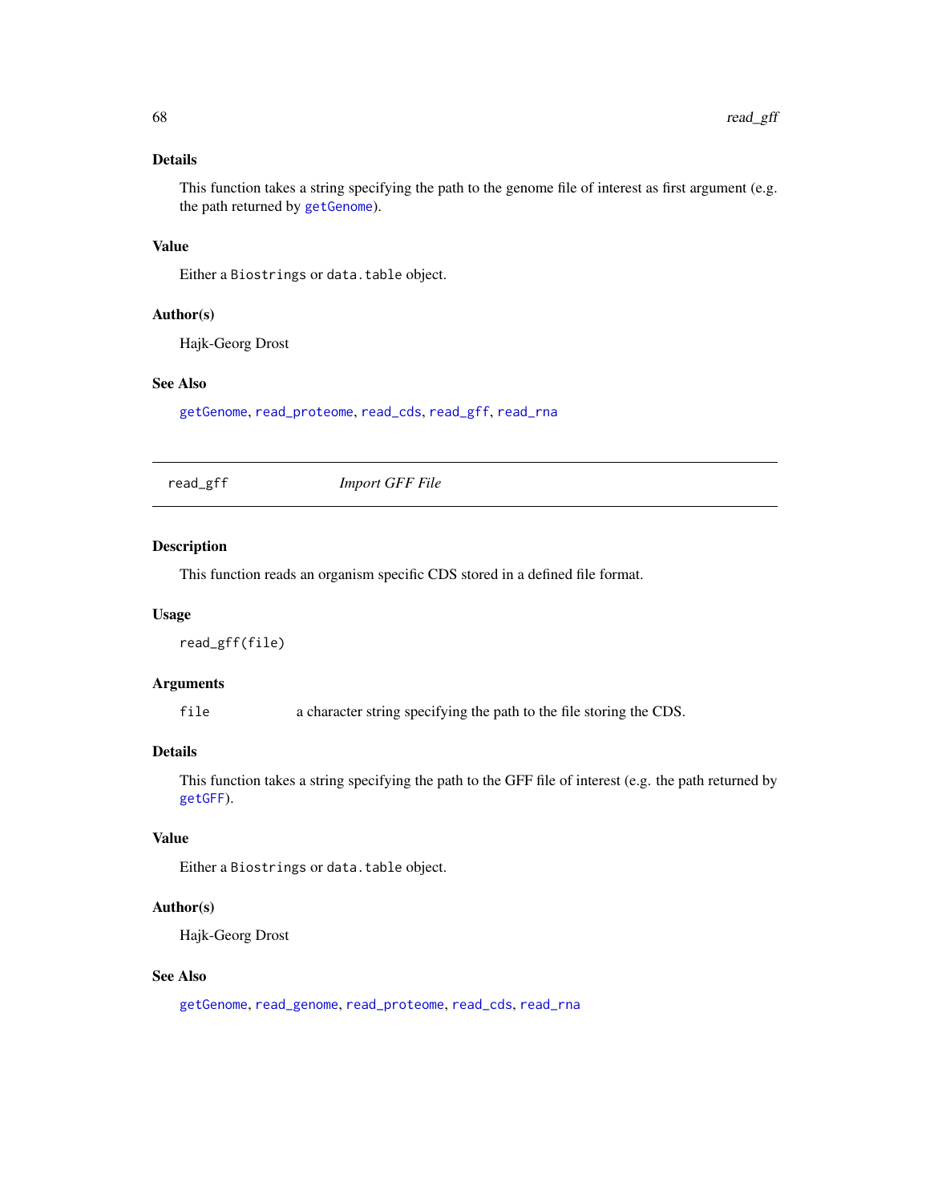### Details

This function takes a string specifying the path to the genome file of interest as first argument (e.g. the path returned by getGenome).

### Value

Either a Biostrings or data.table object.

### Author(s)

Hajk-Georg Drost

### See Also

getGenome, read_proteome, read_cds, read_gff, read_rna

---

## read_gff — *Import GFF File*

---

### Description

This function reads an organism specific CDS stored in a defined file format.

### Usage

```
read_gff(file)
```

### Arguments

| | |
|---|---|
| file | a character string specifying the path to the file storing the CDS. |

### Details

This function takes a string specifying the path to the GFF file of interest (e.g. the path returned by getGFF).

### Value

Either a Biostrings or data.table object.

### Author(s)

Hajk-Georg Drost

### See Also

getGenome, read_genome, read_proteome, read_cds, read_rna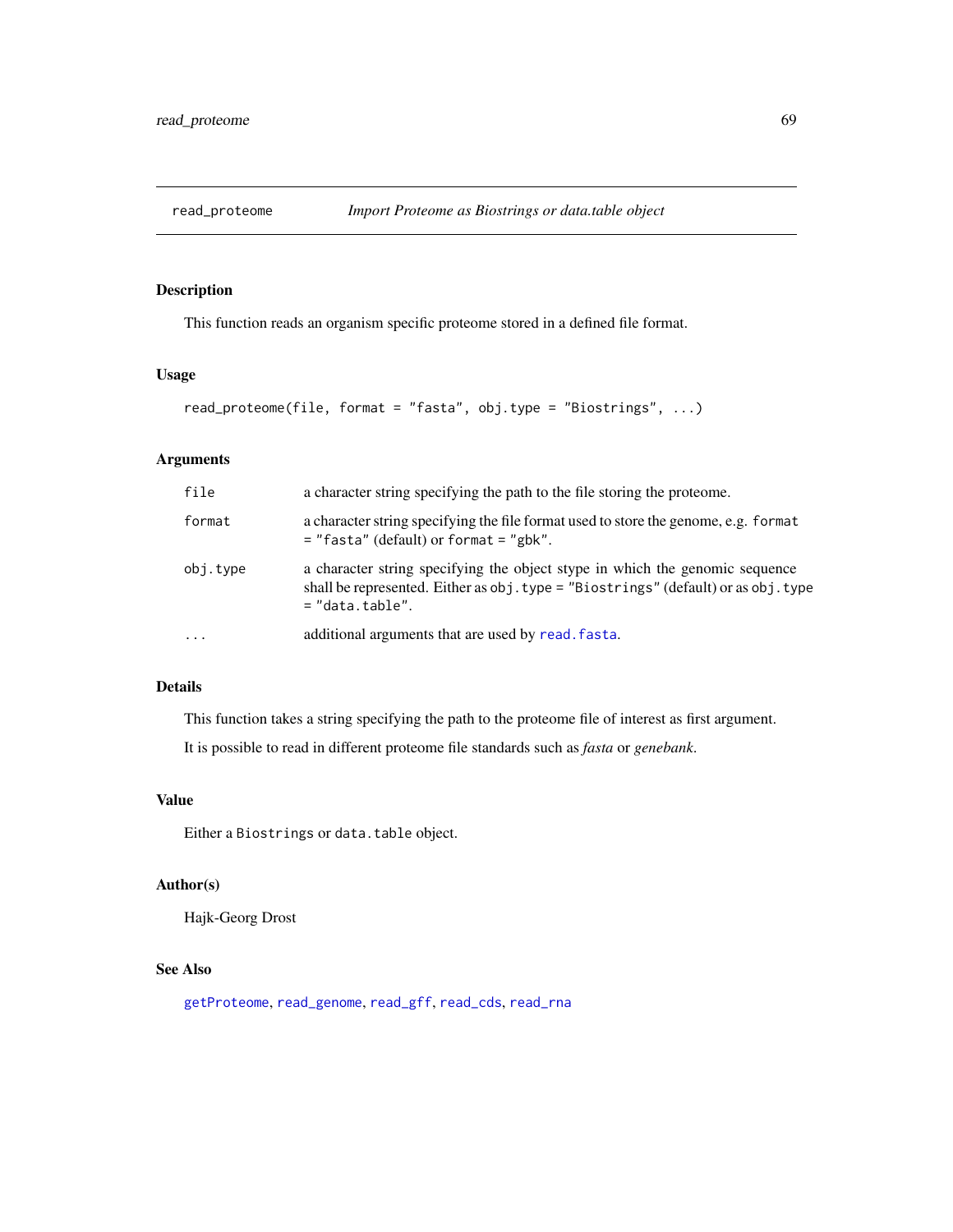# read_proteome — *Import Proteome as Biostrings or data.table object*

## Description

This function reads an organism specific proteome stored in a defined file format.

## Usage

```
read_proteome(file, format = "fasta", obj.type = "Biostrings", ...)
```

## Arguments

| | |
|---|---|
| `file` | a character string specifying the path to the file storing the proteome. |
| `format` | a character string specifying the file format used to store the genome, e.g. `format = "fasta"` (default) or `format = "gbk"`. |
| `obj.type` | a character string specifying the object stype in which the genomic sequence shall be represented. Either as `obj.type = "Biostrings"` (default) or as `obj.type = "data.table"`. |
| `...` | additional arguments that are used by `read.fasta`. |

## Details

This function takes a string specifying the path to the proteome file of interest as first argument.

It is possible to read in different proteome file standards such as *fasta* or *genebank*.

## Value

Either a `Biostrings` or `data.table` object.

## Author(s)

Hajk-Georg Drost

## See Also

`getProteome`, `read_genome`, `read_gff`, `read_cds`, `read_rna`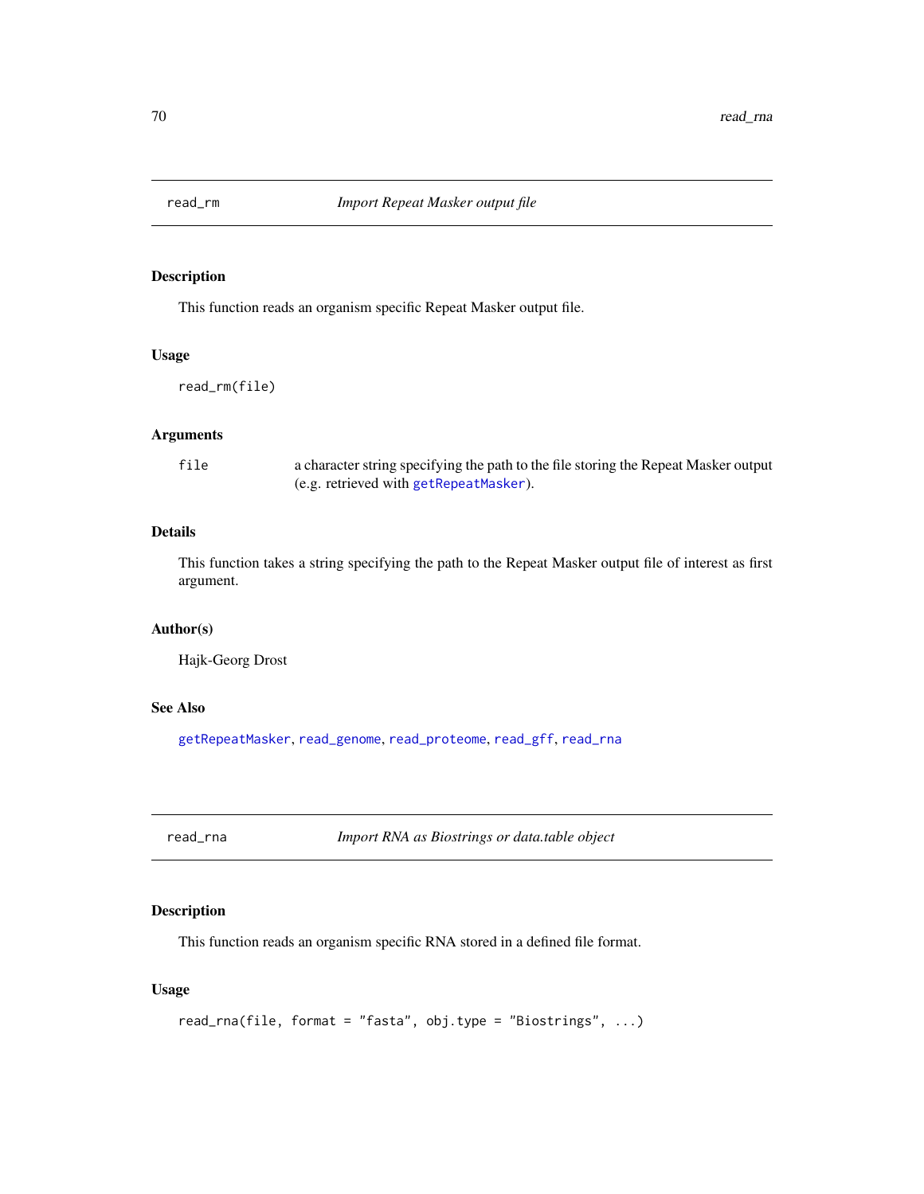## read_rm *Import Repeat Masker output file*

### Description

This function reads an organism specific Repeat Masker output file.

### Usage

```
read_rm(file)
```

### Arguments

| | |
|---|---|
| `file` | a character string specifying the path to the file storing the Repeat Masker output (e.g. retrieved with `getRepeatMasker`). |

### Details

This function takes a string specifying the path to the Repeat Masker output file of interest as first argument.

### Author(s)

Hajk-Georg Drost

### See Also

`getRepeatMasker`, `read_genome`, `read_proteome`, `read_gff`, `read_rna`

## read_rna *Import RNA as Biostrings or data.table object*

### Description

This function reads an organism specific RNA stored in a defined file format.

### Usage

```
read_rna(file, format = "fasta", obj.type = "Biostrings", ...)
```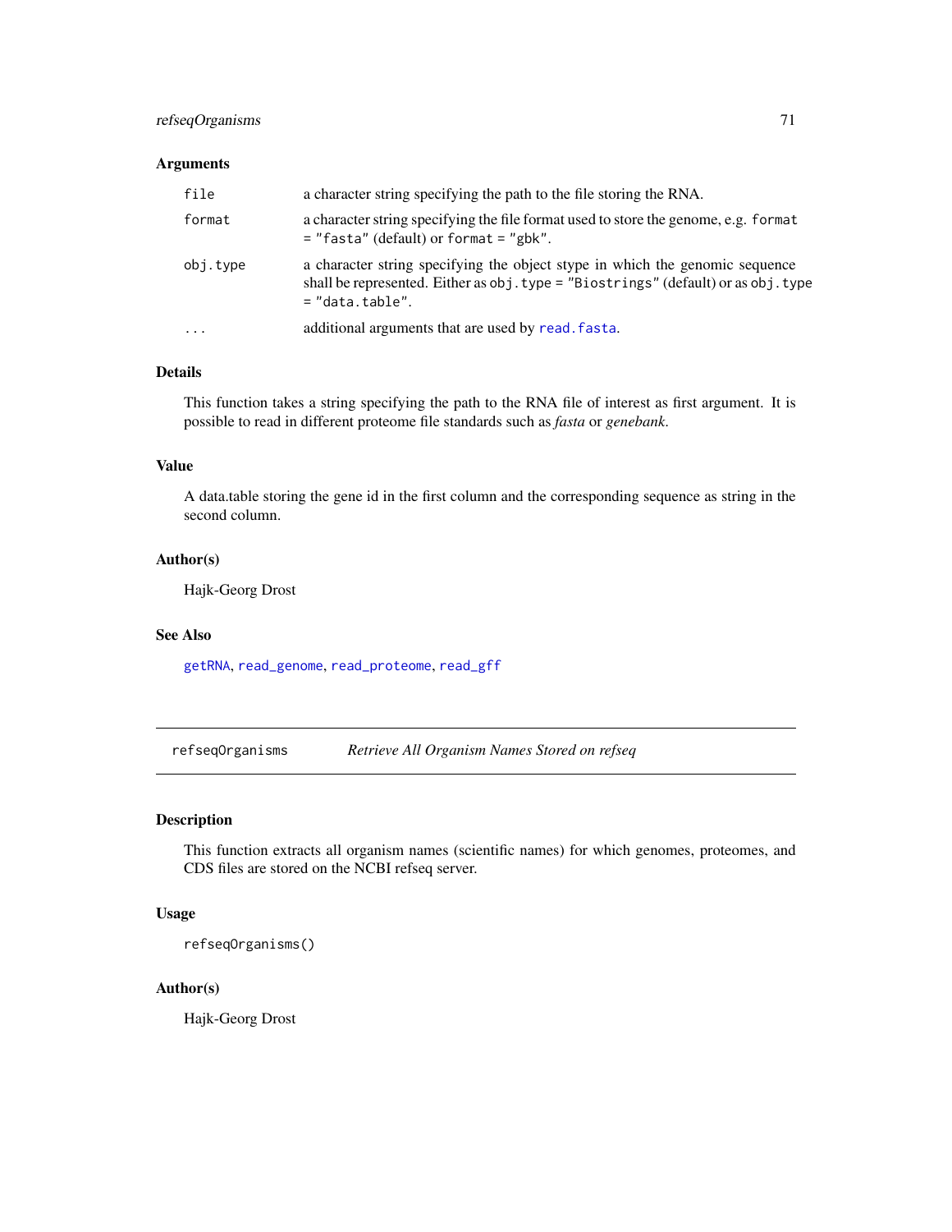## Arguments

| | |
|---|---|
| `file` | a character string specifying the path to the file storing the RNA. |
| `format` | a character string specifying the file format used to store the genome, e.g. `format = "fasta"` (default) or `format = "gbk"`. |
| `obj.type` | a character string specifying the object stype in which the genomic sequence shall be represented. Either as `obj.type = "Biostrings"` (default) or as `obj.type = "data.table"`. |
| `...` | additional arguments that are used by `read.fasta`. |

## Details

This function takes a string specifying the path to the RNA file of interest as first argument. It is possible to read in different proteome file standards such as *fasta* or *genebank*.

## Value

A data.table storing the gene id in the first column and the corresponding sequence as string in the second column.

## Author(s)

Hajk-Georg Drost

## See Also

`getRNA`, `read_genome`, `read_proteome`, `read_gff`

---

# refseqOrganisms — *Retrieve All Organism Names Stored on refseq*

---

## Description

This function extracts all organism names (scientific names) for which genomes, proteomes, and CDS files are stored on the NCBI refseq server.

## Usage

```
refseqOrganisms()
```

## Author(s)

Hajk-Georg Drost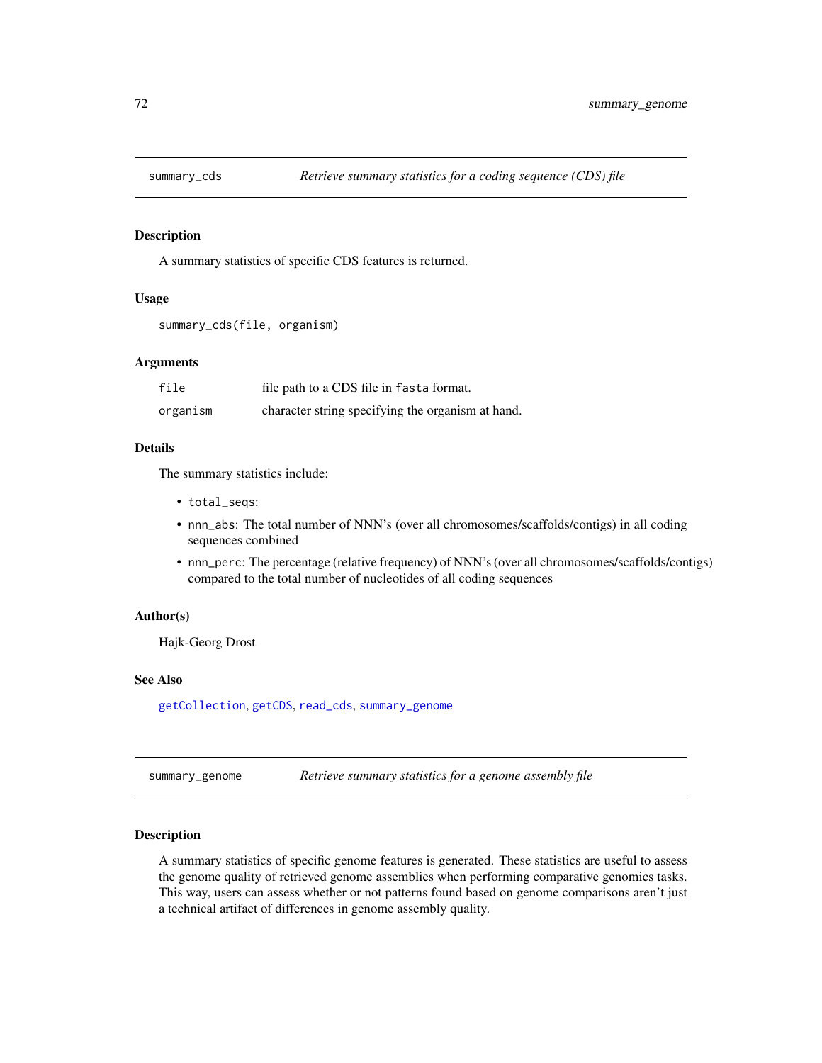## summary_cds — *Retrieve summary statistics for a coding sequence (CDS) file*

### Description

A summary statistics of specific CDS features is returned.

### Usage

```
summary_cds(file, organism)
```

### Arguments

| | |
|---|---|
| `file` | file path to a CDS file in `fasta` format. |
| `organism` | character string specifying the organism at hand. |

### Details

The summary statistics include:

- `total_seqs`:
- `nnn_abs`: The total number of NNN's (over all chromosomes/scaffolds/contigs) in all coding sequences combined
- `nnn_perc`: The percentage (relative frequency) of NNN's (over all chromosomes/scaffolds/contigs) compared to the total number of nucleotides of all coding sequences

### Author(s)

Hajk-Georg Drost

### See Also

getCollection, getCDS, read_cds, summary_genome

## summary_genome — *Retrieve summary statistics for a genome assembly file*

### Description

A summary statistics of specific genome features is generated. These statistics are useful to assess the genome quality of retrieved genome assemblies when performing comparative genomics tasks. This way, users can assess whether or not patterns found based on genome comparisons aren't just a technical artifact of differences in genome assembly quality.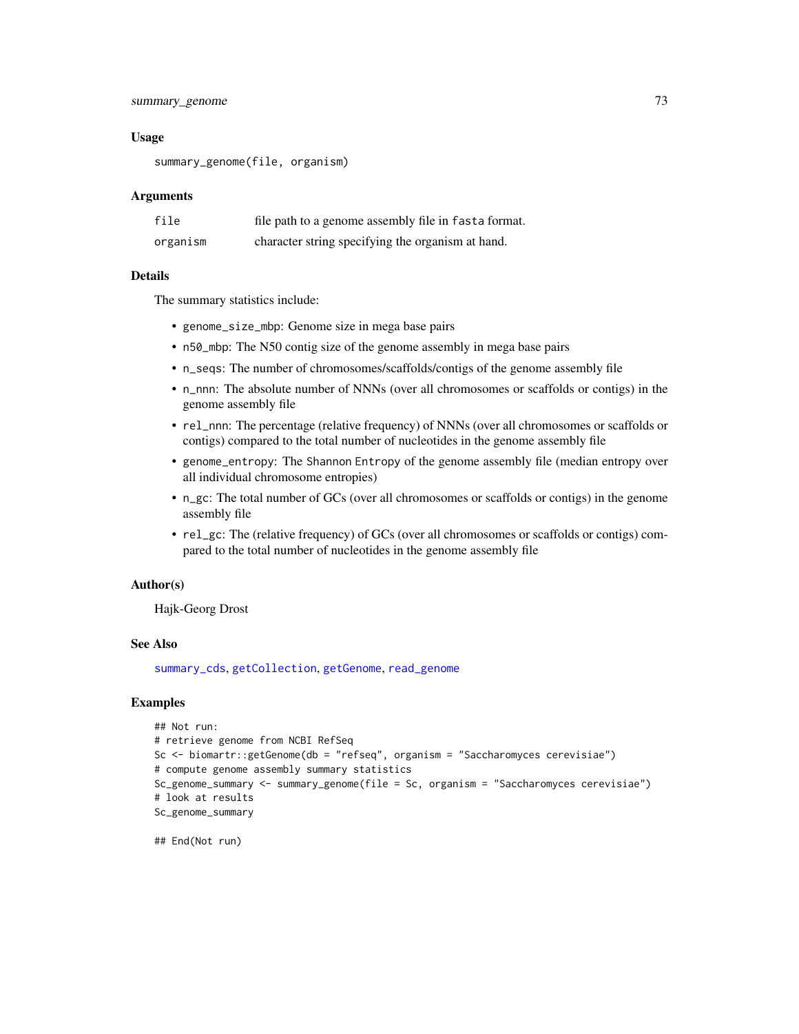### Usage

```
summary_genome(file, organism)
```

### Arguments

| | |
|---|---|
| `file` | file path to a genome assembly file in `fasta` format. |
| `organism` | character string specifying the organism at hand. |

### Details

The summary statistics include:

- `genome_size_mbp`: Genome size in mega base pairs
- `n50_mbp`: The N50 contig size of the genome assembly in mega base pairs
- `n_seqs`: The number of chromosomes/scaffolds/contigs of the genome assembly file
- `n_nnn`: The absolute number of NNNs (over all chromosomes or scaffolds or contigs) in the genome assembly file
- `rel_nnn`: The percentage (relative frequency) of NNNs (over all chromosomes or scaffolds or contigs) compared to the total number of nucleotides in the genome assembly file
- `genome_entropy`: The `Shannon Entropy` of the genome assembly file (median entropy over all individual chromosome entropies)
- `n_gc`: The total number of GCs (over all chromosomes or scaffolds or contigs) in the genome assembly file
- `rel_gc`: The (relative frequency) of GCs (over all chromosomes or scaffolds or contigs) compared to the total number of nucleotides in the genome assembly file

### Author(s)

Hajk-Georg Drost

### See Also

`summary_cds`, `getCollection`, `getGenome`, `read_genome`

### Examples

```
## Not run:
# retrieve genome from NCBI RefSeq
Sc <- biomartr::getGenome(db = "refseq", organism = "Saccharomyces cerevisiae")
# compute genome assembly summary statistics
Sc_genome_summary <- summary_genome(file = Sc, organism = "Saccharomyces cerevisiae")
# look at results
Sc_genome_summary

## End(Not run)
```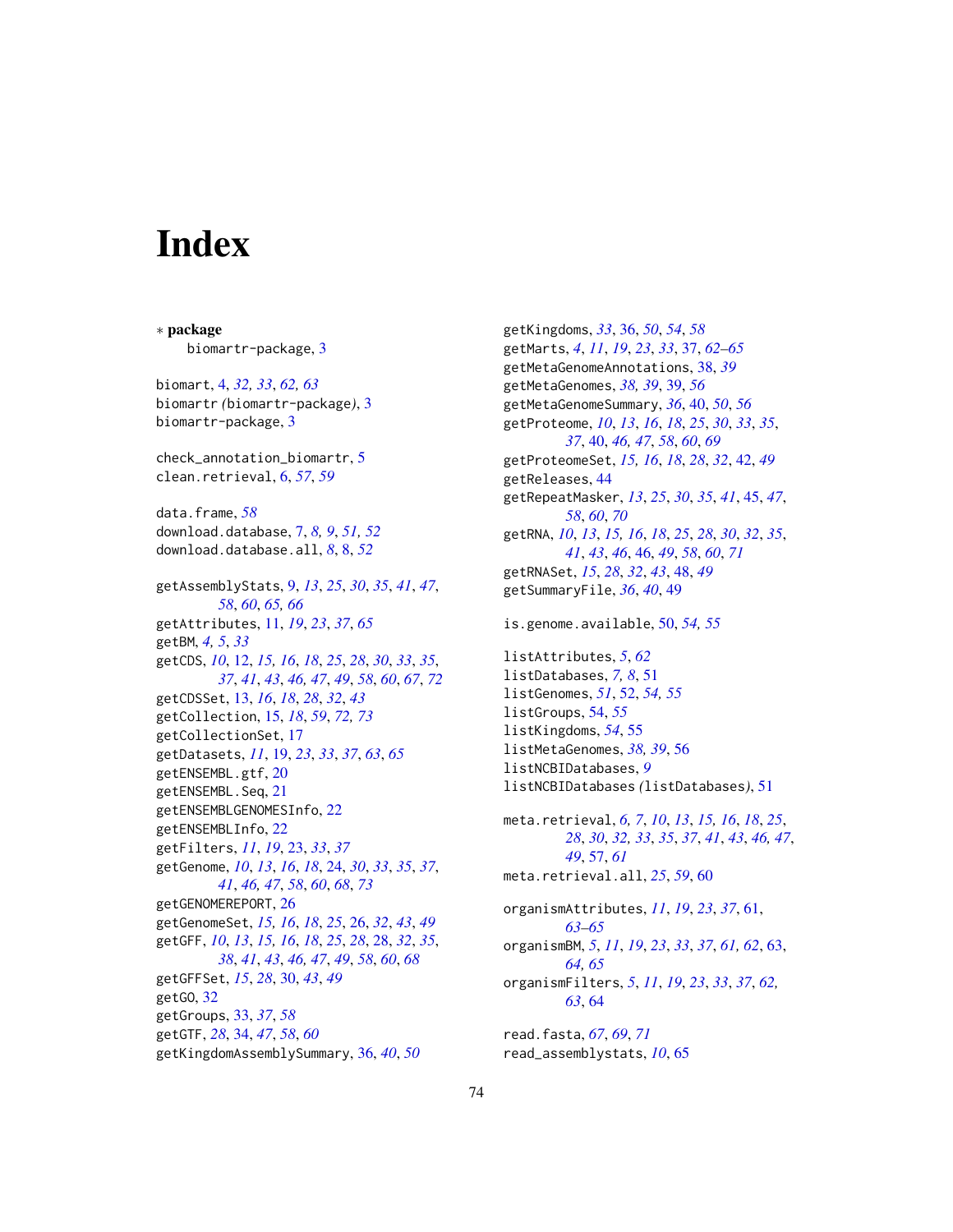# Index

∗ **package**
  biomartr-package, 3

biomart, 4, *32, 33*, *62, 63*
biomartr *(*biomartr-package*)*, 3
biomartr-package, 3

check_annotation_biomartr, 5
clean.retrieval, 6, *57*, *59*

data.frame, *58*
download.database, 7, *8, 9*, *51, 52*
download.database.all, *8*, 8, *52*

getAssemblyStats, 9, *13*, *25*, *30*, *35*, *41*, *47*, *58*, *60*, *65, 66*
getAttributes, 11, *19*, *23*, *37*, *65*
getBM, *4, 5*, *33*
getCDS, *10*, 12, *15, 16*, *18*, *25*, *28*, *30*, *33*, *35*, *37*, *41*, *43*, *46, 47*, *49*, *58*, *60*, *67*, *72*
getCDSSet, 13, *16*, *18*, *28*, *32*, *43*
getCollection, 15, *18*, *59*, *72, 73*
getCollectionSet, 17
getDatasets, *11*, 19, *23*, *33*, *37*, *63*, *65*
getENSEMBL.gtf, 20
getENSEMBL.Seq, 21
getENSEMBLGENOMESInfo, 22
getENSEMBLInfo, 22
getFilters, *11*, *19*, 23, *33*, *37*
getGenome, *10*, *13*, *16*, *18*, 24, *30*, *33*, *35*, *37*, *41*, *46, 47*, *58*, *60*, *68*, *73*
getGENOMEREPORT, 26
getGenomeSet, *15, 16*, *18*, *25*, 26, *32*, *43*, *49*
getGFF, *10*, *13*, *15, 16*, *18*, *25*, *28*, 28, *32*, *35*, *38*, *41*, *43*, *46, 47*, *49*, *58*, *60*, *68*
getGFFSet, *15*, *28*, 30, *43*, *49*
getGO, 32
getGroups, 33, *37*, *58*
getGTF, *28*, 34, *47*, *58*, *60*
getKingdomAssemblySummary, 36, *40*, *50*
getKingdoms, *33*, 36, *50*, *54*, *58*
getMarts, *4*, *11*, *19*, *23*, *33*, 37, *62–65*
getMetaGenomeAnnotations, 38, *39*
getMetaGenomes, *38, 39*, 39, *56*
getMetaGenomeSummary, *36*, 40, *50*, *56*
getProteome, *10*, *13*, *16*, *18*, *25*, *30*, *33*, *35*, *37*, 40, *46, 47*, *58*, *60*, *69*
getProteomeSet, *15, 16*, *18*, *28*, *32*, 42, *49*
getReleases, 44
getRepeatMasker, *13*, *25*, *30*, *35*, *41*, 45, *47*, *58*, *60*, *70*
getRNA, *10*, *13*, *15, 16*, *18*, *25*, *28*, *30*, *32*, *35*, *41*, *43*, *46*, 46, *49*, *58*, *60*, *71*
getRNASet, *15*, *28*, *32*, *43*, 48, *49*
getSummaryFile, *36*, *40*, 49

is.genome.available, 50, *54, 55*

listAttributes, *5*, *62*
listDatabases, *7, 8*, 51
listGenomes, *51*, 52, *54, 55*
listGroups, 54, *55*
listKingdoms, *54*, 55
listMetaGenomes, *38, 39*, 56
listNCBIDatabases, *9*
listNCBIDatabases *(*listDatabases*)*, 51

meta.retrieval, *6, 7*, *10*, *13*, *15, 16*, *18*, *25*, *28*, *30*, *32, 33*, *35*, *37*, *41*, *43*, *46, 47*, *49*, 57, *61*
meta.retrieval.all, *25*, *59*, 60

organismAttributes, *11*, *19*, *23*, *37*, 61, *63–65*
organismBM, *5*, *11*, *19*, *23*, *33*, *37*, *61, 62*, 63, *64, 65*
organismFilters, *5*, *11*, *19*, *23*, *33*, *37*, *62, 63*, 64

read.fasta, *67*, *69*, *71*
read_assemblystats, *10*, 65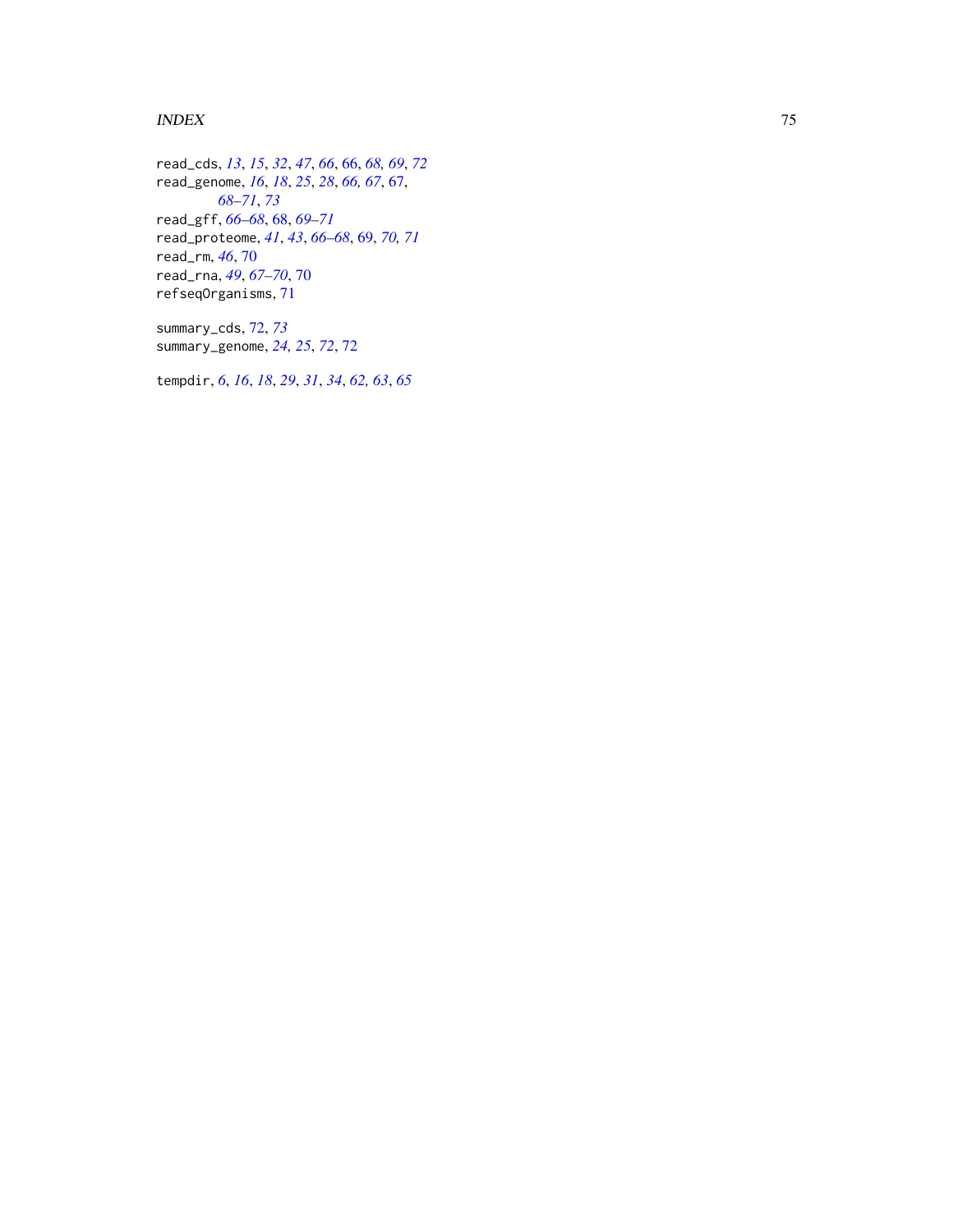read_cds, *13*, *15*, *32*, *47*, *66*, 66, *68, 69*, *72*
read_genome, *16*, *18*, *25*, *28*, *66, 67*, 67, *68–71*, *73*
read_gff, *66–68*, 68, *69–71*
read_proteome, *41*, *43*, *66–68*, 69, *70, 71*
read_rm, *46*, 70
read_rna, *49*, *67–70*, 70
refseqOrganisms, 71

summary_cds, 72, *73*
summary_genome, *24, 25*, *72*, 72

tempdir, *6*, *16*, *18*, *29*, *31*, *34*, *62, 63*, *65*